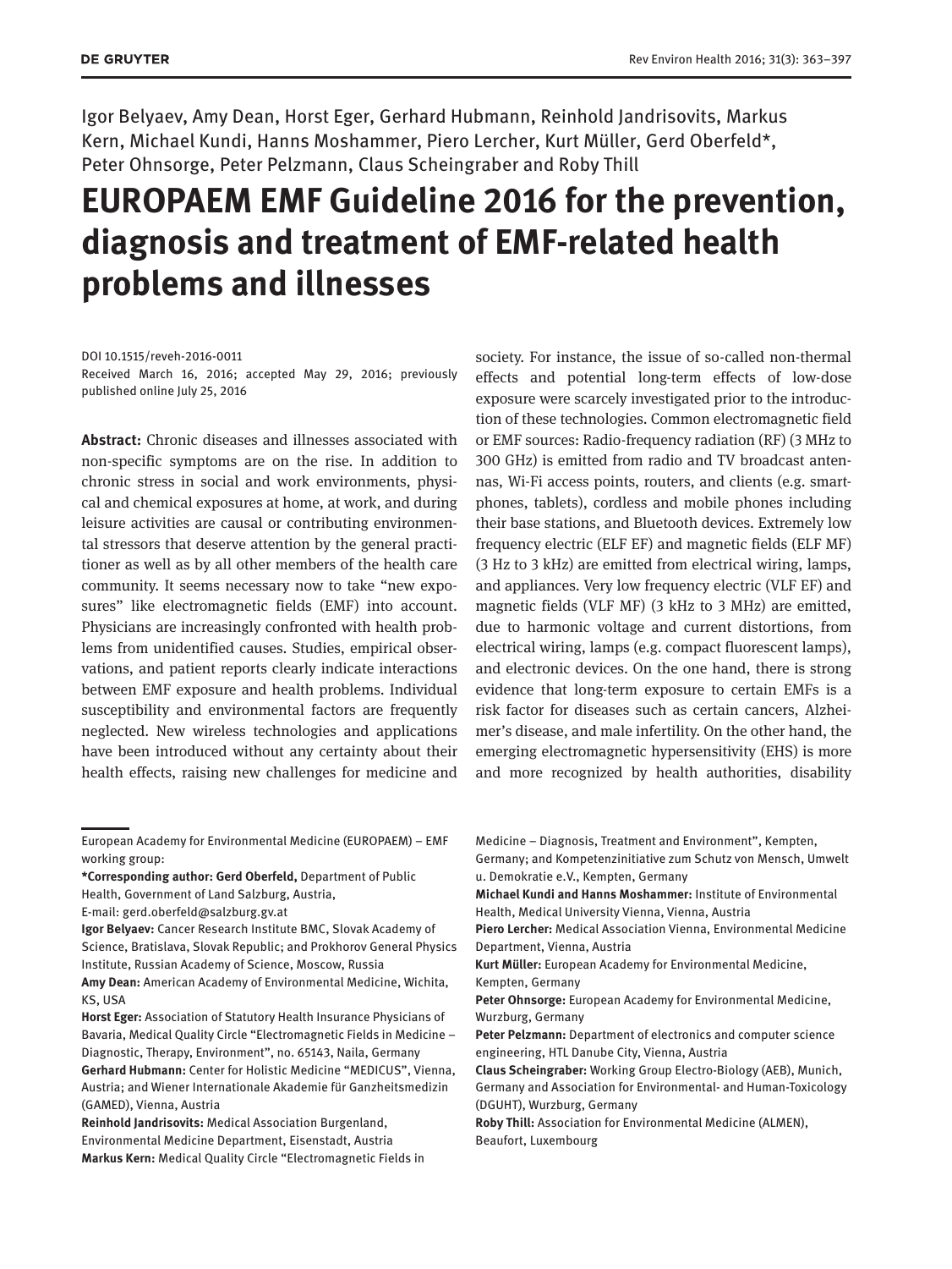Igor Belyaev, Amy Dean, Horst Eger, Gerhard Hubmann, Reinhold Jandrisovits, Markus Kern, Michael Kundi, Hanns Moshammer, Piero Lercher, Kurt Müller, Gerd Oberfeld*, Peter Ohnsorge, Peter Pelzmann, Claus Scheingraber and Roby Thill

# EUROPAEM EMF Guideline 2016 for the prevention, diagnosis and treatment of EMF-related health problems and illnesses

DOI 10.1515/reveh-2016-0011
Received March 16, 2016; accepted May 29, 2016; previously published online July 25, 2016

**Abstract:** Chronic diseases and illnesses associated with non-specific symptoms are on the rise. In addition to chronic stress in social and work environments, physical and chemical exposures at home, at work, and during leisure activities are causal or contributing environmental stressors that deserve attention by the general practitioner as well as by all other members of the health care community. It seems necessary now to take "new exposures" like electromagnetic fields (EMF) into account. Physicians are increasingly confronted with health problems from unidentified causes. Studies, empirical observations, and patient reports clearly indicate interactions between EMF exposure and health problems. Individual susceptibility and environmental factors are frequently neglected. New wireless technologies and applications have been introduced without any certainty about their health effects, raising new challenges for medicine and society. For instance, the issue of so-called non-thermal effects and potential long-term effects of low-dose exposure were scarcely investigated prior to the introduction of these technologies. Common electromagnetic field or EMF sources: Radio-frequency radiation (RF) (3 MHz to 300 GHz) is emitted from radio and TV broadcast antennas, Wi-Fi access points, routers, and clients (e.g. smartphones, tablets), cordless and mobile phones including their base stations, and Bluetooth devices. Extremely low frequency electric (ELF EF) and magnetic fields (ELF MF) (3 Hz to 3 kHz) are emitted from electrical wiring, lamps, and appliances. Very low frequency electric (VLF EF) and magnetic fields (VLF MF) (3 kHz to 3 MHz) are emitted, due to harmonic voltage and current distortions, from electrical wiring, lamps (e.g. compact fluorescent lamps), and electronic devices. On the one hand, there is strong evidence that long-term exposure to certain EMFs is a risk factor for diseases such as certain cancers, Alzheimer's disease, and male infertility. On the other hand, the emerging electromagnetic hypersensitivity (EHS) is more and more recognized by health authorities, disability

---

European Academy for Environmental Medicine (EUROPAEM) – EMF working group:

***Corresponding author: Gerd Oberfeld,** Department of Public Health, Government of Land Salzburg, Austria, E-mail: gerd.oberfeld@salzburg.gv.at

**Igor Belyaev:** Cancer Research Institute BMC, Slovak Academy of Science, Bratislava, Slovak Republic; and Prokhorov General Physics Institute, Russian Academy of Science, Moscow, Russia

**Amy Dean:** American Academy of Environmental Medicine, Wichita, KS, USA

**Horst Eger:** Association of Statutory Health Insurance Physicians of Bavaria, Medical Quality Circle "Electromagnetic Fields in Medicine – Diagnostic, Therapy, Environment", no. 65143, Naila, Germany

**Gerhard Hubmann:** Center for Holistic Medicine "MEDICUS", Vienna, Austria; and Wiener Internationale Akademie für Ganzheitsmedizin (GAMED), Vienna, Austria

**Reinhold Jandrisovits:** Medical Association Burgenland, Environmental Medicine Department, Eisenstadt, Austria

**Markus Kern:** Medical Quality Circle "Electromagnetic Fields in Medicine – Diagnosis, Treatment and Environment", Kempten, Germany; and Kompetenzinitiative zum Schutz von Mensch, Umwelt u. Demokratie e.V., Kempten, Germany

**Michael Kundi and Hanns Moshammer:** Institute of Environmental Health, Medical University Vienna, Vienna, Austria

**Piero Lercher:** Medical Association Vienna, Environmental Medicine Department, Vienna, Austria

**Kurt Müller:** European Academy for Environmental Medicine, Kempten, Germany

**Peter Ohnsorge:** European Academy for Environmental Medicine, Wurzburg, Germany

**Peter Pelzmann:** Department of electronics and computer science engineering, HTL Danube City, Vienna, Austria

**Claus Scheingraber:** Working Group Electro-Biology (AEB), Munich, Germany and Association for Environmental- and Human-Toxicology (DGUHT), Wurzburg, Germany

**Roby Thill:** Association for Environmental Medicine (ALMEN), Beaufort, Luxembourg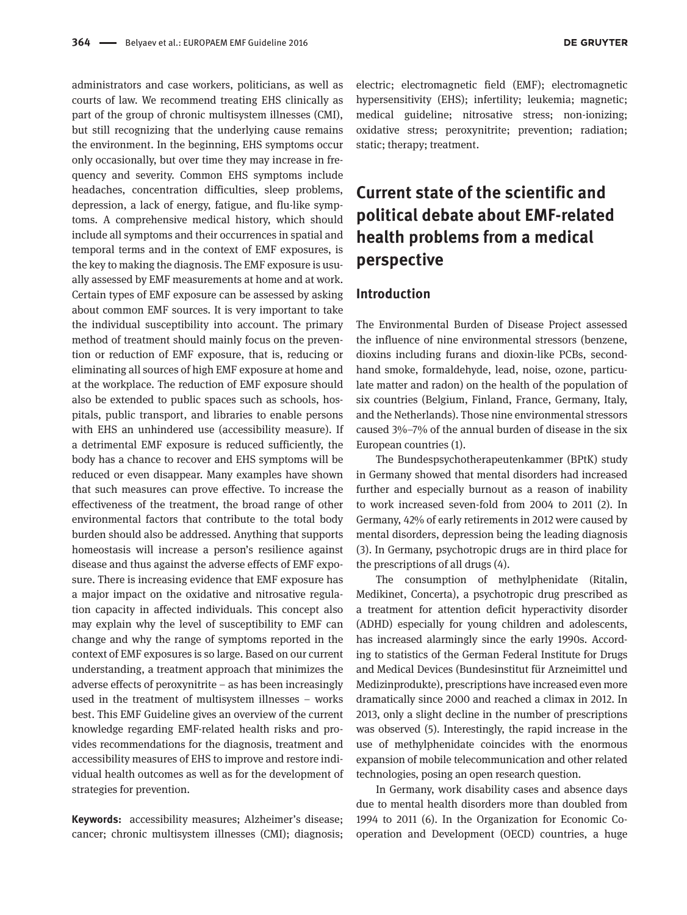administrators and case workers, politicians, as well as courts of law. We recommend treating EHS clinically as part of the group of chronic multisystem illnesses (CMI), but still recognizing that the underlying cause remains the environment. In the beginning, EHS symptoms occur only occasionally, but over time they may increase in frequency and severity. Common EHS symptoms include headaches, concentration difficulties, sleep problems, depression, a lack of energy, fatigue, and flu-like symptoms. A comprehensive medical history, which should include all symptoms and their occurrences in spatial and temporal terms and in the context of EMF exposures, is the key to making the diagnosis. The EMF exposure is usually assessed by EMF measurements at home and at work. Certain types of EMF exposure can be assessed by asking about common EMF sources. It is very important to take the individual susceptibility into account. The primary method of treatment should mainly focus on the prevention or reduction of EMF exposure, that is, reducing or eliminating all sources of high EMF exposure at home and at the workplace. The reduction of EMF exposure should also be extended to public spaces such as schools, hospitals, public transport, and libraries to enable persons with EHS an unhindered use (accessibility measure). If a detrimental EMF exposure is reduced sufficiently, the body has a chance to recover and EHS symptoms will be reduced or even disappear. Many examples have shown that such measures can prove effective. To increase the effectiveness of the treatment, the broad range of other environmental factors that contribute to the total body burden should also be addressed. Anything that supports homeostasis will increase a person's resilience against disease and thus against the adverse effects of EMF exposure. There is increasing evidence that EMF exposure has a major impact on the oxidative and nitrosative regulation capacity in affected individuals. This concept also may explain why the level of susceptibility to EMF can change and why the range of symptoms reported in the context of EMF exposures is so large. Based on our current understanding, a treatment approach that minimizes the adverse effects of peroxynitrite – as has been increasingly used in the treatment of multisystem illnesses – works best. This EMF Guideline gives an overview of the current knowledge regarding EMF-related health risks and provides recommendations for the diagnosis, treatment and accessibility measures of EHS to improve and restore individual health outcomes as well as for the development of strategies for prevention.

**Keywords:** accessibility measures; Alzheimer's disease; cancer; chronic multisystem illnesses (CMI); diagnosis; electric; electromagnetic field (EMF); electromagnetic hypersensitivity (EHS); infertility; leukemia; magnetic; medical guideline; nitrosative stress; non-ionizing; oxidative stress; peroxynitrite; prevention; radiation; static; therapy; treatment.

# Current state of the scientific and political debate about EMF-related health problems from a medical perspective

## Introduction

The Environmental Burden of Disease Project assessed the influence of nine environmental stressors (benzene, dioxins including furans and dioxin-like PCBs, second-hand smoke, formaldehyde, lead, noise, ozone, particulate matter and radon) on the health of the population of six countries (Belgium, Finland, France, Germany, Italy, and the Netherlands). Those nine environmental stressors caused 3%–7% of the annual burden of disease in the six European countries (1).

The Bundespsychotherapeutenkammer (BPtK) study in Germany showed that mental disorders had increased further and especially burnout as a reason of inability to work increased seven-fold from 2004 to 2011 (2). In Germany, 42% of early retirements in 2012 were caused by mental disorders, depression being the leading diagnosis (3). In Germany, psychotropic drugs are in third place for the prescriptions of all drugs (4).

The consumption of methylphenidate (Ritalin, Medikinet, Concerta), a psychotropic drug prescribed as a treatment for attention deficit hyperactivity disorder (ADHD) especially for young children and adolescents, has increased alarmingly since the early 1990s. According to statistics of the German Federal Institute for Drugs and Medical Devices (Bundesinstitut für Arzneimittel und Medizinprodukte), prescriptions have increased even more dramatically since 2000 and reached a climax in 2012. In 2013, only a slight decline in the number of prescriptions was observed (5). Interestingly, the rapid increase in the use of methylphenidate coincides with the enormous expansion of mobile telecommunication and other related technologies, posing an open research question.

In Germany, work disability cases and absence days due to mental health disorders more than doubled from 1994 to 2011 (6). In the Organization for Economic Co-operation and Development (OECD) countries, a huge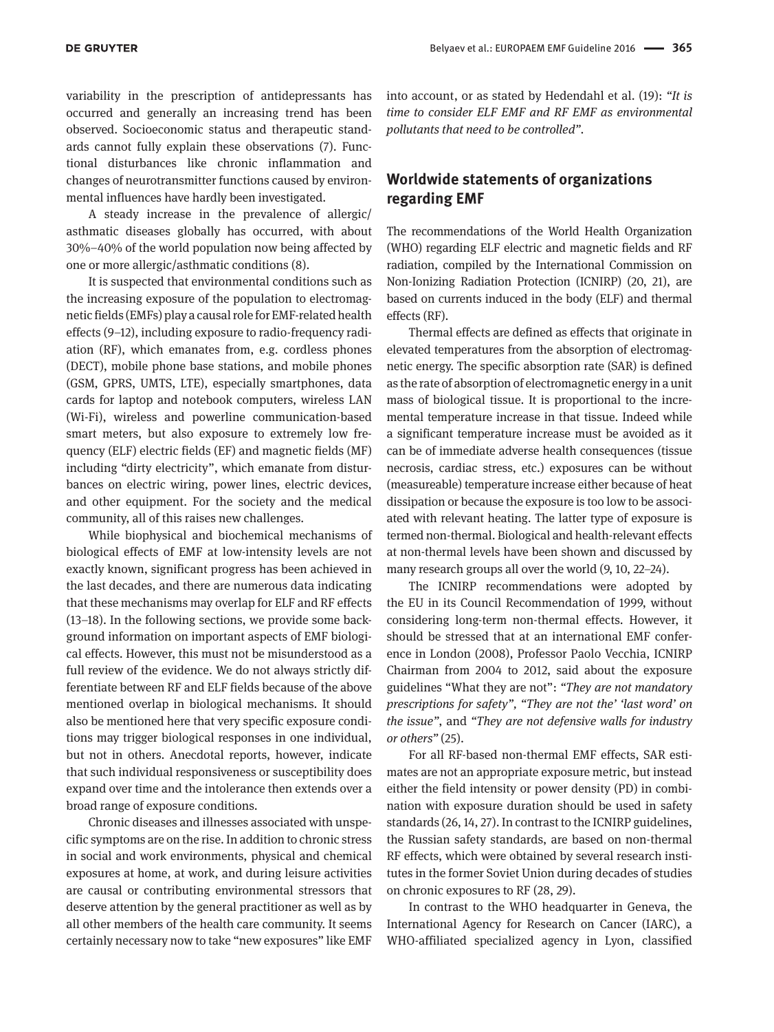variability in the prescription of antidepressants has occurred and generally an increasing trend has been observed. Socioeconomic status and therapeutic standards cannot fully explain these observations (7). Functional disturbances like chronic inflammation and changes of neurotransmitter functions caused by environmental influences have hardly been investigated.

A steady increase in the prevalence of allergic/asthmatic diseases globally has occurred, with about 30%–40% of the world population now being affected by one or more allergic/asthmatic conditions (8).

It is suspected that environmental conditions such as the increasing exposure of the population to electromagnetic fields (EMFs) play a causal role for EMF-related health effects (9–12), including exposure to radio-frequency radiation (RF), which emanates from, e.g. cordless phones (DECT), mobile phone base stations, and mobile phones (GSM, GPRS, UMTS, LTE), especially smartphones, data cards for laptop and notebook computers, wireless LAN (Wi-Fi), wireless and powerline communication-based smart meters, but also exposure to extremely low frequency (ELF) electric fields (EF) and magnetic fields (MF) including "dirty electricity", which emanate from disturbances on electric wiring, power lines, electric devices, and other equipment. For the society and the medical community, all of this raises new challenges.

While biophysical and biochemical mechanisms of biological effects of EMF at low-intensity levels are not exactly known, significant progress has been achieved in the last decades, and there are numerous data indicating that these mechanisms may overlap for ELF and RF effects (13–18). In the following sections, we provide some background information on important aspects of EMF biological effects. However, this must not be misunderstood as a full review of the evidence. We do not always strictly differentiate between RF and ELF fields because of the above mentioned overlap in biological mechanisms. It should also be mentioned here that very specific exposure conditions may trigger biological responses in one individual, but not in others. Anecdotal reports, however, indicate that such individual responsiveness or susceptibility does expand over time and the intolerance then extends over a broad range of exposure conditions.

Chronic diseases and illnesses associated with unspecific symptoms are on the rise. In addition to chronic stress in social and work environments, physical and chemical exposures at home, at work, and during leisure activities are causal or contributing environmental stressors that deserve attention by the general practitioner as well as by all other members of the health care community. It seems certainly necessary now to take "new exposures" like EMF into account, or as stated by Hedendahl et al. (19): *"It is time to consider ELF EMF and RF EMF as environmental pollutants that need to be controlled".*

## Worldwide statements of organizations regarding EMF

The recommendations of the World Health Organization (WHO) regarding ELF electric and magnetic fields and RF radiation, compiled by the International Commission on Non-Ionizing Radiation Protection (ICNIRP) (20, 21), are based on currents induced in the body (ELF) and thermal effects (RF).

Thermal effects are defined as effects that originate in elevated temperatures from the absorption of electromagnetic energy. The specific absorption rate (SAR) is defined as the rate of absorption of electromagnetic energy in a unit mass of biological tissue. It is proportional to the incremental temperature increase in that tissue. Indeed while a significant temperature increase must be avoided as it can be of immediate adverse health consequences (tissue necrosis, cardiac stress, etc.) exposures can be without (measureable) temperature increase either because of heat dissipation or because the exposure is too low to be associated with relevant heating. The latter type of exposure is termed non-thermal. Biological and health-relevant effects at non-thermal levels have been shown and discussed by many research groups all over the world (9, 10, 22–24).

The ICNIRP recommendations were adopted by the EU in its Council Recommendation of 1999, without considering long-term non-thermal effects. However, it should be stressed that at an international EMF conference in London (2008), Professor Paolo Vecchia, ICNIRP Chairman from 2004 to 2012, said about the exposure guidelines "What they are not": *"They are not mandatory prescriptions for safety", "They are not the' 'last word' on the issue"*, and *"They are not defensive walls for industry or others"* (25).

For all RF-based non-thermal EMF effects, SAR estimates are not an appropriate exposure metric, but instead either the field intensity or power density (PD) in combination with exposure duration should be used in safety standards (26, 14, 27). In contrast to the ICNIRP guidelines, the Russian safety standards, are based on non-thermal RF effects, which were obtained by several research institutes in the former Soviet Union during decades of studies on chronic exposures to RF (28, 29).

In contrast to the WHO headquarter in Geneva, the International Agency for Research on Cancer (IARC), a WHO-affiliated specialized agency in Lyon, classified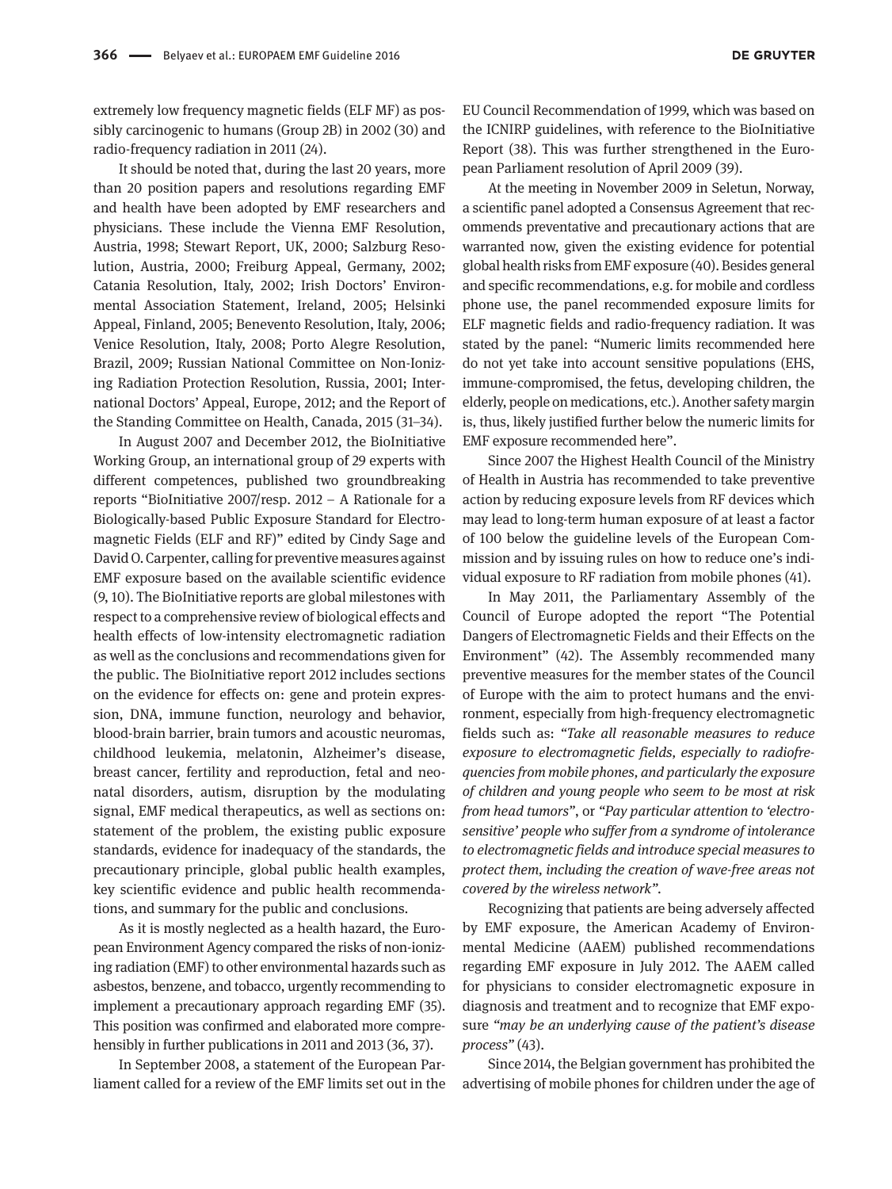extremely low frequency magnetic fields (ELF MF) as possibly carcinogenic to humans (Group 2B) in 2002 (30) and radio-frequency radiation in 2011 (24).

It should be noted that, during the last 20 years, more than 20 position papers and resolutions regarding EMF and health have been adopted by EMF researchers and physicians. These include the Vienna EMF Resolution, Austria, 1998; Stewart Report, UK, 2000; Salzburg Resolution, Austria, 2000; Freiburg Appeal, Germany, 2002; Catania Resolution, Italy, 2002; Irish Doctors' Environmental Association Statement, Ireland, 2005; Helsinki Appeal, Finland, 2005; Benevento Resolution, Italy, 2006; Venice Resolution, Italy, 2008; Porto Alegre Resolution, Brazil, 2009; Russian National Committee on Non-Ionizing Radiation Protection Resolution, Russia, 2001; International Doctors' Appeal, Europe, 2012; and the Report of the Standing Committee on Health, Canada, 2015 (31–34).

In August 2007 and December 2012, the BioInitiative Working Group, an international group of 29 experts with different competences, published two groundbreaking reports "BioInitiative 2007/resp. 2012 – A Rationale for a Biologically-based Public Exposure Standard for Electromagnetic Fields (ELF and RF)" edited by Cindy Sage and David O. Carpenter, calling for preventive measures against EMF exposure based on the available scientific evidence (9, 10). The BioInitiative reports are global milestones with respect to a comprehensive review of biological effects and health effects of low-intensity electromagnetic radiation as well as the conclusions and recommendations given for the public. The BioInitiative report 2012 includes sections on the evidence for effects on: gene and protein expression, DNA, immune function, neurology and behavior, blood-brain barrier, brain tumors and acoustic neuromas, childhood leukemia, melatonin, Alzheimer's disease, breast cancer, fertility and reproduction, fetal and neonatal disorders, autism, disruption by the modulating signal, EMF medical therapeutics, as well as sections on: statement of the problem, the existing public exposure standards, evidence for inadequacy of the standards, the precautionary principle, global public health examples, key scientific evidence and public health recommendations, and summary for the public and conclusions.

As it is mostly neglected as a health hazard, the European Environment Agency compared the risks of non-ionizing radiation (EMF) to other environmental hazards such as asbestos, benzene, and tobacco, urgently recommending to implement a precautionary approach regarding EMF (35). This position was confirmed and elaborated more comprehensibly in further publications in 2011 and 2013 (36, 37).

In September 2008, a statement of the European Parliament called for a review of the EMF limits set out in the EU Council Recommendation of 1999, which was based on the ICNIRP guidelines, with reference to the BioInitiative Report (38). This was further strengthened in the European Parliament resolution of April 2009 (39).

At the meeting in November 2009 in Seletun, Norway, a scientific panel adopted a Consensus Agreement that recommends preventative and precautionary actions that are warranted now, given the existing evidence for potential global health risks from EMF exposure (40). Besides general and specific recommendations, e.g. for mobile and cordless phone use, the panel recommended exposure limits for ELF magnetic fields and radio-frequency radiation. It was stated by the panel: "Numeric limits recommended here do not yet take into account sensitive populations (EHS, immune-compromised, the fetus, developing children, the elderly, people on medications, etc.). Another safety margin is, thus, likely justified further below the numeric limits for EMF exposure recommended here".

Since 2007 the Highest Health Council of the Ministry of Health in Austria has recommended to take preventive action by reducing exposure levels from RF devices which may lead to long-term human exposure of at least a factor of 100 below the guideline levels of the European Commission and by issuing rules on how to reduce one's individual exposure to RF radiation from mobile phones (41).

In May 2011, the Parliamentary Assembly of the Council of Europe adopted the report "The Potential Dangers of Electromagnetic Fields and their Effects on the Environment" (42). The Assembly recommended many preventive measures for the member states of the Council of Europe with the aim to protect humans and the environment, especially from high-frequency electromagnetic fields such as: "*Take all reasonable measures to reduce exposure to electromagnetic fields, especially to radiofrequencies from mobile phones, and particularly the exposure of children and young people who seem to be most at risk from head tumors*", or "*Pay particular attention to 'electrosensitive' people who suffer from a syndrome of intolerance to electromagnetic fields and introduce special measures to protect them, including the creation of wave-free areas not covered by the wireless network*".

Recognizing that patients are being adversely affected by EMF exposure, the American Academy of Environmental Medicine (AAEM) published recommendations regarding EMF exposure in July 2012. The AAEM called for physicians to consider electromagnetic exposure in diagnosis and treatment and to recognize that EMF exposure *"may be an underlying cause of the patient's disease process"* (43).

Since 2014, the Belgian government has prohibited the advertising of mobile phones for children under the age of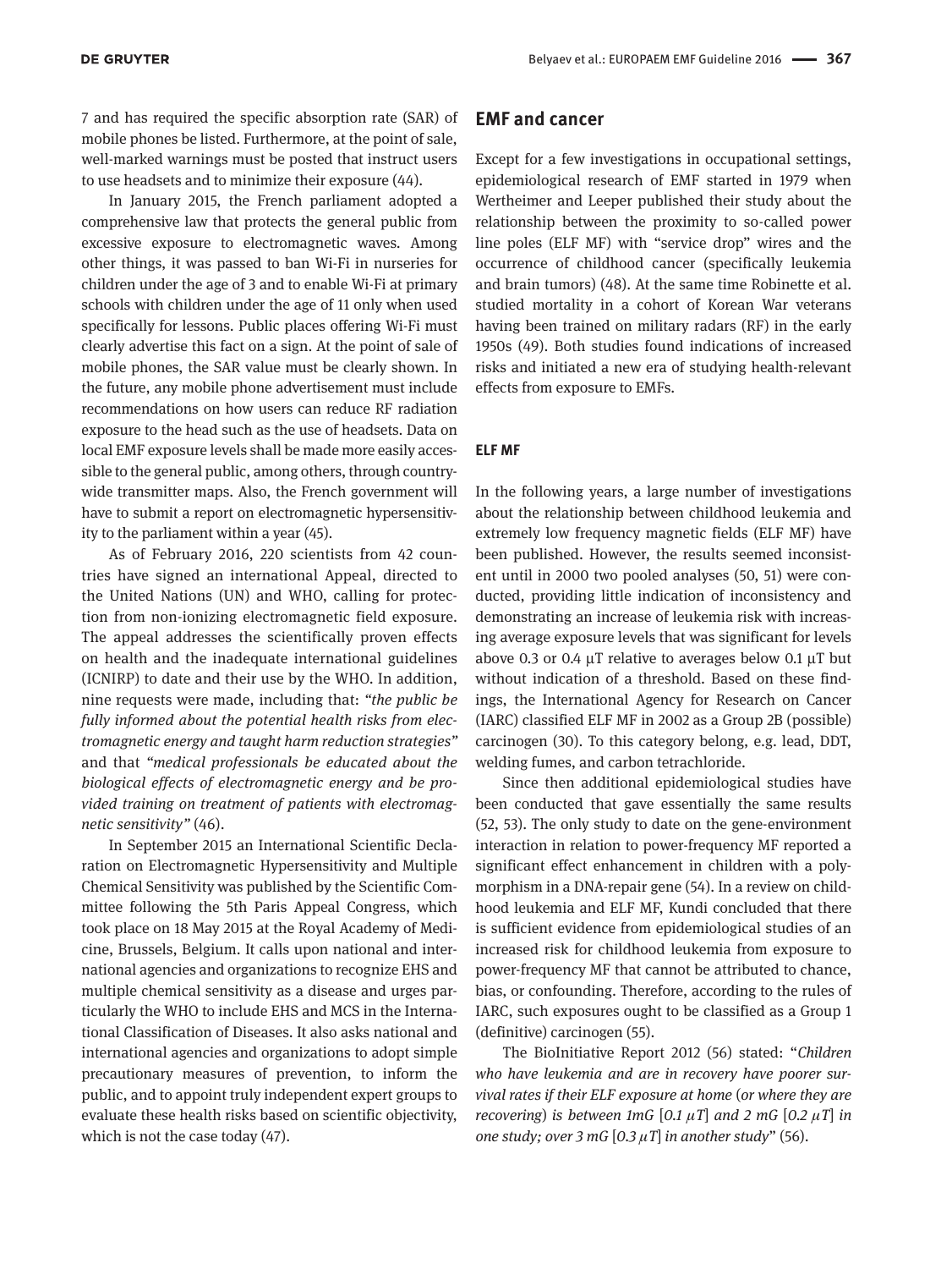7 and has required the specific absorption rate (SAR) of mobile phones be listed. Furthermore, at the point of sale, well-marked warnings must be posted that instruct users to use headsets and to minimize their exposure (44).

In January 2015, the French parliament adopted a comprehensive law that protects the general public from excessive exposure to electromagnetic waves. Among other things, it was passed to ban Wi-Fi in nurseries for children under the age of 3 and to enable Wi-Fi at primary schools with children under the age of 11 only when used specifically for lessons. Public places offering Wi-Fi must clearly advertise this fact on a sign. At the point of sale of mobile phones, the SAR value must be clearly shown. In the future, any mobile phone advertisement must include recommendations on how users can reduce RF radiation exposure to the head such as the use of headsets. Data on local EMF exposure levels shall be made more easily accessible to the general public, among others, through countrywide transmitter maps. Also, the French government will have to submit a report on electromagnetic hypersensitivity to the parliament within a year (45).

As of February 2016, 220 scientists from 42 countries have signed an international Appeal, directed to the United Nations (UN) and WHO, calling for protection from non-ionizing electromagnetic field exposure. The appeal addresses the scientifically proven effects on health and the inadequate international guidelines (ICNIRP) to date and their use by the WHO. In addition, nine requests were made, including that: "*the public be fully informed about the potential health risks from electromagnetic energy and taught harm reduction strategies*" and that "*medical professionals be educated about the biological effects of electromagnetic energy and be provided training on treatment of patients with electromagnetic sensitivity*" (46).

In September 2015 an International Scientific Declaration on Electromagnetic Hypersensitivity and Multiple Chemical Sensitivity was published by the Scientific Committee following the 5th Paris Appeal Congress, which took place on 18 May 2015 at the Royal Academy of Medicine, Brussels, Belgium. It calls upon national and international agencies and organizations to recognize EHS and multiple chemical sensitivity as a disease and urges particularly the WHO to include EHS and MCS in the International Classification of Diseases. It also asks national and international agencies and organizations to adopt simple precautionary measures of prevention, to inform the public, and to appoint truly independent expert groups to evaluate these health risks based on scientific objectivity, which is not the case today (47).

## EMF and cancer

Except for a few investigations in occupational settings, epidemiological research of EMF started in 1979 when Wertheimer and Leeper published their study about the relationship between the proximity to so-called power line poles (ELF MF) with "service drop" wires and the occurrence of childhood cancer (specifically leukemia and brain tumors) (48). At the same time Robinette et al. studied mortality in a cohort of Korean War veterans having been trained on military radars (RF) in the early 1950s (49). Both studies found indications of increased risks and initiated a new era of studying health-relevant effects from exposure to EMFs.

### ELF MF

In the following years, a large number of investigations about the relationship between childhood leukemia and extremely low frequency magnetic fields (ELF MF) have been published. However, the results seemed inconsistent until in 2000 two pooled analyses (50, 51) were conducted, providing little indication of inconsistency and demonstrating an increase of leukemia risk with increasing average exposure levels that was significant for levels above 0.3 or 0.4 µT relative to averages below 0.1 µT but without indication of a threshold. Based on these findings, the International Agency for Research on Cancer (IARC) classified ELF MF in 2002 as a Group 2B (possible) carcinogen (30). To this category belong, e.g. lead, DDT, welding fumes, and carbon tetrachloride.

Since then additional epidemiological studies have been conducted that gave essentially the same results (52, 53). The only study to date on the gene-environment interaction in relation to power-frequency MF reported a significant effect enhancement in children with a polymorphism in a DNA-repair gene (54). In a review on childhood leukemia and ELF MF, Kundi concluded that there is sufficient evidence from epidemiological studies of an increased risk for childhood leukemia from exposure to power-frequency MF that cannot be attributed to chance, bias, or confounding. Therefore, according to the rules of IARC, such exposures ought to be classified as a Group 1 (definitive) carcinogen (55).

The BioInitiative Report 2012 (56) stated: "*Children who have leukemia and are in recovery have poorer survival rates if their ELF exposure at home (or where they are recovering) is between 1mG [0.1 µT] and 2 mG [0.2 µT] in one study; over 3 mG [0.3 µT] in another study*" (56).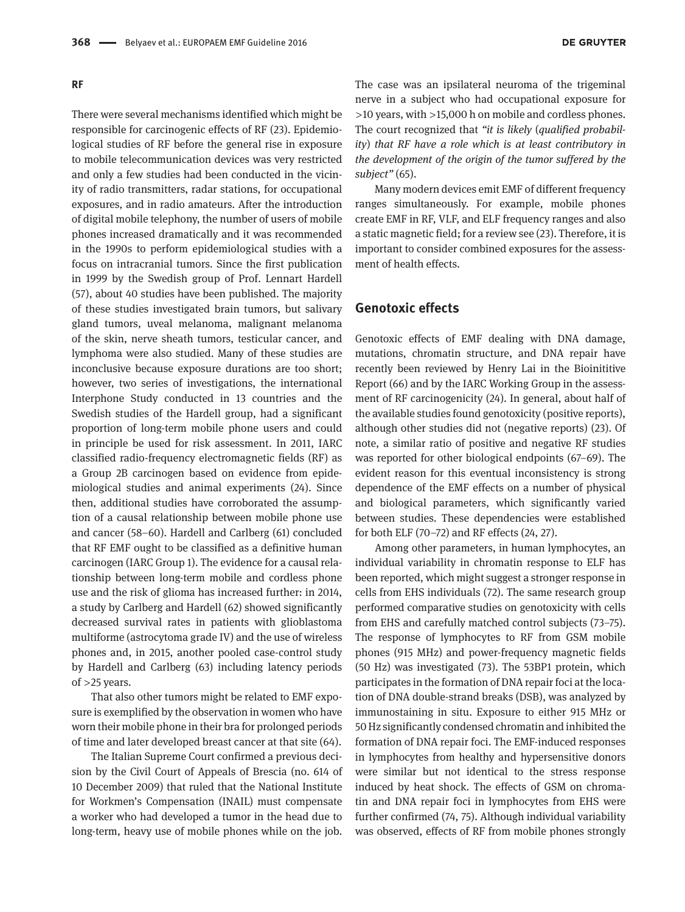**RF**

There were several mechanisms identified which might be responsible for carcinogenic effects of RF (23). Epidemiological studies of RF before the general rise in exposure to mobile telecommunication devices was very restricted and only a few studies had been conducted in the vicinity of radio transmitters, radar stations, for occupational exposures, and in radio amateurs. After the introduction of digital mobile telephony, the number of users of mobile phones increased dramatically and it was recommended in the 1990s to perform epidemiological studies with a focus on intracranial tumors. Since the first publication in 1999 by the Swedish group of Prof. Lennart Hardell (57), about 40 studies have been published. The majority of these studies investigated brain tumors, but salivary gland tumors, uveal melanoma, malignant melanoma of the skin, nerve sheath tumors, testicular cancer, and lymphoma were also studied. Many of these studies are inconclusive because exposure durations are too short; however, two series of investigations, the international Interphone Study conducted in 13 countries and the Swedish studies of the Hardell group, had a significant proportion of long-term mobile phone users and could in principle be used for risk assessment. In 2011, IARC classified radio-frequency electromagnetic fields (RF) as a Group 2B carcinogen based on evidence from epidemiological studies and animal experiments (24). Since then, additional studies have corroborated the assumption of a causal relationship between mobile phone use and cancer (58–60). Hardell and Carlberg (61) concluded that RF EMF ought to be classified as a definitive human carcinogen (IARC Group 1). The evidence for a causal relationship between long-term mobile and cordless phone use and the risk of glioma has increased further: in 2014, a study by Carlberg and Hardell (62) showed significantly decreased survival rates in patients with glioblastoma multiforme (astrocytoma grade IV) and the use of wireless phones and, in 2015, another pooled case-control study by Hardell and Carlberg (63) including latency periods of >25 years.

That also other tumors might be related to EMF exposure is exemplified by the observation in women who have worn their mobile phone in their bra for prolonged periods of time and later developed breast cancer at that site (64).

The Italian Supreme Court confirmed a previous decision by the Civil Court of Appeals of Brescia (no. 614 of 10 December 2009) that ruled that the National Institute for Workmen's Compensation (INAIL) must compensate a worker who had developed a tumor in the head due to long-term, heavy use of mobile phones while on the job. The case was an ipsilateral neuroma of the trigeminal nerve in a subject who had occupational exposure for >10 years, with >15,000 h on mobile and cordless phones. The court recognized that *"it is likely (qualified probability) that RF have a role which is at least contributory in the development of the origin of the tumor suffered by the subject"* (65).

Many modern devices emit EMF of different frequency ranges simultaneously. For example, mobile phones create EMF in RF, VLF, and ELF frequency ranges and also a static magnetic field; for a review see (23). Therefore, it is important to consider combined exposures for the assessment of health effects.

## Genotoxic effects

Genotoxic effects of EMF dealing with DNA damage, mutations, chromatin structure, and DNA repair have recently been reviewed by Henry Lai in the Bioinititive Report (66) and by the IARC Working Group in the assessment of RF carcinogenicity (24). In general, about half of the available studies found genotoxicity (positive reports), although other studies did not (negative reports) (23). Of note, a similar ratio of positive and negative RF studies was reported for other biological endpoints (67–69). The evident reason for this eventual inconsistency is strong dependence of the EMF effects on a number of physical and biological parameters, which significantly varied between studies. These dependencies were established for both ELF (70–72) and RF effects (24, 27).

Among other parameters, in human lymphocytes, an individual variability in chromatin response to ELF has been reported, which might suggest a stronger response in cells from EHS individuals (72). The same research group performed comparative studies on genotoxicity with cells from EHS and carefully matched control subjects (73–75). The response of lymphocytes to RF from GSM mobile phones (915 MHz) and power-frequency magnetic fields (50 Hz) was investigated (73). The 53BP1 protein, which participates in the formation of DNA repair foci at the location of DNA double-strand breaks (DSB), was analyzed by immunostaining in situ. Exposure to either 915 MHz or 50 Hz significantly condensed chromatin and inhibited the formation of DNA repair foci. The EMF-induced responses in lymphocytes from healthy and hypersensitive donors were similar but not identical to the stress response induced by heat shock. The effects of GSM on chromatin and DNA repair foci in lymphocytes from EHS were further confirmed (74, 75). Although individual variability was observed, effects of RF from mobile phones strongly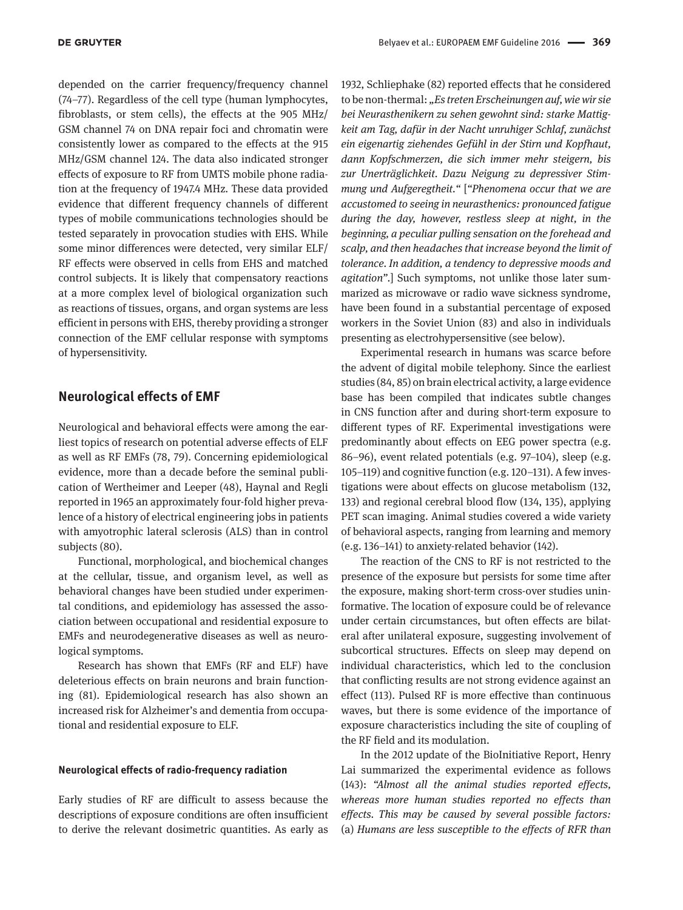depended on the carrier frequency/frequency channel (74–77). Regardless of the cell type (human lymphocytes, fibroblasts, or stem cells), the effects at the 905 MHz/GSM channel 74 on DNA repair foci and chromatin were consistently lower as compared to the effects at the 915 MHz/GSM channel 124. The data also indicated stronger effects of exposure to RF from UMTS mobile phone radiation at the frequency of 1947.4 MHz. These data provided evidence that different frequency channels of different types of mobile communications technologies should be tested separately in provocation studies with EHS. While some minor differences were detected, very similar ELF/RF effects were observed in cells from EHS and matched control subjects. It is likely that compensatory reactions at a more complex level of biological organization such as reactions of tissues, organs, and organ systems are less efficient in persons with EHS, thereby providing a stronger connection of the EMF cellular response with symptoms of hypersensitivity.

## Neurological effects of EMF

Neurological and behavioral effects were among the earliest topics of research on potential adverse effects of ELF as well as RF EMFs (78, 79). Concerning epidemiological evidence, more than a decade before the seminal publication of Wertheimer and Leeper (48), Haynal and Regli reported in 1965 an approximately four-fold higher prevalence of a history of electrical engineering jobs in patients with amyotrophic lateral sclerosis (ALS) than in control subjects (80).

Functional, morphological, and biochemical changes at the cellular, tissue, and organism level, as well as behavioral changes have been studied under experimental conditions, and epidemiology has assessed the association between occupational and residential exposure to EMFs and neurodegenerative diseases as well as neurological symptoms.

Research has shown that EMFs (RF and ELF) have deleterious effects on brain neurons and brain functioning (81). Epidemiological research has also shown an increased risk for Alzheimer's and dementia from occupational and residential exposure to ELF.

### Neurological effects of radio-frequency radiation

Early studies of RF are difficult to assess because the descriptions of exposure conditions are often insufficient to derive the relevant dosimetric quantities. As early as 1932, Schliephake (82) reported effects that he considered to be non-thermal: *„Es treten Erscheinungen auf, wie wir sie bei Neurasthenikern zu sehen gewohnt sind: starke Mattigkeit am Tag, dafür in der Nacht unruhiger Schlaf, zunächst ein eigenartig ziehendes Gefühl in der Stirn und Kopfhaut, dann Kopfschmerzen, die sich immer mehr steigern, bis zur Unerträglichkeit. Dazu Neigung zu depressiver Stimmung und Aufgeregtheit.“* [*"Phenomena occur that we are accustomed to seeing in neurasthenics: pronounced fatigue during the day, however, restless sleep at night, in the beginning, a peculiar pulling sensation on the forehead and scalp, and then headaches that increase beyond the limit of tolerance. In addition, a tendency to depressive moods and agitation".*] Such symptoms, not unlike those later summarized as microwave or radio wave sickness syndrome, have been found in a substantial percentage of exposed workers in the Soviet Union (83) and also in individuals presenting as electrohypersensitive (see below).

Experimental research in humans was scarce before the advent of digital mobile telephony. Since the earliest studies (84, 85) on brain electrical activity, a large evidence base has been compiled that indicates subtle changes in CNS function after and during short-term exposure to different types of RF. Experimental investigations were predominantly about effects on EEG power spectra (e.g. 86–96), event related potentials (e.g. 97–104), sleep (e.g. 105–119) and cognitive function (e.g. 120–131). A few investigations were about effects on glucose metabolism (132, 133) and regional cerebral blood flow (134, 135), applying PET scan imaging. Animal studies covered a wide variety of behavioral aspects, ranging from learning and memory (e.g. 136–141) to anxiety-related behavior (142).

The reaction of the CNS to RF is not restricted to the presence of the exposure but persists for some time after the exposure, making short-term cross-over studies uninformative. The location of exposure could be of relevance under certain circumstances, but often effects are bilateral after unilateral exposure, suggesting involvement of subcortical structures. Effects on sleep may depend on individual characteristics, which led to the conclusion that conflicting results are not strong evidence against an effect (113). Pulsed RF is more effective than continuous waves, but there is some evidence of the importance of exposure characteristics including the site of coupling of the RF field and its modulation.

In the 2012 update of the BioInitiative Report, Henry Lai summarized the experimental evidence as follows (143): *"Almost all the animal studies reported effects, whereas more human studies reported no effects than effects. This may be caused by several possible factors: (a) Humans are less susceptible to the effects of RFR than*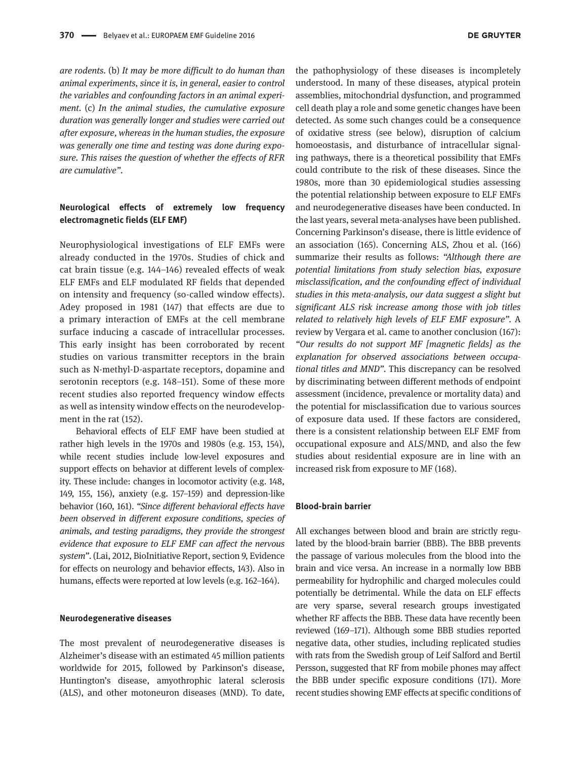*are rodents*. (b) *It may be more difficult to do human than animal experiments, since it is, in general, easier to control the variables and confounding factors in an animal experiment*. (c) *In the animal studies, the cumulative exposure duration was generally longer and studies were carried out after exposure, whereas in the human studies, the exposure was generally one time and testing was done during exposure. This raises the question of whether the effects of RFR are cumulative"*.

## Neurological effects of extremely low frequency electromagnetic fields (ELF EMF)

Neurophysiological investigations of ELF EMFs were already conducted in the 1970s. Studies of chick and cat brain tissue (e.g. 144–146) revealed effects of weak ELF EMFs and ELF modulated RF fields that depended on intensity and frequency (so-called window effects). Adey proposed in 1981 (147) that effects are due to a primary interaction of EMFs at the cell membrane surface inducing a cascade of intracellular processes. This early insight has been corroborated by recent studies on various transmitter receptors in the brain such as N-methyl-D-aspartate receptors, dopamine and serotonin receptors (e.g. 148–151). Some of these more recent studies also reported frequency window effects as well as intensity window effects on the neurodevelopment in the rat (152).

Behavioral effects of ELF EMF have been studied at rather high levels in the 1970s and 1980s (e.g. 153, 154), while recent studies include low-level exposures and support effects on behavior at different levels of complexity. These include: changes in locomotor activity (e.g. 148, 149, 155, 156), anxiety (e.g. 157–159) and depression-like behavior (160, 161). *"Since different behavioral effects have been observed in different exposure conditions, species of animals, and testing paradigms, they provide the strongest evidence that exposure to ELF EMF can affect the nervous system"*. (Lai, 2012, BioInitiative Report, section 9, Evidence for effects on neurology and behavior effects, 143). Also in humans, effects were reported at low levels (e.g. 162–164).

## Neurodegenerative diseases

The most prevalent of neurodegenerative diseases is Alzheimer's disease with an estimated 45 million patients worldwide for 2015, followed by Parkinson's disease, Huntington's disease, amyothrophic lateral sclerosis (ALS), and other motoneuron diseases (MND). To date, the pathophysiology of these diseases is incompletely understood. In many of these diseases, atypical protein assemblies, mitochondrial dysfunction, and programmed cell death play a role and some genetic changes have been detected. As some such changes could be a consequence of oxidative stress (see below), disruption of calcium homoeostasis, and disturbance of intracellular signaling pathways, there is a theoretical possibility that EMFs could contribute to the risk of these diseases. Since the 1980s, more than 30 epidemiological studies assessing the potential relationship between exposure to ELF EMFs and neurodegenerative diseases have been conducted. In the last years, several meta-analyses have been published. Concerning Parkinson's disease, there is little evidence of an association (165). Concerning ALS, Zhou et al. (166) summarize their results as follows: *"Although there are potential limitations from study selection bias, exposure misclassification, and the confounding effect of individual studies in this meta-analysis, our data suggest a slight but significant ALS risk increase among those with job titles related to relatively high levels of ELF EMF exposure"*. A review by Vergara et al. came to another conclusion (167): *"Our results do not support MF [magnetic fields] as the explanation for observed associations between occupational titles and MND"*. This discrepancy can be resolved by discriminating between different methods of endpoint assessment (incidence, prevalence or mortality data) and the potential for misclassification due to various sources of exposure data used. If these factors are considered, there is a consistent relationship between ELF EMF from occupational exposure and ALS/MND, and also the few studies about residential exposure are in line with an increased risk from exposure to MF (168).

## Blood-brain barrier

All exchanges between blood and brain are strictly regulated by the blood-brain barrier (BBB). The BBB prevents the passage of various molecules from the blood into the brain and vice versa. An increase in a normally low BBB permeability for hydrophilic and charged molecules could potentially be detrimental. While the data on ELF effects are very sparse, several research groups investigated whether RF affects the BBB. These data have recently been reviewed (169–171). Although some BBB studies reported negative data, other studies, including replicated studies with rats from the Swedish group of Leif Salford and Bertil Persson, suggested that RF from mobile phones may affect the BBB under specific exposure conditions (171). More recent studies showing EMF effects at specific conditions of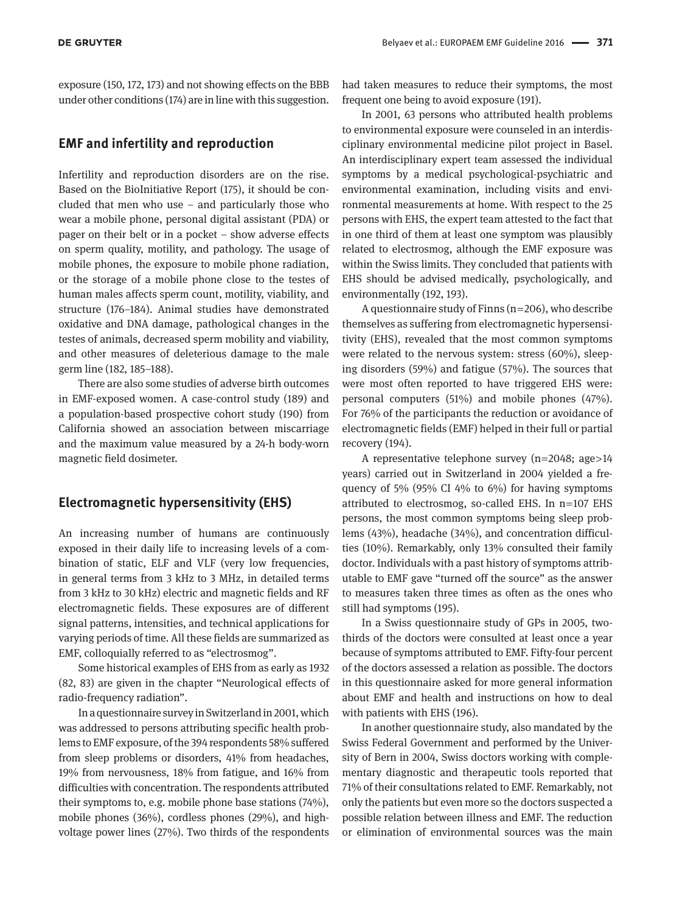exposure (150, 172, 173) and not showing effects on the BBB under other conditions (174) are in line with this suggestion.

## EMF and infertility and reproduction

Infertility and reproduction disorders are on the rise. Based on the BioInitiative Report (175), it should be concluded that men who use – and particularly those who wear a mobile phone, personal digital assistant (PDA) or pager on their belt or in a pocket – show adverse effects on sperm quality, motility, and pathology. The usage of mobile phones, the exposure to mobile phone radiation, or the storage of a mobile phone close to the testes of human males affects sperm count, motility, viability, and structure (176–184). Animal studies have demonstrated oxidative and DNA damage, pathological changes in the testes of animals, decreased sperm mobility and viability, and other measures of deleterious damage to the male germ line (182, 185–188).

There are also some studies of adverse birth outcomes in EMF-exposed women. A case-control study (189) and a population-based prospective cohort study (190) from California showed an association between miscarriage and the maximum value measured by a 24-h body-worn magnetic field dosimeter.

## Electromagnetic hypersensitivity (EHS)

An increasing number of humans are continuously exposed in their daily life to increasing levels of a combination of static, ELF and VLF (very low frequencies, in general terms from 3 kHz to 3 MHz, in detailed terms from 3 kHz to 30 kHz) electric and magnetic fields and RF electromagnetic fields. These exposures are of different signal patterns, intensities, and technical applications for varying periods of time. All these fields are summarized as EMF, colloquially referred to as "electrosmog".

Some historical examples of EHS from as early as 1932 (82, 83) are given in the chapter "Neurological effects of radio-frequency radiation".

In a questionnaire survey in Switzerland in 2001, which was addressed to persons attributing specific health problems to EMF exposure, of the 394 respondents 58% suffered from sleep problems or disorders, 41% from headaches, 19% from nervousness, 18% from fatigue, and 16% from difficulties with concentration. The respondents attributed their symptoms to, e.g. mobile phone base stations (74%), mobile phones (36%), cordless phones (29%), and high-voltage power lines (27%). Two thirds of the respondents had taken measures to reduce their symptoms, the most frequent one being to avoid exposure (191).

In 2001, 63 persons who attributed health problems to environmental exposure were counseled in an interdisciplinary environmental medicine pilot project in Basel. An interdisciplinary expert team assessed the individual symptoms by a medical psychological-psychiatric and environmental examination, including visits and environmental measurements at home. With respect to the 25 persons with EHS, the expert team attested to the fact that in one third of them at least one symptom was plausibly related to electrosmog, although the EMF exposure was within the Swiss limits. They concluded that patients with EHS should be advised medically, psychologically, and environmentally (192, 193).

A questionnaire study of Finns (n=206), who describe themselves as suffering from electromagnetic hypersensitivity (EHS), revealed that the most common symptoms were related to the nervous system: stress (60%), sleeping disorders (59%) and fatigue (57%). The sources that were most often reported to have triggered EHS were: personal computers (51%) and mobile phones (47%). For 76% of the participants the reduction or avoidance of electromagnetic fields (EMF) helped in their full or partial recovery (194).

A representative telephone survey (n=2048; age>14 years) carried out in Switzerland in 2004 yielded a frequency of 5% (95% CI 4% to 6%) for having symptoms attributed to electrosmog, so-called EHS. In n=107 EHS persons, the most common symptoms being sleep problems (43%), headache (34%), and concentration difficulties (10%). Remarkably, only 13% consulted their family doctor. Individuals with a past history of symptoms attributable to EMF gave "turned off the source" as the answer to measures taken three times as often as the ones who still had symptoms (195).

In a Swiss questionnaire study of GPs in 2005, two-thirds of the doctors were consulted at least once a year because of symptoms attributed to EMF. Fifty-four percent of the doctors assessed a relation as possible. The doctors in this questionnaire asked for more general information about EMF and health and instructions on how to deal with patients with EHS (196).

In another questionnaire study, also mandated by the Swiss Federal Government and performed by the University of Bern in 2004, Swiss doctors working with complementary diagnostic and therapeutic tools reported that 71% of their consultations related to EMF. Remarkably, not only the patients but even more so the doctors suspected a possible relation between illness and EMF. The reduction or elimination of environmental sources was the main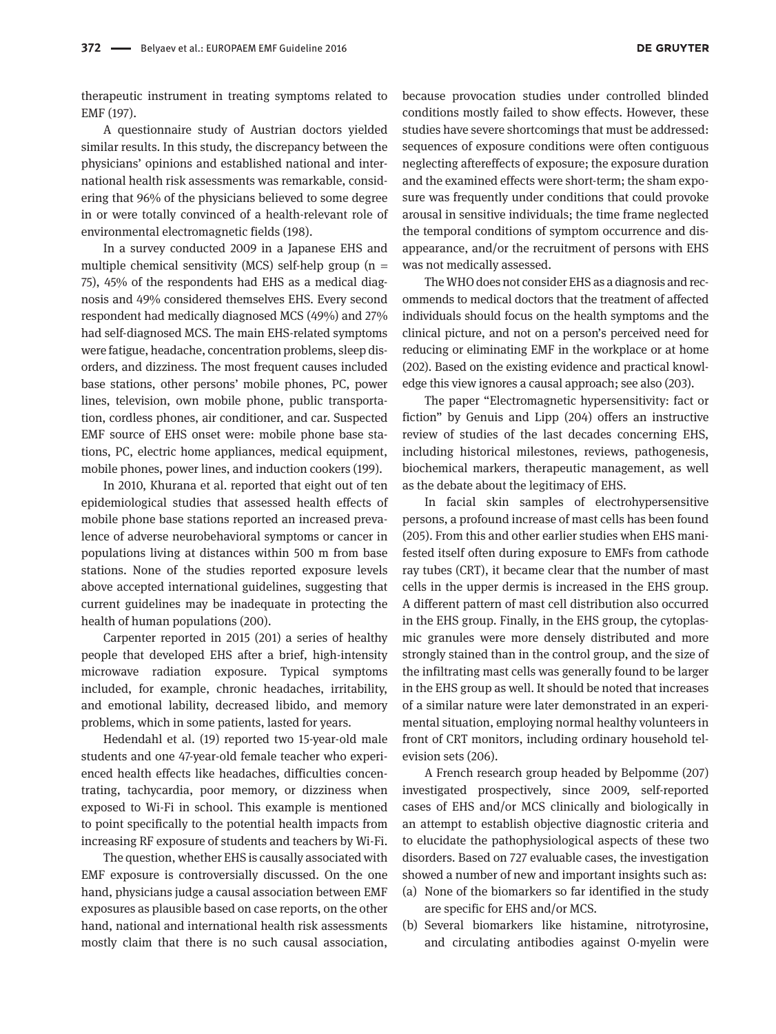therapeutic instrument in treating symptoms related to EMF (197).

A questionnaire study of Austrian doctors yielded similar results. In this study, the discrepancy between the physicians' opinions and established national and international health risk assessments was remarkable, considering that 96% of the physicians believed to some degree in or were totally convinced of a health-relevant role of environmental electromagnetic fields (198).

In a survey conducted 2009 in a Japanese EHS and multiple chemical sensitivity (MCS) self-help group (n = 75), 45% of the respondents had EHS as a medical diagnosis and 49% considered themselves EHS. Every second respondent had medically diagnosed MCS (49%) and 27% had self-diagnosed MCS. The main EHS-related symptoms were fatigue, headache, concentration problems, sleep disorders, and dizziness. The most frequent causes included base stations, other persons' mobile phones, PC, power lines, television, own mobile phone, public transportation, cordless phones, air conditioner, and car. Suspected EMF source of EHS onset were: mobile phone base stations, PC, electric home appliances, medical equipment, mobile phones, power lines, and induction cookers (199).

In 2010, Khurana et al. reported that eight out of ten epidemiological studies that assessed health effects of mobile phone base stations reported an increased prevalence of adverse neurobehavioral symptoms or cancer in populations living at distances within 500 m from base stations. None of the studies reported exposure levels above accepted international guidelines, suggesting that current guidelines may be inadequate in protecting the health of human populations (200).

Carpenter reported in 2015 (201) a series of healthy people that developed EHS after a brief, high-intensity microwave radiation exposure. Typical symptoms included, for example, chronic headaches, irritability, and emotional lability, decreased libido, and memory problems, which in some patients, lasted for years.

Hedendahl et al. (19) reported two 15-year-old male students and one 47-year-old female teacher who experienced health effects like headaches, difficulties concentrating, tachycardia, poor memory, or dizziness when exposed to Wi-Fi in school. This example is mentioned to point specifically to the potential health impacts from increasing RF exposure of students and teachers by Wi-Fi.

The question, whether EHS is causally associated with EMF exposure is controversially discussed. On the one hand, physicians judge a causal association between EMF exposures as plausible based on case reports, on the other hand, national and international health risk assessments mostly claim that there is no such causal association, because provocation studies under controlled blinded conditions mostly failed to show effects. However, these studies have severe shortcomings that must be addressed: sequences of exposure conditions were often contiguous neglecting aftereffects of exposure; the exposure duration and the examined effects were short-term; the sham exposure was frequently under conditions that could provoke arousal in sensitive individuals; the time frame neglected the temporal conditions of symptom occurrence and disappearance, and/or the recruitment of persons with EHS was not medically assessed.

The WHO does not consider EHS as a diagnosis and recommends to medical doctors that the treatment of affected individuals should focus on the health symptoms and the clinical picture, and not on a person's perceived need for reducing or eliminating EMF in the workplace or at home (202). Based on the existing evidence and practical knowledge this view ignores a causal approach; see also (203).

The paper "Electromagnetic hypersensitivity: fact or fiction" by Genuis and Lipp (204) offers an instructive review of studies of the last decades concerning EHS, including historical milestones, reviews, pathogenesis, biochemical markers, therapeutic management, as well as the debate about the legitimacy of EHS.

In facial skin samples of electrohypersensitive persons, a profound increase of mast cells has been found (205). From this and other earlier studies when EHS manifested itself often during exposure to EMFs from cathode ray tubes (CRT), it became clear that the number of mast cells in the upper dermis is increased in the EHS group. A different pattern of mast cell distribution also occurred in the EHS group. Finally, in the EHS group, the cytoplasmic granules were more densely distributed and more strongly stained than in the control group, and the size of the infiltrating mast cells was generally found to be larger in the EHS group as well. It should be noted that increases of a similar nature were later demonstrated in an experimental situation, employing normal healthy volunteers in front of CRT monitors, including ordinary household television sets (206).

A French research group headed by Belpomme (207) investigated prospectively, since 2009, self-reported cases of EHS and/or MCS clinically and biologically in an attempt to establish objective diagnostic criteria and to elucidate the pathophysiological aspects of these two disorders. Based on 727 evaluable cases, the investigation showed a number of new and important insights such as:

(a) None of the biomarkers so far identified in the study are specific for EHS and/or MCS.
(b) Several biomarkers like histamine, nitrotyrosine, and circulating antibodies against O-myelin were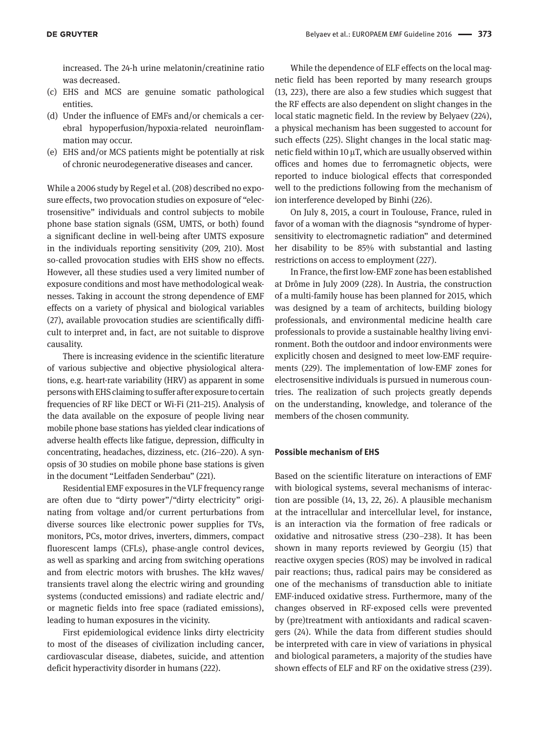increased. The 24-h urine melatonin/creatinine ratio was decreased.

(c) EHS and MCS are genuine somatic pathological entities.
(d) Under the influence of EMFs and/or chemicals a cerebral hypoperfusion/hypoxia-related neuroinflammation may occur.
(e) EHS and/or MCS patients might be potentially at risk of chronic neurodegenerative diseases and cancer.

While a 2006 study by Regel et al. (208) described no exposure effects, two provocation studies on exposure of "electrosensitive" individuals and control subjects to mobile phone base station signals (GSM, UMTS, or both) found a significant decline in well-being after UMTS exposure in the individuals reporting sensitivity (209, 210). Most so-called provocation studies with EHS show no effects. However, all these studies used a very limited number of exposure conditions and most have methodological weaknesses. Taking in account the strong dependence of EMF effects on a variety of physical and biological variables (27), available provocation studies are scientifically difficult to interpret and, in fact, are not suitable to disprove causality.

There is increasing evidence in the scientific literature of various subjective and objective physiological alterations, e.g. heart-rate variability (HRV) as apparent in some persons with EHS claiming to suffer after exposure to certain frequencies of RF like DECT or Wi-Fi (211–215). Analysis of the data available on the exposure of people living near mobile phone base stations has yielded clear indications of adverse health effects like fatigue, depression, difficulty in concentrating, headaches, dizziness, etc. (216–220). A synopsis of 30 studies on mobile phone base stations is given in the document "Leitfaden Senderbau" (221).

Residential EMF exposures in the VLF frequency range are often due to "dirty power"/"dirty electricity" originating from voltage and/or current perturbations from diverse sources like electronic power supplies for TVs, monitors, PCs, motor drives, inverters, dimmers, compact fluorescent lamps (CFLs), phase-angle control devices, as well as sparking and arcing from switching operations and from electric motors with brushes. The kHz waves/transients travel along the electric wiring and grounding systems (conducted emissions) and radiate electric and/or magnetic fields into free space (radiated emissions), leading to human exposures in the vicinity.

First epidemiological evidence links dirty electricity to most of the diseases of civilization including cancer, cardiovascular disease, diabetes, suicide, and attention deficit hyperactivity disorder in humans (222).

While the dependence of ELF effects on the local magnetic field has been reported by many research groups (13, 223), there are also a few studies which suggest that the RF effects are also dependent on slight changes in the local static magnetic field. In the review by Belyaev (224), a physical mechanism has been suggested to account for such effects (225). Slight changes in the local static magnetic field within 10 μT, which are usually observed within offices and homes due to ferromagnetic objects, were reported to induce biological effects that corresponded well to the predictions following from the mechanism of ion interference developed by Binhi (226).

On July 8, 2015, a court in Toulouse, France, ruled in favor of a woman with the diagnosis "syndrome of hypersensitivity to electromagnetic radiation" and determined her disability to be 85% with substantial and lasting restrictions on access to employment (227).

In France, the first low-EMF zone has been established at Drôme in July 2009 (228). In Austria, the construction of a multi-family house has been planned for 2015, which was designed by a team of architects, building biology professionals, and environmental medicine health care professionals to provide a sustainable healthy living environment. Both the outdoor and indoor environments were explicitly chosen and designed to meet low-EMF requirements (229). The implementation of low-EMF zones for electrosensitive individuals is pursued in numerous countries. The realization of such projects greatly depends on the understanding, knowledge, and tolerance of the members of the chosen community.

#### Possible mechanism of EHS

Based on the scientific literature on interactions of EMF with biological systems, several mechanisms of interaction are possible (14, 13, 22, 26). A plausible mechanism at the intracellular and intercellular level, for instance, is an interaction via the formation of free radicals or oxidative and nitrosative stress (230–238). It has been shown in many reports reviewed by Georgiu (15) that reactive oxygen species (ROS) may be involved in radical pair reactions; thus, radical pairs may be considered as one of the mechanisms of transduction able to initiate EMF-induced oxidative stress. Furthermore, many of the changes observed in RF-exposed cells were prevented by (pre)treatment with antioxidants and radical scavengers (24). While the data from different studies should be interpreted with care in view of variations in physical and biological parameters, a majority of the studies have shown effects of ELF and RF on the oxidative stress (239).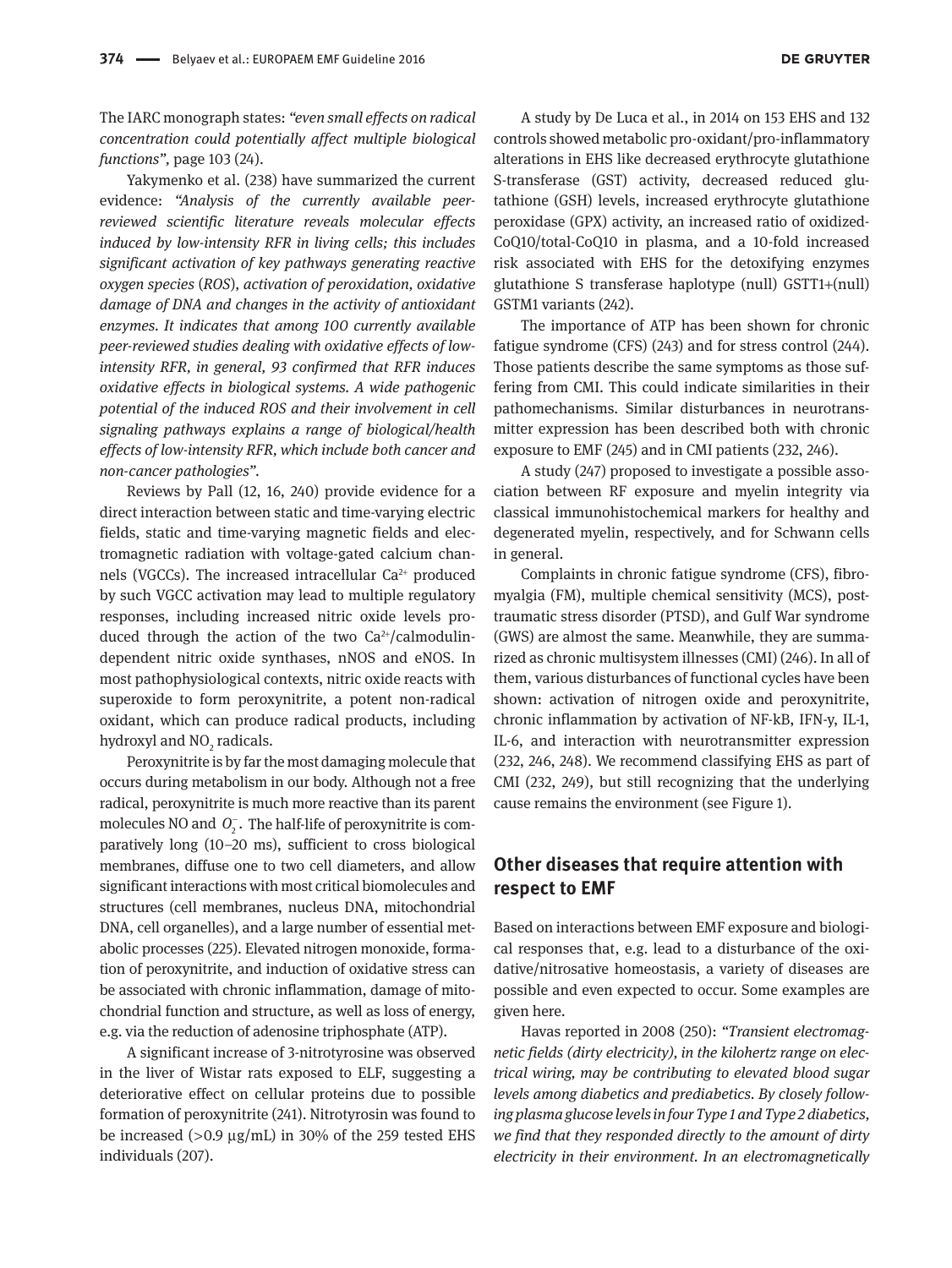The IARC monograph states: *"even small effects on radical concentration could potentially affect multiple biological functions"*, page 103 (24).

Yakymenko et al. (238) have summarized the current evidence: *"Analysis of the currently available peer-reviewed scientific literature reveals molecular effects induced by low-intensity RFR in living cells; this includes significant activation of key pathways generating reactive oxygen species (ROS), activation of peroxidation, oxidative damage of DNA and changes in the activity of antioxidant enzymes. It indicates that among 100 currently available peer-reviewed studies dealing with oxidative effects of low-intensity RFR, in general, 93 confirmed that RFR induces oxidative effects in biological systems. A wide pathogenic potential of the induced ROS and their involvement in cell signaling pathways explains a range of biological/health effects of low-intensity RFR, which include both cancer and non-cancer pathologies".*

Reviews by Pall (12, 16, 240) provide evidence for a direct interaction between static and time-varying electric fields, static and time-varying magnetic fields and electromagnetic radiation with voltage-gated calcium channels (VGCCs). The increased intracellular $Ca^{2+}$ produced by such VGCC activation may lead to multiple regulatory responses, including increased nitric oxide levels produced through the action of the two $Ca^{2+}$/calmodulin-dependent nitric oxide synthases, nNOS and eNOS. In most pathophysiological contexts, nitric oxide reacts with superoxide to form peroxynitrite, a potent non-radical oxidant, which can produce radical products, including hydroxyl and $NO_2$ radicals.

Peroxynitrite is by far the most damaging molecule that occurs during metabolism in our body. Although not a free radical, peroxynitrite is much more reactive than its parent molecules NO and $O_2^-$. The half-life of peroxynitrite is comparatively long (10–20 ms), sufficient to cross biological membranes, diffuse one to two cell diameters, and allow significant interactions with most critical biomolecules and structures (cell membranes, nucleus DNA, mitochondrial DNA, cell organelles), and a large number of essential metabolic processes (225). Elevated nitrogen monoxide, formation of peroxynitrite, and induction of oxidative stress can be associated with chronic inflammation, damage of mitochondrial function and structure, as well as loss of energy, e.g. via the reduction of adenosine triphosphate (ATP).

A significant increase of 3-nitrotyrosine was observed in the liver of Wistar rats exposed to ELF, suggesting a deteriorative effect on cellular proteins due to possible formation of peroxynitrite (241). Nitrotyrosin was found to be increased (>0.9 µg/mL) in 30% of the 259 tested EHS individuals (207).

A study by De Luca et al., in 2014 on 153 EHS and 132 controls showed metabolic pro-oxidant/pro-inflammatory alterations in EHS like decreased erythrocyte glutathione S-transferase (GST) activity, decreased reduced glutathione (GSH) levels, increased erythrocyte glutathione peroxidase (GPX) activity, an increased ratio of oxidized-CoQ10/total-CoQ10 in plasma, and a 10-fold increased risk associated with EHS for the detoxifying enzymes glutathione S transferase haplotype (null) GSTT1+(null) GSTM1 variants (242).

The importance of ATP has been shown for chronic fatigue syndrome (CFS) (243) and for stress control (244). Those patients describe the same symptoms as those suffering from CMI. This could indicate similarities in their pathomechanisms. Similar disturbances in neurotransmitter expression has been described both with chronic exposure to EMF (245) and in CMI patients (232, 246).

A study (247) proposed to investigate a possible association between RF exposure and myelin integrity via classical immunohistochemical markers for healthy and degenerated myelin, respectively, and for Schwann cells in general.

Complaints in chronic fatigue syndrome (CFS), fibromyalgia (FM), multiple chemical sensitivity (MCS), post-traumatic stress disorder (PTSD), and Gulf War syndrome (GWS) are almost the same. Meanwhile, they are summarized as chronic multisystem illnesses (CMI) (246). In all of them, various disturbances of functional cycles have been shown: activation of nitrogen oxide and peroxynitrite, chronic inflammation by activation of NF-kB, IFN-γ, IL-1, IL-6, and interaction with neurotransmitter expression (232, 246, 248). We recommend classifying EHS as part of CMI (232, 249), but still recognizing that the underlying cause remains the environment (see Figure 1).

## Other diseases that require attention with respect to EMF

Based on interactions between EMF exposure and biological responses that, e.g. lead to a disturbance of the oxidative/nitrosative homeostasis, a variety of diseases are possible and even expected to occur. Some examples are given here.

Havas reported in 2008 (250): *"Transient electromagnetic fields (dirty electricity), in the kilohertz range on electrical wiring, may be contributing to elevated blood sugar levels among diabetics and prediabetics. By closely following plasma glucose levels in four Type 1 and Type 2 diabetics, we find that they responded directly to the amount of dirty electricity in their environment. In an electromagnetically*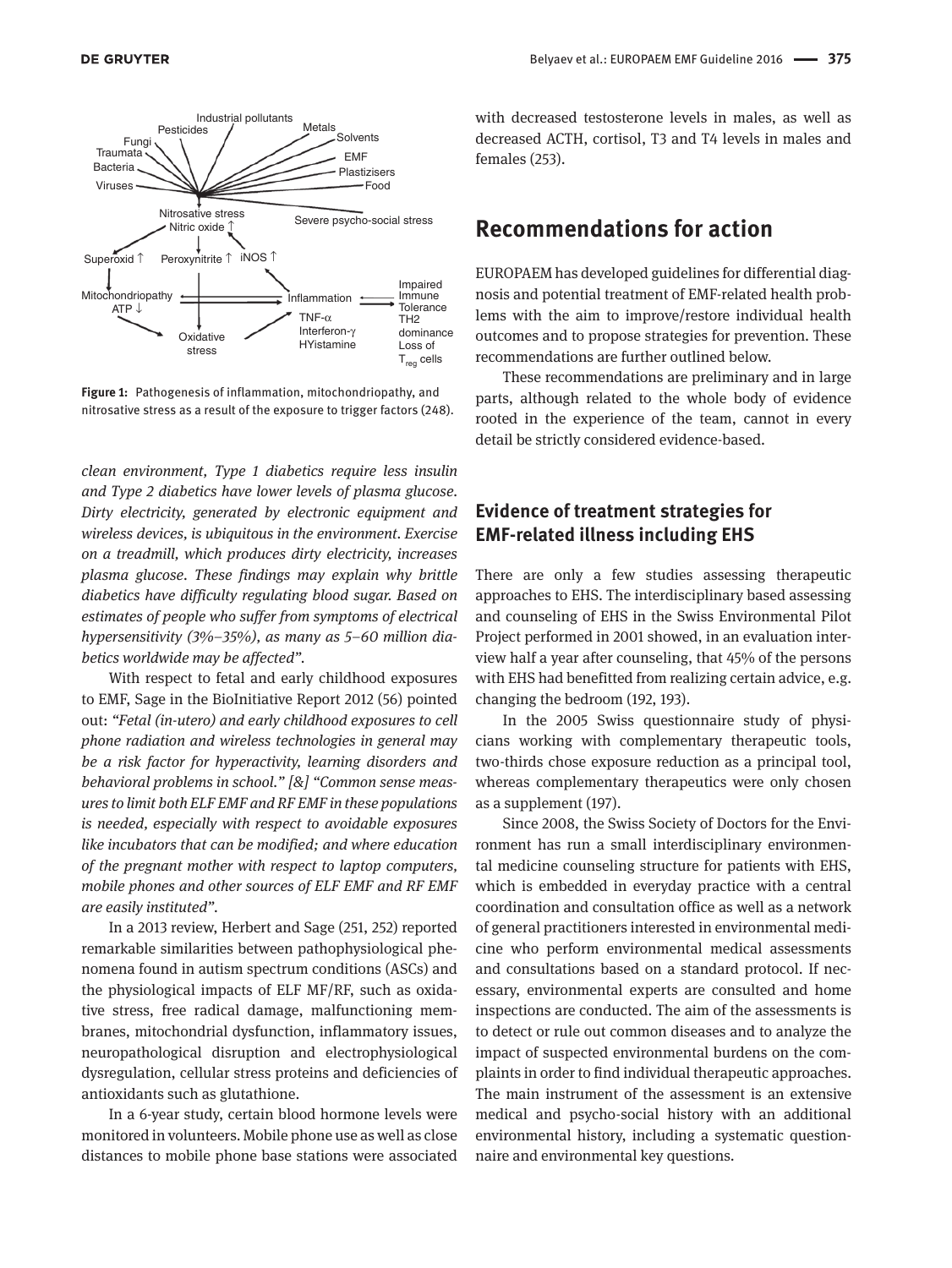Figure 1: Pathogenesis of inflammation, mitochondriopathy, and nitrosative stress as a result of the exposure to trigger factors (248).

*clean environment, Type 1 diabetics require less insulin and Type 2 diabetics have lower levels of plasma glucose. Dirty electricity, generated by electronic equipment and wireless devices, is ubiquitous in the environment. Exercise on a treadmill, which produces dirty electricity, increases plasma glucose. These findings may explain why brittle diabetics have difficulty regulating blood sugar. Based on estimates of people who suffer from symptoms of electrical hypersensitivity (3%–35%), as many as 5–60 million diabetics worldwide may be affected".*

With respect to fetal and early childhood exposures to EMF, Sage in the BioInitiative Report 2012 (56) pointed out: *"Fetal (in-utero) and early childhood exposures to cell phone radiation and wireless technologies in general may be a risk factor for hyperactivity, learning disorders and behavioral problems in school." [&] "Common sense measures to limit both ELF EMF and RF EMF in these populations is needed, especially with respect to avoidable exposures like incubators that can be modified; and where education of the pregnant mother with respect to laptop computers, mobile phones and other sources of ELF EMF and RF EMF are easily instituted".*

In a 2013 review, Herbert and Sage (251, 252) reported remarkable similarities between pathophysiological phenomena found in autism spectrum conditions (ASCs) and the physiological impacts of ELF MF/RF, such as oxidative stress, free radical damage, malfunctioning membranes, mitochondrial dysfunction, inflammatory issues, neuropathological disruption and electrophysiological dysregulation, cellular stress proteins and deficiencies of antioxidants such as glutathione.

In a 6-year study, certain blood hormone levels were monitored in volunteers. Mobile phone use as well as close distances to mobile phone base stations were associated with decreased testosterone levels in males, as well as decreased ACTH, cortisol, T3 and T4 levels in males and females (253).

## Recommendations for action

EUROPAEM has developed guidelines for differential diagnosis and potential treatment of EMF-related health problems with the aim to improve/restore individual health outcomes and to propose strategies for prevention. These recommendations are further outlined below.

These recommendations are preliminary and in large parts, although related to the whole body of evidence rooted in the experience of the team, cannot in every detail be strictly considered evidence-based.

### Evidence of treatment strategies for EMF-related illness including EHS

There are only a few studies assessing therapeutic approaches to EHS. The interdisciplinary based assessing and counseling of EHS in the Swiss Environmental Pilot Project performed in 2001 showed, in an evaluation interview half a year after counseling, that 45% of the persons with EHS had benefitted from realizing certain advice, e.g. changing the bedroom (192, 193).

In the 2005 Swiss questionnaire study of physicians working with complementary therapeutic tools, two-thirds chose exposure reduction as a principal tool, whereas complementary therapeutics were only chosen as a supplement (197).

Since 2008, the Swiss Society of Doctors for the Environment has run a small interdisciplinary environmental medicine counseling structure for patients with EHS, which is embedded in everyday practice with a central coordination and consultation office as well as a network of general practitioners interested in environmental medicine who perform environmental medical assessments and consultations based on a standard protocol. If necessary, environmental experts are consulted and home inspections are conducted. The aim of the assessments is to detect or rule out common diseases and to analyze the impact of suspected environmental burdens on the complaints in order to find individual therapeutic approaches. The main instrument of the assessment is an extensive medical and psycho-social history with an additional environmental history, including a systematic questionnaire and environmental key questions.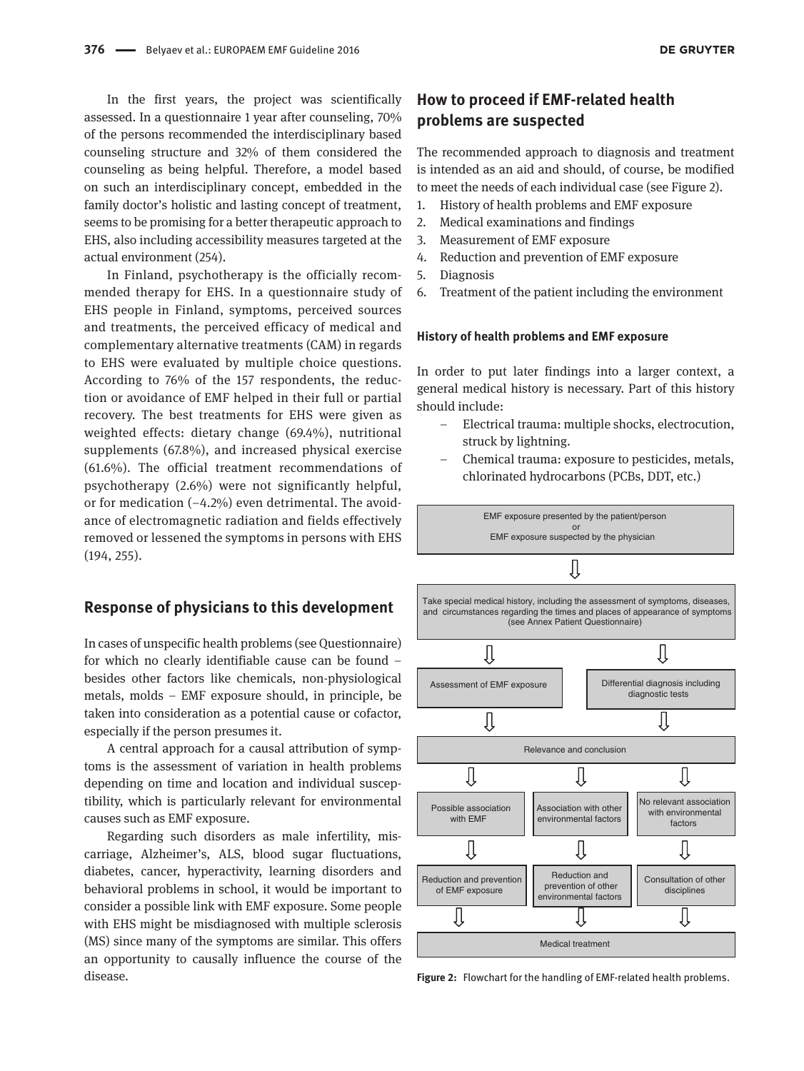In the first years, the project was scientifically assessed. In a questionnaire 1 year after counseling, 70% of the persons recommended the interdisciplinary based counseling structure and 32% of them considered the counseling as being helpful. Therefore, a model based on such an interdisciplinary concept, embedded in the family doctor's holistic and lasting concept of treatment, seems to be promising for a better therapeutic approach to EHS, also including accessibility measures targeted at the actual environment (254).

In Finland, psychotherapy is the officially recommended therapy for EHS. In a questionnaire study of EHS people in Finland, symptoms, perceived sources and treatments, the perceived efficacy of medical and complementary alternative treatments (CAM) in regards to EHS were evaluated by multiple choice questions. According to 76% of the 157 respondents, the reduction or avoidance of EMF helped in their full or partial recovery. The best treatments for EHS were given as weighted effects: dietary change (69.4%), nutritional supplements (67.8%), and increased physical exercise (61.6%). The official treatment recommendations of psychotherapy (2.6%) were not significantly helpful, or for medication (−4.2%) even detrimental. The avoidance of electromagnetic radiation and fields effectively removed or lessened the symptoms in persons with EHS (194, 255).

## Response of physicians to this development

In cases of unspecific health problems (see Questionnaire) for which no clearly identifiable cause can be found – besides other factors like chemicals, non-physiological metals, molds – EMF exposure should, in principle, be taken into consideration as a potential cause or cofactor, especially if the person presumes it.

A central approach for a causal attribution of symptoms is the assessment of variation in health problems depending on time and location and individual susceptibility, which is particularly relevant for environmental causes such as EMF exposure.

Regarding such disorders as male infertility, miscarriage, Alzheimer's, ALS, blood sugar fluctuations, diabetes, cancer, hyperactivity, learning disorders and behavioral problems in school, it would be important to consider a possible link with EMF exposure. Some people with EHS might be misdiagnosed with multiple sclerosis (MS) since many of the symptoms are similar. This offers an opportunity to causally influence the course of the disease.

## How to proceed if EMF-related health problems are suspected

The recommended approach to diagnosis and treatment is intended as an aid and should, of course, be modified to meet the needs of each individual case (see Figure 2).

1. History of health problems and EMF exposure
2. Medical examinations and findings
3. Measurement of EMF exposure
4. Reduction and prevention of EMF exposure
5. Diagnosis
6. Treatment of the patient including the environment

### History of health problems and EMF exposure

In order to put later findings into a larger context, a general medical history is necessary. Part of this history should include:

- Electrical trauma: multiple shocks, electrocution, struck by lightning.
- Chemical trauma: exposure to pesticides, metals, chlorinated hydrocarbons (PCBs, DDT, etc.)

EMF exposure presented by the patient/person or EMF exposure suspected by the physician

⇓

Take special medical history, including the assessment of symptoms, diseases, and circumstances regarding the times and places of appearance of symptoms (see Annex Patient Questionnaire)

⇓ Assessment of EMF exposure | ⇓ Differential diagnosis including diagnostic tests

⇓

Relevance and conclusion

⇓ Possible association with EMF → Reduction and prevention of EMF exposure

⇓ Association with other environmental factors → Reduction and prevention of other environmental factors

⇓ No relevant association with environmental factors → Consultation of other disciplines

⇓

Medical treatment

**Figure 2:** Flowchart for the handling of EMF-related health problems.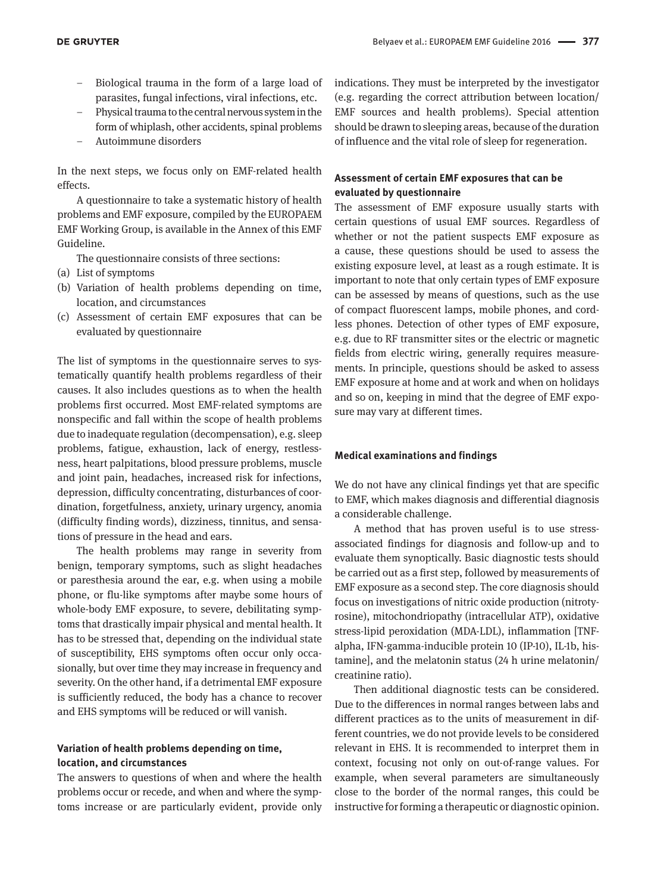- Biological trauma in the form of a large load of parasites, fungal infections, viral infections, etc.
- Physical trauma to the central nervous system in the form of whiplash, other accidents, spinal problems
- Autoimmune disorders

In the next steps, we focus only on EMF-related health effects.

A questionnaire to take a systematic history of health problems and EMF exposure, compiled by the EUROPAEM EMF Working Group, is available in the Annex of this EMF Guideline.

The questionnaire consists of three sections:

(a) List of symptoms
(b) Variation of health problems depending on time, location, and circumstances
(c) Assessment of certain EMF exposures that can be evaluated by questionnaire

The list of symptoms in the questionnaire serves to systematically quantify health problems regardless of their causes. It also includes questions as to when the health problems first occurred. Most EMF-related symptoms are nonspecific and fall within the scope of health problems due to inadequate regulation (decompensation), e.g. sleep problems, fatigue, exhaustion, lack of energy, restlessness, heart palpitations, blood pressure problems, muscle and joint pain, headaches, increased risk for infections, depression, difficulty concentrating, disturbances of coordination, forgetfulness, anxiety, urinary urgency, anomia (difficulty finding words), dizziness, tinnitus, and sensations of pressure in the head and ears.

The health problems may range in severity from benign, temporary symptoms, such as slight headaches or paresthesia around the ear, e.g. when using a mobile phone, or flu-like symptoms after maybe some hours of whole-body EMF exposure, to severe, debilitating symptoms that drastically impair physical and mental health. It has to be stressed that, depending on the individual state of susceptibility, EHS symptoms often occur only occasionally, but over time they may increase in frequency and severity. On the other hand, if a detrimental EMF exposure is sufficiently reduced, the body has a chance to recover and EHS symptoms will be reduced or will vanish.

#### Variation of health problems depending on time, location, and circumstances

The answers to questions of when and where the health problems occur or recede, and when and where the symptoms increase or are particularly evident, provide only indications. They must be interpreted by the investigator (e.g. regarding the correct attribution between location/EMF sources and health problems). Special attention should be drawn to sleeping areas, because of the duration of influence and the vital role of sleep for regeneration.

#### Assessment of certain EMF exposures that can be evaluated by questionnaire

The assessment of EMF exposure usually starts with certain questions of usual EMF sources. Regardless of whether or not the patient suspects EMF exposure as a cause, these questions should be used to assess the existing exposure level, at least as a rough estimate. It is important to note that only certain types of EMF exposure can be assessed by means of questions, such as the use of compact fluorescent lamps, mobile phones, and cordless phones. Detection of other types of EMF exposure, e.g. due to RF transmitter sites or the electric or magnetic fields from electric wiring, generally requires measurements. In principle, questions should be asked to assess EMF exposure at home and at work and when on holidays and so on, keeping in mind that the degree of EMF exposure may vary at different times.

### Medical examinations and findings

We do not have any clinical findings yet that are specific to EMF, which makes diagnosis and differential diagnosis a considerable challenge.

A method that has proven useful is to use stress-associated findings for diagnosis and follow-up and to evaluate them synoptically. Basic diagnostic tests should be carried out as a first step, followed by measurements of EMF exposure as a second step. The core diagnosis should focus on investigations of nitric oxide production (nitrotyrosine), mitochondriopathy (intracellular ATP), oxidative stress-lipid peroxidation (MDA-LDL), inflammation [TNF-alpha, IFN-gamma-inducible protein 10 (IP-10), IL-1b, histamine], and the melatonin status (24 h urine melatonin/creatinine ratio).

Then additional diagnostic tests can be considered. Due to the differences in normal ranges between labs and different practices as to the units of measurement in different countries, we do not provide levels to be considered relevant in EHS. It is recommended to interpret them in context, focusing not only on out-of-range values. For example, when several parameters are simultaneously close to the border of the normal ranges, this could be instructive for forming a therapeutic or diagnostic opinion.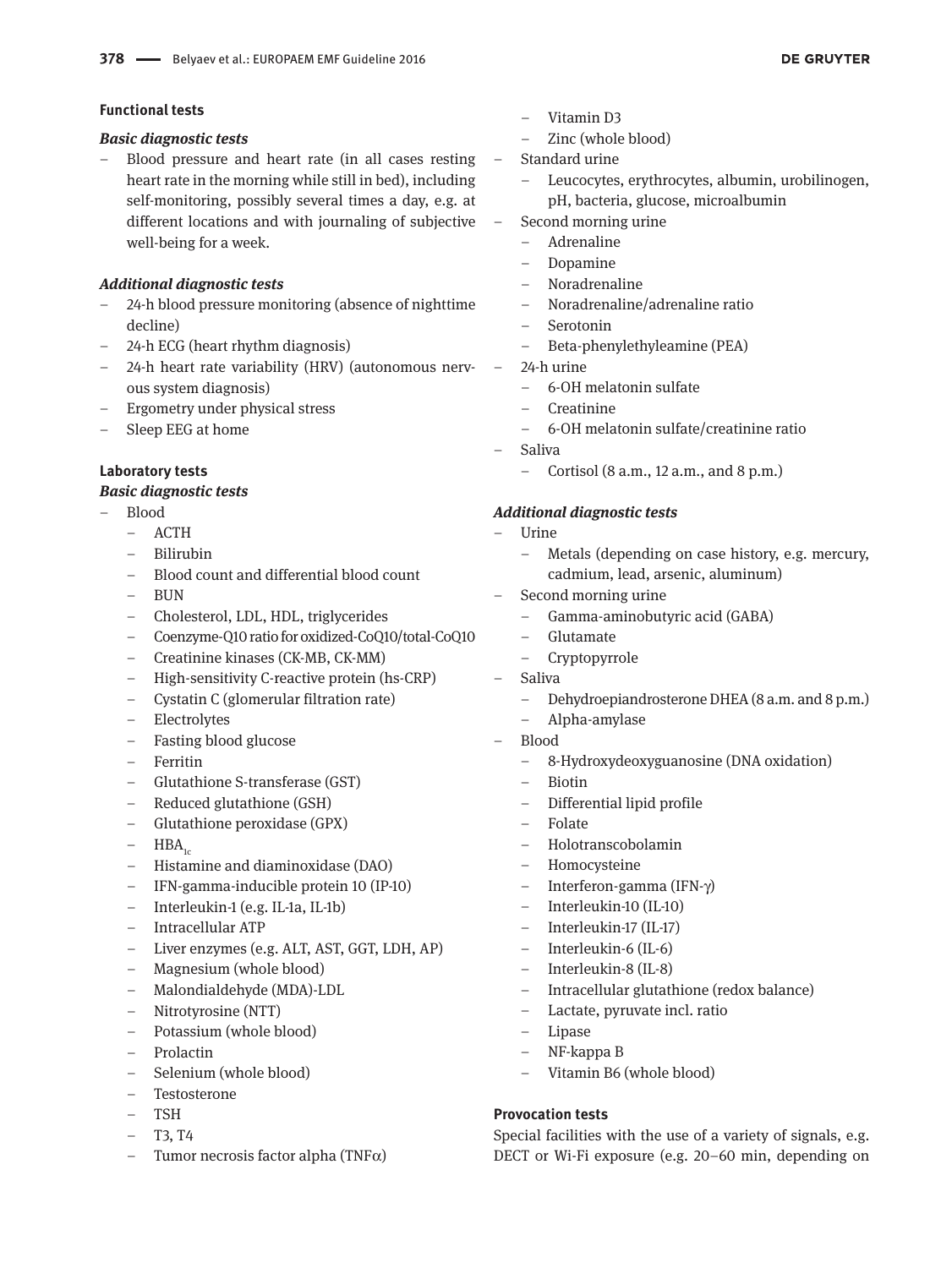**Functional tests**

***Basic diagnostic tests***

- Blood pressure and heart rate (in all cases resting heart rate in the morning while still in bed), including self-monitoring, possibly several times a day, e.g. at different locations and with journaling of subjective well-being for a week.

***Additional diagnostic tests***

- 24-h blood pressure monitoring (absence of nighttime decline)
- 24-h ECG (heart rhythm diagnosis)
- 24-h heart rate variability (HRV) (autonomous nervous system diagnosis)
- Ergometry under physical stress
- Sleep EEG at home

**Laboratory tests**

***Basic diagnostic tests***

- Blood
  - ACTH
  - Bilirubin
  - Blood count and differential blood count
  - BUN
  - Cholesterol, LDL, HDL, triglycerides
  - Coenzyme-Q10 ratio for oxidized-CoQ10/total-CoQ10
  - Creatinine kinases (CK-MB, CK-MM)
  - High-sensitivity C-reactive protein (hs-CRP)
  - Cystatin C (glomerular filtration rate)
  - Electrolytes
  - Fasting blood glucose
  - Ferritin
  - Glutathione S-transferase (GST)
  - Reduced glutathione (GSH)
  - Glutathione peroxidase (GPX)
  - $HBA_{1c}$
  - Histamine and diaminoxidase (DAO)
  - IFN-gamma-inducible protein 10 (IP-10)
  - Interleukin-1 (e.g. IL-1a, IL-1b)
  - Intracellular ATP
  - Liver enzymes (e.g. ALT, AST, GGT, LDH, AP)
  - Magnesium (whole blood)
  - Malondialdehyde (MDA)-LDL
  - Nitrotyrosine (NTT)
  - Potassium (whole blood)
  - Prolactin
  - Selenium (whole blood)
  - Testosterone
  - TSH
  - T3, T4
  - Tumor necrosis factor alpha (TNF$\alpha$)
  - Vitamin D3
  - Zinc (whole blood)
- Standard urine
  - Leucocytes, erythrocytes, albumin, urobilinogen, pH, bacteria, glucose, microalbumin
- Second morning urine
  - Adrenaline
  - Dopamine
  - Noradrenaline
  - Noradrenaline/adrenaline ratio
  - Serotonin
  - Beta-phenylethyleamine (PEA)
- 24-h urine
  - 6-OH melatonin sulfate
  - Creatinine
  - 6-OH melatonin sulfate/creatinine ratio
- Saliva
  - Cortisol (8 a.m., 12 a.m., and 8 p.m.)

***Additional diagnostic tests***

- Urine
  - Metals (depending on case history, e.g. mercury, cadmium, lead, arsenic, aluminum)
- Second morning urine
  - Gamma-aminobutyric acid (GABA)
  - Glutamate
  - Cryptopyrrole
- Saliva
  - Dehydroepiandrosterone DHEA (8 a.m. and 8 p.m.)
  - Alpha-amylase
- Blood
  - 8-Hydroxydeoxyguanosine (DNA oxidation)
  - Biotin
  - Differential lipid profile
  - Folate
  - Holotranscobolamin
  - Homocysteine
  - Interferon-gamma (IFN-$\gamma$)
  - Interleukin-10 (IL-10)
  - Interleukin-17 (IL-17)
  - Interleukin-6 (IL-6)
  - Interleukin-8 (IL-8)
  - Intracellular glutathione (redox balance)
  - Lactate, pyruvate incl. ratio
  - Lipase
  - NF-kappa B
  - Vitamin B6 (whole blood)

**Provocation tests**

Special facilities with the use of a variety of signals, e.g. DECT or Wi-Fi exposure (e.g. 20–60 min, depending on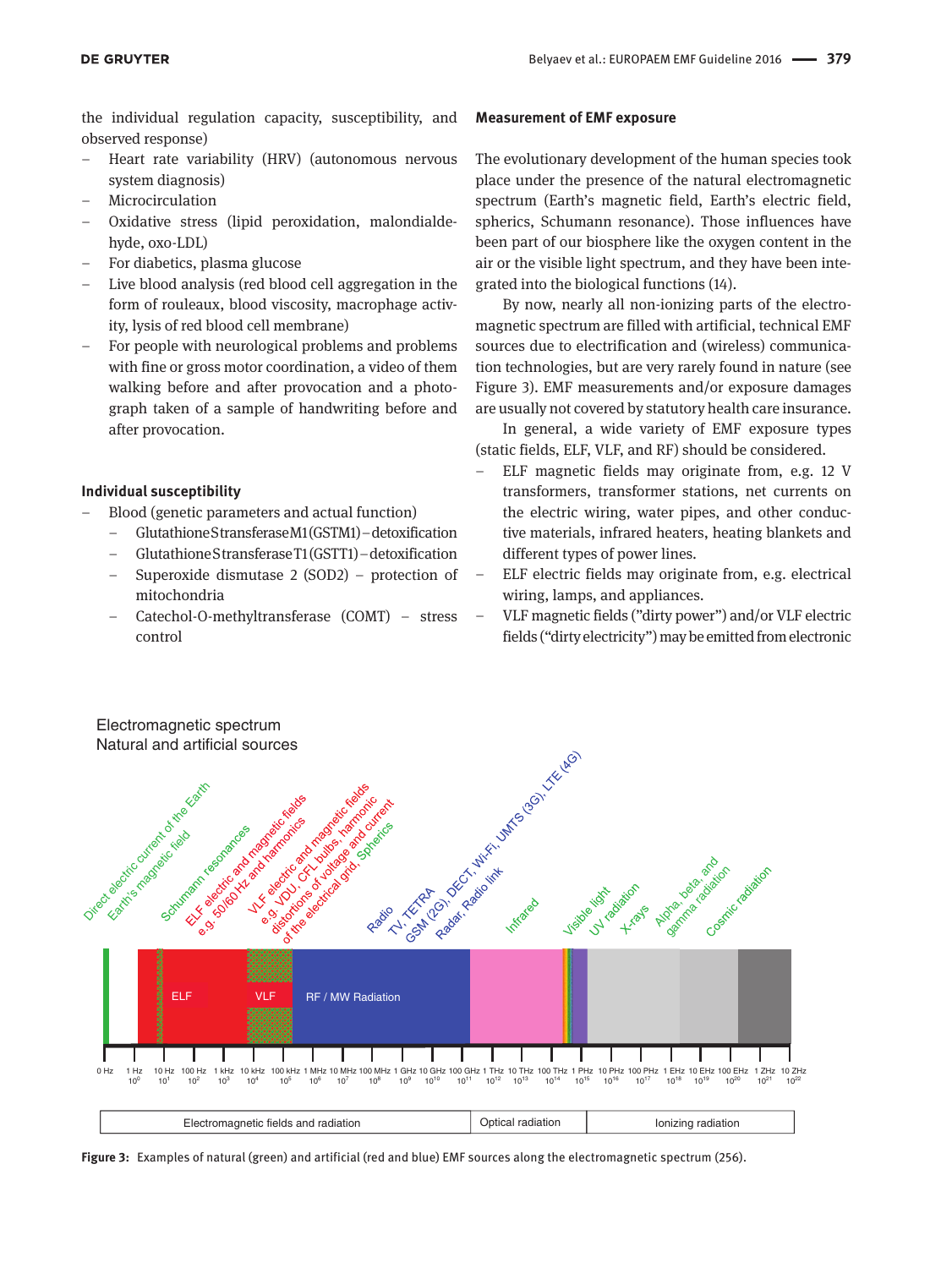the individual regulation capacity, susceptibility, and observed response)

- Heart rate variability (HRV) (autonomous nervous system diagnosis)
- Microcirculation
- Oxidative stress (lipid peroxidation, malondialdehyde, oxo-LDL)
- For diabetics, plasma glucose
- Live blood analysis (red blood cell aggregation in the form of rouleaux, blood viscosity, macrophage activity, lysis of red blood cell membrane)
- For people with neurological problems and problems with fine or gross motor coordination, a video of them walking before and after provocation and a photograph taken of a sample of handwriting before and after provocation.

### Individual susceptibility

- Blood (genetic parameters and actual function)
  - Glutathione S transferase M1 (GSTM1) – detoxification
  - Glutathione S transferase T1 (GSTT1) – detoxification
  - Superoxide dismutase 2 (SOD2) – protection of mitochondria
  - Catechol-O-methyltransferase (COMT) – stress control

### Measurement of EMF exposure

The evolutionary development of the human species took place under the presence of the natural electromagnetic spectrum (Earth's magnetic field, Earth's electric field, spherics, Schumann resonance). Those influences have been part of our biosphere like the oxygen content in the air or the visible light spectrum, and they have been integrated into the biological functions (14).

By now, nearly all non-ionizing parts of the electromagnetic spectrum are filled with artificial, technical EMF sources due to electrification and (wireless) communication technologies, but are very rarely found in nature (see Figure 3). EMF measurements and/or exposure damages are usually not covered by statutory health care insurance.

In general, a wide variety of EMF exposure types (static fields, ELF, VLF, and RF) should be considered.

- ELF magnetic fields may originate from, e.g. 12 V transformers, transformer stations, net currents on the electric wiring, water pipes, and other conductive materials, infrared heaters, heating blankets and different types of power lines.
- ELF electric fields may originate from, e.g. electrical wiring, lamps, and appliances.
- VLF magnetic fields ("dirty power") and/or VLF electric fields ("dirty electricity") may be emitted from electronic

**Figure 3:** Examples of natural (green) and artificial (red and blue) EMF sources along the electromagnetic spectrum (256).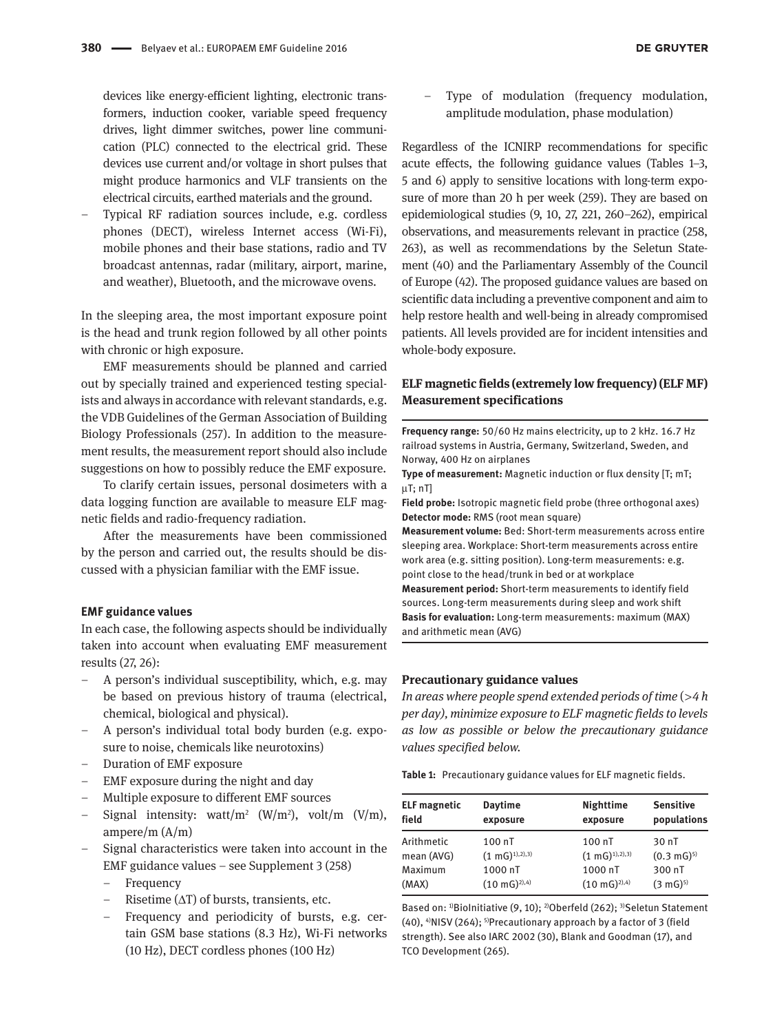devices like energy-efficient lighting, electronic transformers, induction cooker, variable speed frequency drives, light dimmer switches, power line communication (PLC) connected to the electrical grid. These devices use current and/or voltage in short pulses that might produce harmonics and VLF transients on the electrical circuits, earthed materials and the ground.
- Typical RF radiation sources include, e.g. cordless phones (DECT), wireless Internet access (Wi-Fi), mobile phones and their base stations, radio and TV broadcast antennas, radar (military, airport, marine, and weather), Bluetooth, and the microwave ovens.

In the sleeping area, the most important exposure point is the head and trunk region followed by all other points with chronic or high exposure.

EMF measurements should be planned and carried out by specially trained and experienced testing specialists and always in accordance with relevant standards, e.g. the VDB Guidelines of the German Association of Building Biology Professionals (257). In addition to the measurement results, the measurement report should also include suggestions on how to possibly reduce the EMF exposure.

To clarify certain issues, personal dosimeters with a data logging function are available to measure ELF magnetic fields and radio-frequency radiation.

After the measurements have been commissioned by the person and carried out, the results should be discussed with a physician familiar with the EMF issue.

#### EMF guidance values

In each case, the following aspects should be individually taken into account when evaluating EMF measurement results (27, 26):

- A person's individual susceptibility, which, e.g. may be based on previous history of trauma (electrical, chemical, biological and physical).
- A person's individual total body burden (e.g. exposure to noise, chemicals like neurotoxins)
- Duration of EMF exposure
- EMF exposure during the night and day
- Multiple exposure to different EMF sources
- Signal intensity: watt/m$^2$ (W/m$^2$), volt/m (V/m), ampere/m (A/m)
- Signal characteristics were taken into account in the EMF guidance values – see Supplement 3 (258)
  - Frequency
  - Risetime ($\Delta T$) of bursts, transients, etc.
  - Frequency and periodicity of bursts, e.g. certain GSM base stations (8.3 Hz), Wi-Fi networks (10 Hz), DECT cordless phones (100 Hz)
  - Type of modulation (frequency modulation, amplitude modulation, phase modulation)

Regardless of the ICNIRP recommendations for specific acute effects, the following guidance values (Tables 1–3, 5 and 6) apply to sensitive locations with long-term exposure of more than 20 h per week (259). They are based on epidemiological studies (9, 10, 27, 221, 260–262), empirical observations, and measurements relevant in practice (258, 263), as well as recommendations by the Seletun Statement (40) and the Parliamentary Assembly of the Council of Europe (42). The proposed guidance values are based on scientific data including a preventive component and aim to help restore health and well-being in already compromised patients. All levels provided are for incident intensities and whole-body exposure.

### ELF magnetic fields (extremely low frequency) (ELF MF) Measurement specifications

**Frequency range:** 50/60 Hz mains electricity, up to 2 kHz. 16.7 Hz railroad systems in Austria, Germany, Switzerland, Sweden, and Norway, 400 Hz on airplanes
**Type of measurement:** Magnetic induction or flux density [T; mT; μT; nT]
**Field probe:** Isotropic magnetic field probe (three orthogonal axes)
**Detector mode:** RMS (root mean square)
**Measurement volume:** Bed: Short-term measurements across entire sleeping area. Workplace: Short-term measurements across entire work area (e.g. sitting position). Long-term measurements: e.g. point close to the head/trunk in bed or at workplace
**Measurement period:** Short-term measurements to identify field sources. Long-term measurements during sleep and work shift
**Basis for evaluation:** Long-term measurements: maximum (MAX) and arithmetic mean (AVG)

#### Precautionary guidance values

*In areas where people spend extended periods of time (>4 h per day), minimize exposure to ELF magnetic fields to levels as low as possible or below the precautionary guidance values specified below.*

**Table 1:** Precautionary guidance values for ELF magnetic fields.

| ELF magnetic field | Daytime exposure | Nighttime exposure | Sensitive populations |
|---|---|---|---|
| Arithmetic mean (AVG) | 100 nT (1 mG)[1),2),3)] | 100 nT (1 mG)[1),2),3)] | 30 nT (0.3 mG)[5)] |
| Maximum (MAX) | 1000 nT (10 mG)[2),4)] | 1000 nT (10 mG)[2),4)] | 300 nT (3 mG)[5)] |

Based on: [1)]BioInitiative (9, 10); [2)]Oberfeld (262); [3)]Seletun Statement (40), [4)]NISV (264); [5)]Precautionary approach by a factor of 3 (field strength). See also IARC 2002 (30), Blank and Goodman (17), and TCO Development (265).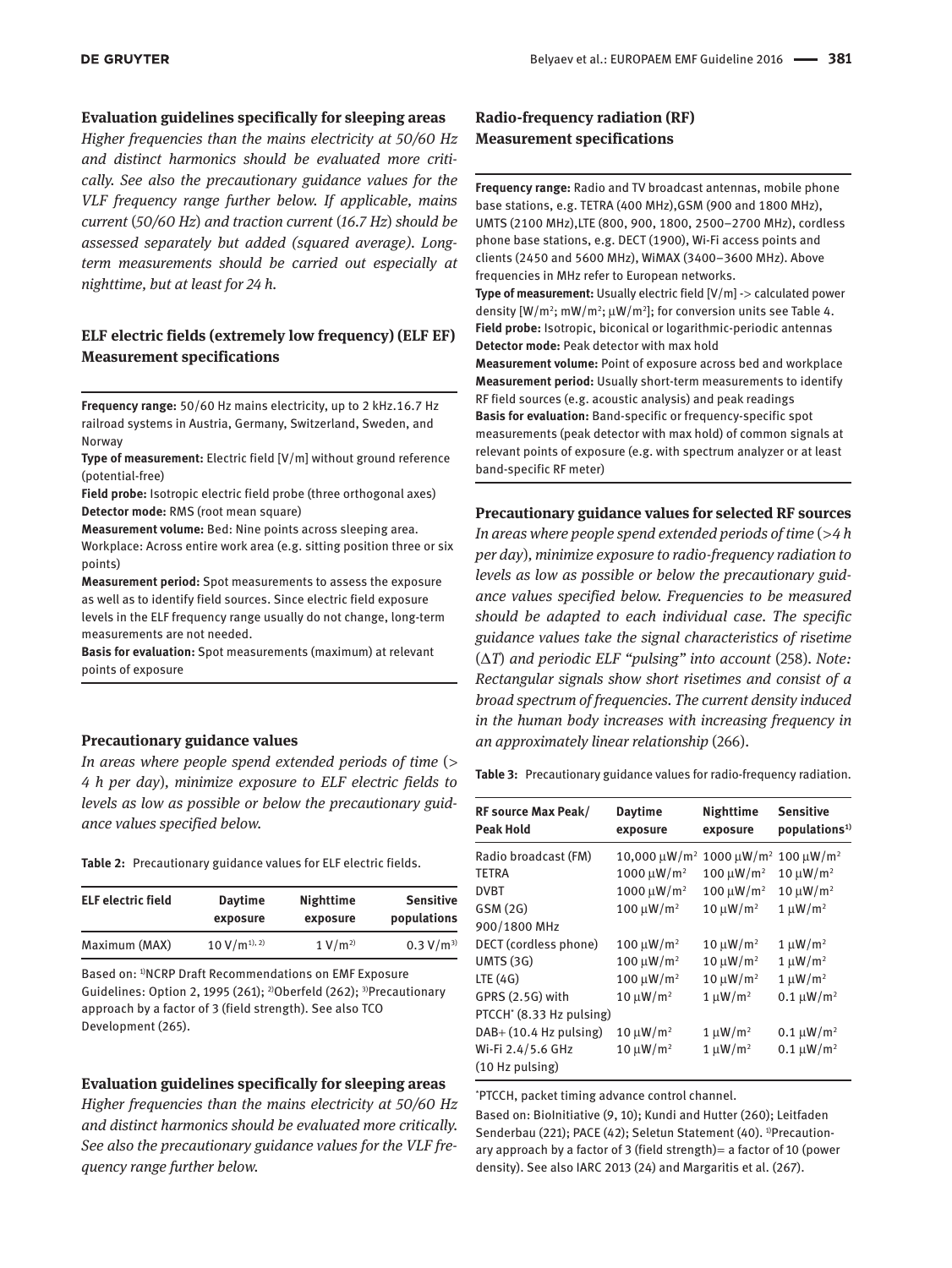### Evaluation guidelines specifically for sleeping areas

*Higher frequencies than the mains electricity at 50/60 Hz and distinct harmonics should be evaluated more critically. See also the precautionary guidance values for the VLF frequency range further below. If applicable, mains current (50/60 Hz) and traction current (16.7 Hz) should be assessed separately but added (squared average). Long-term measurements should be carried out especially at nighttime, but at least for 24 h.*

### ELF electric fields (extremely low frequency) (ELF EF) Measurement specifications

**Frequency range:** 50/60 Hz mains electricity, up to 2 kHz.16.7 Hz railroad systems in Austria, Germany, Switzerland, Sweden, and Norway

**Type of measurement:** Electric field [V/m] without ground reference (potential-free)

**Field probe:** Isotropic electric field probe (three orthogonal axes)

**Detector mode:** RMS (root mean square)

**Measurement volume:** Bed: Nine points across sleeping area. Workplace: Across entire work area (e.g. sitting position three or six points)

**Measurement period:** Spot measurements to assess the exposure as well as to identify field sources. Since electric field exposure levels in the ELF frequency range usually do not change, long-term measurements are not needed.

**Basis for evaluation:** Spot measurements (maximum) at relevant points of exposure

### Precautionary guidance values

*In areas where people spend extended periods of time (> 4 h per day), minimize exposure to ELF electric fields to levels as low as possible or below the precautionary guidance values specified below.*

**Table 2:** Precautionary guidance values for ELF electric fields.

| ELF electric field | Daytime exposure | Nighttime exposure | Sensitive populations |
|---|---|---|---|
| Maximum (MAX) | 10 V/m[1, 2] | 1 V/m[2] | 0.3 V/m[3] |

Based on: [1]NCRP Draft Recommendations on EMF Exposure Guidelines: Option 2, 1995 (261); [2]Oberfeld (262); [3]Precautionary approach by a factor of 3 (field strength). See also TCO Development (265).

### Evaluation guidelines specifically for sleeping areas

*Higher frequencies than the mains electricity at 50/60 Hz and distinct harmonics should be evaluated more critically. See also the precautionary guidance values for the VLF frequency range further below.*

### Radio-frequency radiation (RF) Measurement specifications

**Frequency range:** Radio and TV broadcast antennas, mobile phone base stations, e.g. TETRA (400 MHz),GSM (900 and 1800 MHz), UMTS (2100 MHz),LTE (800, 900, 1800, 2500–2700 MHz), cordless phone base stations, e.g. DECT (1900), Wi-Fi access points and clients (2450 and 5600 MHz), WiMAX (3400–3600 MHz). Above frequencies in MHz refer to European networks.

**Type of measurement:** Usually electric field [V/m] -> calculated power density [W/m²; mW/m²; μW/m²]; for conversion units see Table 4.

**Field probe:** Isotropic, biconical or logarithmic-periodic antennas

**Detector mode:** Peak detector with max hold

**Measurement volume:** Point of exposure across bed and workplace

**Measurement period:** Usually short-term measurements to identify RF field sources (e.g. acoustic analysis) and peak readings

**Basis for evaluation:** Band-specific or frequency-specific spot measurements (peak detector with max hold) of common signals at relevant points of exposure (e.g. with spectrum analyzer or at least band-specific RF meter)

### Precautionary guidance values for selected RF sources

*In areas where people spend extended periods of time (>4 h per day), minimize exposure to radio-frequency radiation to levels as low as possible or below the precautionary guidance values specified below. Frequencies to be measured should be adapted to each individual case. The specific guidance values take the signal characteristics of risetime ($\Delta T$) and periodic ELF "pulsing" into account (258). Note: Rectangular signals show short risetimes and consist of a broad spectrum of frequencies. The current density induced in the human body increases with increasing frequency in an approximately linear relationship (266).*

**Table 3:** Precautionary guidance values for radio-frequency radiation.

| RF source Max Peak/ Peak Hold | Daytime exposure | Nighttime exposure | Sensitive populations[1] |
|---|---|---|---|
| Radio broadcast (FM) | 10,000 μW/m² | 1000 μW/m² | 100 μW/m² |
| TETRA | 1000 μW/m² | 100 μW/m² | 10 μW/m² |
| DVBT | 1000 μW/m² | 100 μW/m² | 10 μW/m² |
| GSM (2G) 900/1800 MHz | 100 μW/m² | 10 μW/m² | 1 μW/m² |
| DECT (cordless phone) | 100 μW/m² | 10 μW/m² | 1 μW/m² |
| UMTS (3G) | 100 μW/m² | 10 μW/m² | 1 μW/m² |
| LTE (4G) | 100 μW/m² | 10 μW/m² | 1 μW/m² |
| GPRS (2.5G) with PTCCH* (8.33 Hz pulsing) | 10 μW/m² | 1 μW/m² | 0.1 μW/m² |
| DAB+ (10.4 Hz pulsing) | 10 μW/m² | 1 μW/m² | 0.1 μW/m² |
| Wi-Fi 2.4/5.6 GHz (10 Hz pulsing) | 10 μW/m² | 1 μW/m² | 0.1 μW/m² |

*PTCCH, packet timing advance control channel.

Based on: BioInitiative (9, 10); Kundi and Hutter (260); Leitfaden Senderbau (221); PACE (42); Seletun Statement (40). [1]Precautionary approach by a factor of 3 (field strength)= a factor of 10 (power density). See also IARC 2013 (24) and Margaritis et al. (267).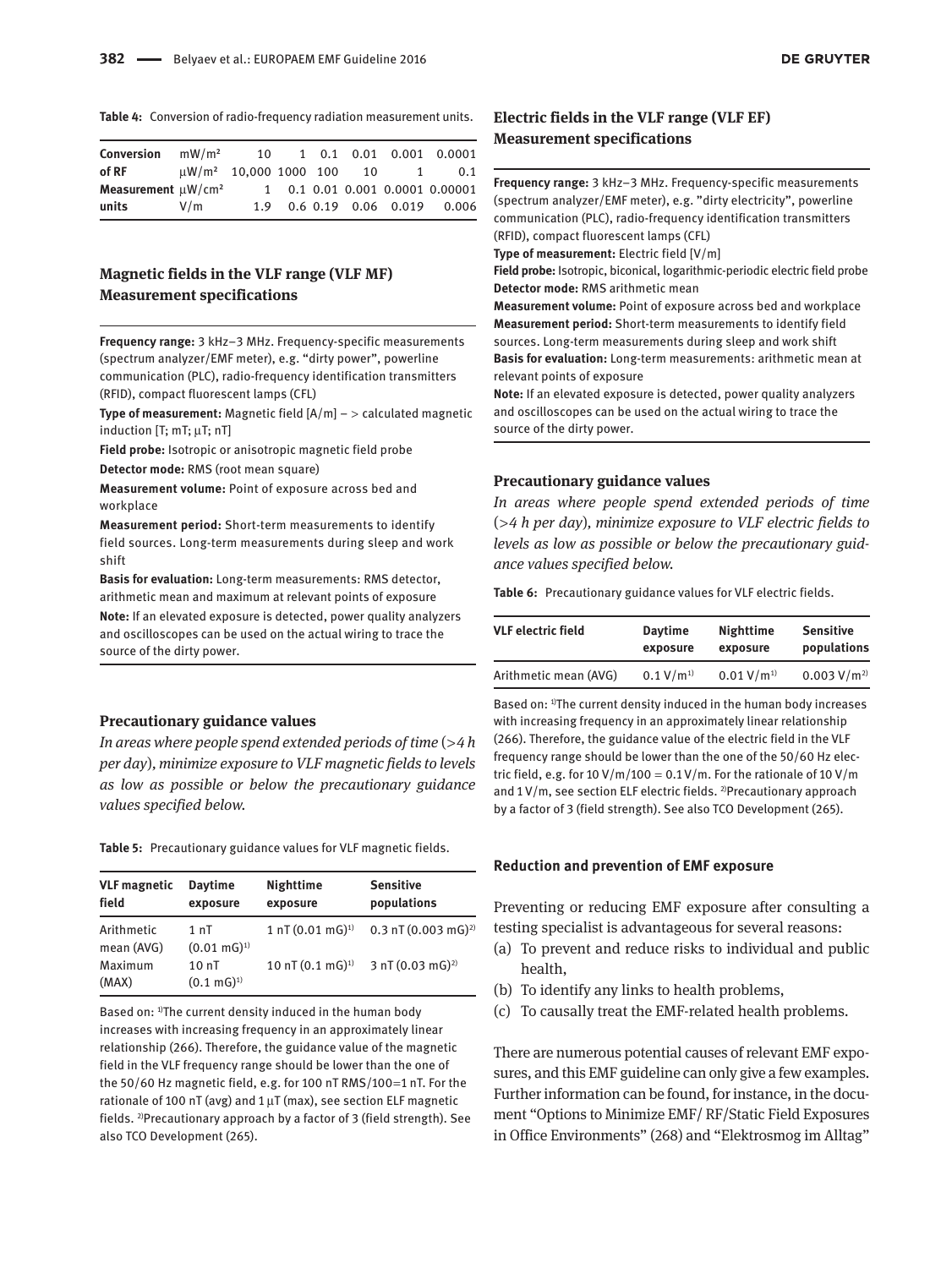**Table 4:** Conversion of radio-frequency radiation measurement units.

| | | | | | | | |
|---|---|---|---|---|---|---|---|
| **Conversion of RF Measurement units** | mW/m² | 10 | 1 | 0.1 | 0.01 | 0.001 | 0.0001 |
| | μW/m² | 10,000 | 1000 | 100 | 10 | 1 | 0.1 |
| | μW/cm² | 1 | 0.1 | 0.01 | 0.001 | 0.0001 | 0.00001 |
| | V/m | 1.9 | 0.6 | 0.19 | 0.06 | 0.019 | 0.006 |

## Magnetic fields in the VLF range (VLF MF) Measurement specifications

**Frequency range:** 3 kHz–3 MHz. Frequency-specific measurements (spectrum analyzer/EMF meter), e.g. "dirty power", powerline communication (PLC), radio-frequency identification transmitters (RFID), compact fluorescent lamps (CFL)

**Type of measurement:** Magnetic field [A/m] – > calculated magnetic induction [T; mT; μT; nT]

**Field probe:** Isotropic or anisotropic magnetic field probe

**Detector mode:** RMS (root mean square)

**Measurement volume:** Point of exposure across bed and workplace

**Measurement period:** Short-term measurements to identify field sources. Long-term measurements during sleep and work shift

**Basis for evaluation:** Long-term measurements: RMS detector, arithmetic mean and maximum at relevant points of exposure

**Note:** If an elevated exposure is detected, power quality analyzers and oscilloscopes can be used on the actual wiring to trace the source of the dirty power.

### Precautionary guidance values

*In areas where people spend extended periods of time (>4 h per day), minimize exposure to VLF magnetic fields to levels as low as possible or below the precautionary guidance values specified below.*

**Table 5:** Precautionary guidance values for VLF magnetic fields.

| VLF magnetic field | Daytime exposure | Nighttime exposure | Sensitive populations |
|---|---|---|---|
| Arithmetic mean (AVG) | 1 nT (0.01 mG)[1] | 1 nT (0.01 mG)[1] | 0.3 nT (0.003 mG)[2] |
| Maximum (MAX) | 10 nT (0.1 mG)[1] | 10 nT (0.1 mG)[1] | 3 nT (0.03 mG)[2] |

Based on: [1]The current density induced in the human body increases with increasing frequency in an approximately linear relationship (266). Therefore, the guidance value of the magnetic field in the VLF frequency range should be lower than the one of the 50/60 Hz magnetic field, e.g. for 100 nT RMS/100=1 nT. For the rationale of 100 nT (avg) and 1 μT (max), see section ELF magnetic fields. [2]Precautionary approach by a factor of 3 (field strength). See also TCO Development (265).

## Electric fields in the VLF range (VLF EF) Measurement specifications

**Frequency range:** 3 kHz–3 MHz. Frequency-specific measurements (spectrum analyzer/EMF meter), e.g. "dirty electricity", powerline communication (PLC), radio-frequency identification transmitters (RFID), compact fluorescent lamps (CFL)

**Type of measurement:** Electric field [V/m]

**Field probe:** Isotropic, biconical, logarithmic-periodic electric field probe

**Detector mode:** RMS arithmetic mean

**Measurement volume:** Point of exposure across bed and workplace

**Measurement period:** Short-term measurements to identify field sources. Long-term measurements during sleep and work shift

**Basis for evaluation:** Long-term measurements: arithmetic mean at relevant points of exposure

**Note:** If an elevated exposure is detected, power quality analyzers and oscilloscopes can be used on the actual wiring to trace the source of the dirty power.

### Precautionary guidance values

*In areas where people spend extended periods of time (>4 h per day), minimize exposure to VLF electric fields to levels as low as possible or below the precautionary guidance values specified below.*

**Table 6:** Precautionary guidance values for VLF electric fields.

| VLF electric field | Daytime exposure | Nighttime exposure | Sensitive populations |
|---|---|---|---|
| Arithmetic mean (AVG) | 0.1 V/m[1] | 0.01 V/m[1] | 0.003 V/m[2] |

Based on: [1]The current density induced in the human body increases with increasing frequency in an approximately linear relationship (266). Therefore, the guidance value of the electric field in the VLF frequency range should be lower than the one of the 50/60 Hz electric field, e.g. for 10 V/m/100 = 0.1 V/m. For the rationale of 10 V/m and 1 V/m, see section ELF electric fields. [2]Precautionary approach by a factor of 3 (field strength). See also TCO Development (265).

### Reduction and prevention of EMF exposure

Preventing or reducing EMF exposure after consulting a testing specialist is advantageous for several reasons:

(a) To prevent and reduce risks to individual and public health,
(b) To identify any links to health problems,
(c) To causally treat the EMF-related health problems.

There are numerous potential causes of relevant EMF exposures, and this EMF guideline can only give a few examples. Further information can be found, for instance, in the document "Options to Minimize EMF/ RF/Static Field Exposures in Office Environments" (268) and "Elektrosmog im Alltag"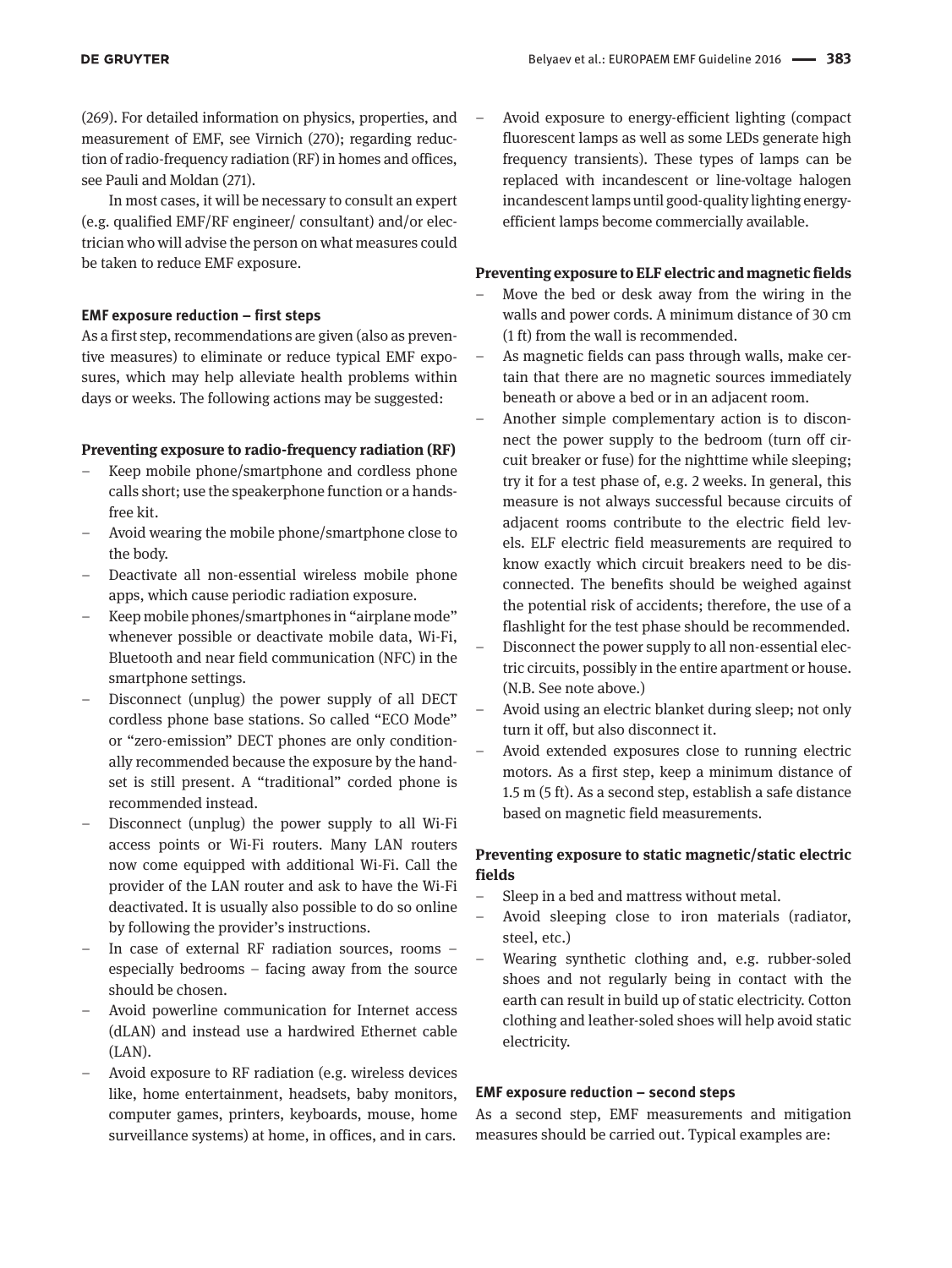(269). For detailed information on physics, properties, and measurement of EMF, see Virnich (270); regarding reduction of radio-frequency radiation (RF) in homes and offices, see Pauli and Moldan (271).

In most cases, it will be necessary to consult an expert (e.g. qualified EMF/RF engineer/ consultant) and/or electrician who will advise the person on what measures could be taken to reduce EMF exposure.

#### EMF exposure reduction – first steps

As a first step, recommendations are given (also as preventive measures) to eliminate or reduce typical EMF exposures, which may help alleviate health problems within days or weeks. The following actions may be suggested:

**Preventing exposure to radio-frequency radiation (RF)**

- Keep mobile phone/smartphone and cordless phone calls short; use the speakerphone function or a hands-free kit.
- Avoid wearing the mobile phone/smartphone close to the body.
- Deactivate all non-essential wireless mobile phone apps, which cause periodic radiation exposure.
- Keep mobile phones/smartphones in "airplane mode" whenever possible or deactivate mobile data, Wi-Fi, Bluetooth and near field communication (NFC) in the smartphone settings.
- Disconnect (unplug) the power supply of all DECT cordless phone base stations. So called "ECO Mode" or "zero-emission" DECT phones are only conditionally recommended because the exposure by the handset is still present. A "traditional" corded phone is recommended instead.
- Disconnect (unplug) the power supply to all Wi-Fi access points or Wi-Fi routers. Many LAN routers now come equipped with additional Wi-Fi. Call the provider of the LAN router and ask to have the Wi-Fi deactivated. It is usually also possible to do so online by following the provider's instructions.
- In case of external RF radiation sources, rooms – especially bedrooms – facing away from the source should be chosen.
- Avoid powerline communication for Internet access (dLAN) and instead use a hardwired Ethernet cable (LAN).
- Avoid exposure to RF radiation (e.g. wireless devices like, home entertainment, headsets, baby monitors, computer games, printers, keyboards, mouse, home surveillance systems) at home, in offices, and in cars.
- Avoid exposure to energy-efficient lighting (compact fluorescent lamps as well as some LEDs generate high frequency transients). These types of lamps can be replaced with incandescent or line-voltage halogen incandescent lamps until good-quality lighting energy-efficient lamps become commercially available.

**Preventing exposure to ELF electric and magnetic fields**

- Move the bed or desk away from the wiring in the walls and power cords. A minimum distance of 30 cm (1 ft) from the wall is recommended.
- As magnetic fields can pass through walls, make certain that there are no magnetic sources immediately beneath or above a bed or in an adjacent room.
- Another simple complementary action is to disconnect the power supply to the bedroom (turn off circuit breaker or fuse) for the nighttime while sleeping; try it for a test phase of, e.g. 2 weeks. In general, this measure is not always successful because circuits of adjacent rooms contribute to the electric field levels. ELF electric field measurements are required to know exactly which circuit breakers need to be disconnected. The benefits should be weighed against the potential risk of accidents; therefore, the use of a flashlight for the test phase should be recommended.
- Disconnect the power supply to all non-essential electric circuits, possibly in the entire apartment or house. (N.B. See note above.)
- Avoid using an electric blanket during sleep; not only turn it off, but also disconnect it.
- Avoid extended exposures close to running electric motors. As a first step, keep a minimum distance of 1.5 m (5 ft). As a second step, establish a safe distance based on magnetic field measurements.

**Preventing exposure to static magnetic/static electric fields**

- Sleep in a bed and mattress without metal.
- Avoid sleeping close to iron materials (radiator, steel, etc.)
- Wearing synthetic clothing and, e.g. rubber-soled shoes and not regularly being in contact with the earth can result in build up of static electricity. Cotton clothing and leather-soled shoes will help avoid static electricity.

#### EMF exposure reduction – second steps

As a second step, EMF measurements and mitigation measures should be carried out. Typical examples are: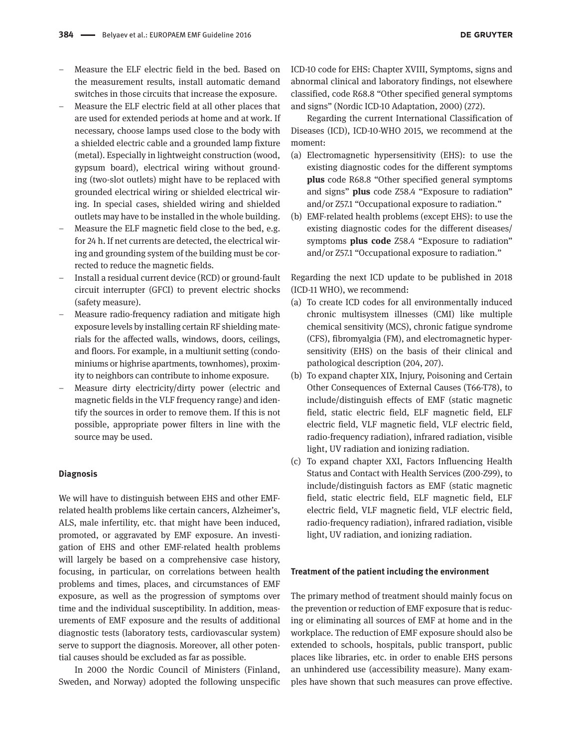- Measure the ELF electric field in the bed. Based on the measurement results, install automatic demand switches in those circuits that increase the exposure.
- Measure the ELF electric field at all other places that are used for extended periods at home and at work. If necessary, choose lamps used close to the body with a shielded electric cable and a grounded lamp fixture (metal). Especially in lightweight construction (wood, gypsum board), electrical wiring without grounding (two-slot outlets) might have to be replaced with grounded electrical wiring or shielded electrical wiring. In special cases, shielded wiring and shielded outlets may have to be installed in the whole building.
- Measure the ELF magnetic field close to the bed, e.g. for 24 h. If net currents are detected, the electrical wiring and grounding system of the building must be corrected to reduce the magnetic fields.
- Install a residual current device (RCD) or ground-fault circuit interrupter (GFCI) to prevent electric shocks (safety measure).
- Measure radio-frequency radiation and mitigate high exposure levels by installing certain RF shielding materials for the affected walls, windows, doors, ceilings, and floors. For example, in a multiunit setting (condominiums or highrise apartments, townhomes), proximity to neighbors can contribute to inhome exposure.
- Measure dirty electricity/dirty power (electric and magnetic fields in the VLF frequency range) and identify the sources in order to remove them. If this is not possible, appropriate power filters in line with the source may be used.

### Diagnosis

We will have to distinguish between EHS and other EMF-related health problems like certain cancers, Alzheimer's, ALS, male infertility, etc. that might have been induced, promoted, or aggravated by EMF exposure. An investigation of EHS and other EMF-related health problems will largely be based on a comprehensive case history, focusing, in particular, on correlations between health problems and times, places, and circumstances of EMF exposure, as well as the progression of symptoms over time and the individual susceptibility. In addition, measurements of EMF exposure and the results of additional diagnostic tests (laboratory tests, cardiovascular system) serve to support the diagnosis. Moreover, all other potential causes should be excluded as far as possible.

In 2000 the Nordic Council of Ministers (Finland, Sweden, and Norway) adopted the following unspecific ICD-10 code for EHS: Chapter XVIII, Symptoms, signs and abnormal clinical and laboratory findings, not elsewhere classified, code R68.8 "Other specified general symptoms and signs" (Nordic ICD-10 Adaptation, 2000) (272).

Regarding the current International Classification of Diseases (ICD), ICD-10-WHO 2015, we recommend at the moment:

(a) Electromagnetic hypersensitivity (EHS): to use the existing diagnostic codes for the different symptoms **plus** code R68.8 "Other specified general symptoms and signs" **plus** code Z58.4 "Exposure to radiation" and/or Z57.1 "Occupational exposure to radiation."
(b) EMF-related health problems (except EHS): to use the existing diagnostic codes for the different diseases/symptoms **plus code** Z58.4 "Exposure to radiation" and/or Z57.1 "Occupational exposure to radiation."

Regarding the next ICD update to be published in 2018 (ICD-11 WHO), we recommend:

(a) To create ICD codes for all environmentally induced chronic multisystem illnesses (CMI) like multiple chemical sensitivity (MCS), chronic fatigue syndrome (CFS), fibromyalgia (FM), and electromagnetic hypersensitivity (EHS) on the basis of their clinical and pathological description (204, 207).
(b) To expand chapter XIX, Injury, Poisoning and Certain Other Consequences of External Causes (T66-T78), to include/distinguish effects of EMF (static magnetic field, static electric field, ELF magnetic field, ELF electric field, VLF magnetic field, VLF electric field, radio-frequency radiation), infrared radiation, visible light, UV radiation and ionizing radiation.
(c) To expand chapter XXI, Factors Influencing Health Status and Contact with Health Services (Z00-Z99), to include/distinguish factors as EMF (static magnetic field, static electric field, ELF magnetic field, ELF electric field, VLF magnetic field, VLF electric field, radio-frequency radiation), infrared radiation, visible light, UV radiation, and ionizing radiation.

### Treatment of the patient including the environment

The primary method of treatment should mainly focus on the prevention or reduction of EMF exposure that is reducing or eliminating all sources of EMF at home and in the workplace. The reduction of EMF exposure should also be extended to schools, hospitals, public transport, public places like libraries, etc. in order to enable EHS persons an unhindered use (accessibility measure). Many examples have shown that such measures can prove effective.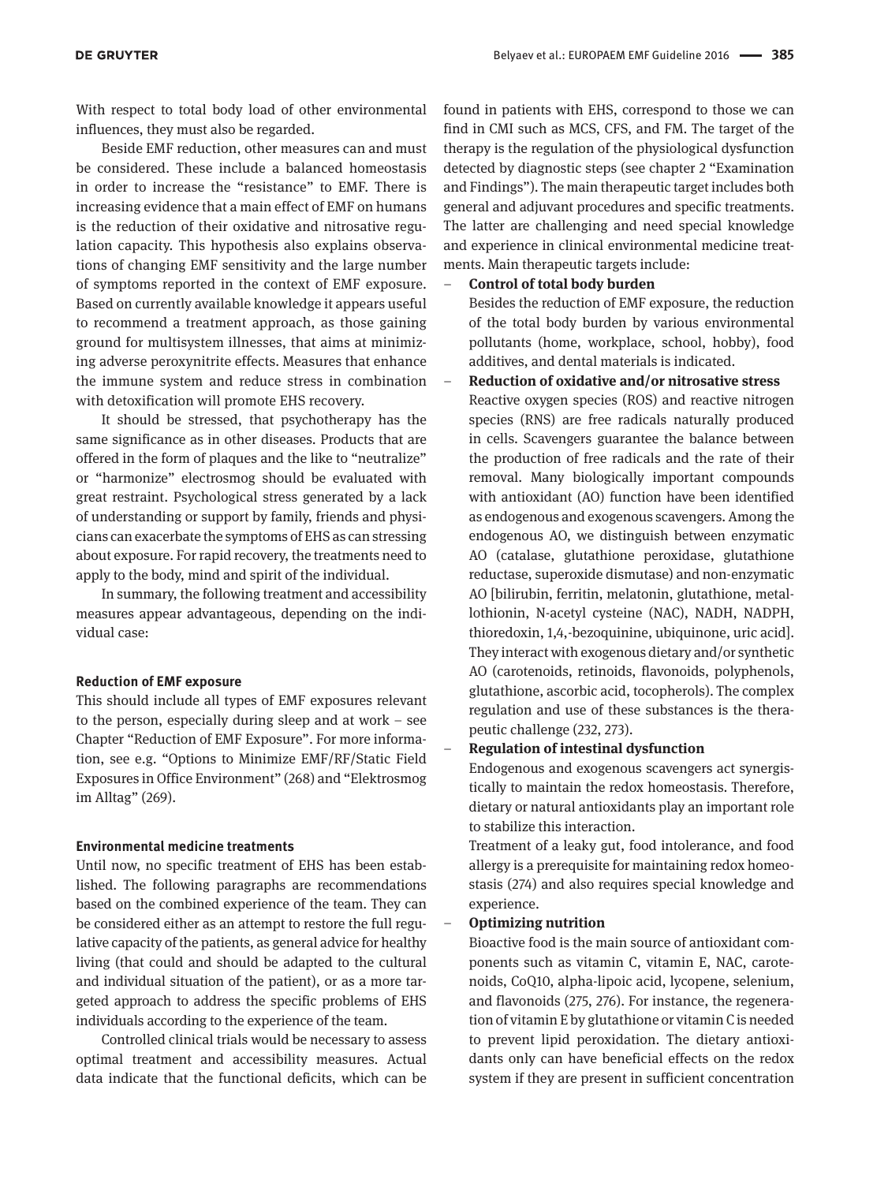With respect to total body load of other environmental influences, they must also be regarded.

Beside EMF reduction, other measures can and must be considered. These include a balanced homeostasis in order to increase the "resistance" to EMF. There is increasing evidence that a main effect of EMF on humans is the reduction of their oxidative and nitrosative regulation capacity. This hypothesis also explains observations of changing EMF sensitivity and the large number of symptoms reported in the context of EMF exposure. Based on currently available knowledge it appears useful to recommend a treatment approach, as those gaining ground for multisystem illnesses, that aims at minimizing adverse peroxynitrite effects. Measures that enhance the immune system and reduce stress in combination with detoxification will promote EHS recovery.

It should be stressed, that psychotherapy has the same significance as in other diseases. Products that are offered in the form of plaques and the like to "neutralize" or "harmonize" electrosmog should be evaluated with great restraint. Psychological stress generated by a lack of understanding or support by family, friends and physicians can exacerbate the symptoms of EHS as can stressing about exposure. For rapid recovery, the treatments need to apply to the body, mind and spirit of the individual.

In summary, the following treatment and accessibility measures appear advantageous, depending on the individual case:

#### Reduction of EMF exposure

This should include all types of EMF exposures relevant to the person, especially during sleep and at work – see Chapter "Reduction of EMF Exposure". For more information, see e.g. "Options to Minimize EMF/RF/Static Field Exposures in Office Environment" (268) and "Elektrosmog im Alltag" (269).

#### Environmental medicine treatments

Until now, no specific treatment of EHS has been established. The following paragraphs are recommendations based on the combined experience of the team. They can be considered either as an attempt to restore the full regulative capacity of the patients, as general advice for healthy living (that could and should be adapted to the cultural and individual situation of the patient), or as a more targeted approach to address the specific problems of EHS individuals according to the experience of the team.

Controlled clinical trials would be necessary to assess optimal treatment and accessibility measures. Actual data indicate that the functional deficits, which can be found in patients with EHS, correspond to those we can find in CMI such as MCS, CFS, and FM. The target of the therapy is the regulation of the physiological dysfunction detected by diagnostic steps (see chapter 2 "Examination and Findings"). The main therapeutic target includes both general and adjuvant procedures and specific treatments. The latter are challenging and need special knowledge and experience in clinical environmental medicine treatments. Main therapeutic targets include:

- **Control of total body burden**
  Besides the reduction of EMF exposure, the reduction of the total body burden by various environmental pollutants (home, workplace, school, hobby), food additives, and dental materials is indicated.
- **Reduction of oxidative and/or nitrosative stress**
  Reactive oxygen species (ROS) and reactive nitrogen species (RNS) are free radicals naturally produced in cells. Scavengers guarantee the balance between the production of free radicals and the rate of their removal. Many biologically important compounds with antioxidant (AO) function have been identified as endogenous and exogenous scavengers. Among the endogenous AO, we distinguish between enzymatic AO (catalase, glutathione peroxidase, glutathione reductase, superoxide dismutase) and non-enzymatic AO [bilirubin, ferritin, melatonin, glutathione, metallothionin, N-acetyl cysteine (NAC), NADH, NADPH, thioredoxin, 1,4,-bezoquinine, ubiquinone, uric acid]. They interact with exogenous dietary and/or synthetic AO (carotenoids, retinoids, flavonoids, polyphenols, glutathione, ascorbic acid, tocopherols). The complex regulation and use of these substances is the therapeutic challenge (232, 273).
- **Regulation of intestinal dysfunction**
  Endogenous and exogenous scavengers act synergistically to maintain the redox homeostasis. Therefore, dietary or natural antioxidants play an important role to stabilize this interaction.

  Treatment of a leaky gut, food intolerance, and food allergy is a prerequisite for maintaining redox homeostasis (274) and also requires special knowledge and experience.
- **Optimizing nutrition**
  Bioactive food is the main source of antioxidant components such as vitamin C, vitamin E, NAC, carotenoids, CoQ10, alpha-lipoic acid, lycopene, selenium, and flavonoids (275, 276). For instance, the regeneration of vitamin E by glutathione or vitamin C is needed to prevent lipid peroxidation. The dietary antioxidants only can have beneficial effects on the redox system if they are present in sufficient concentration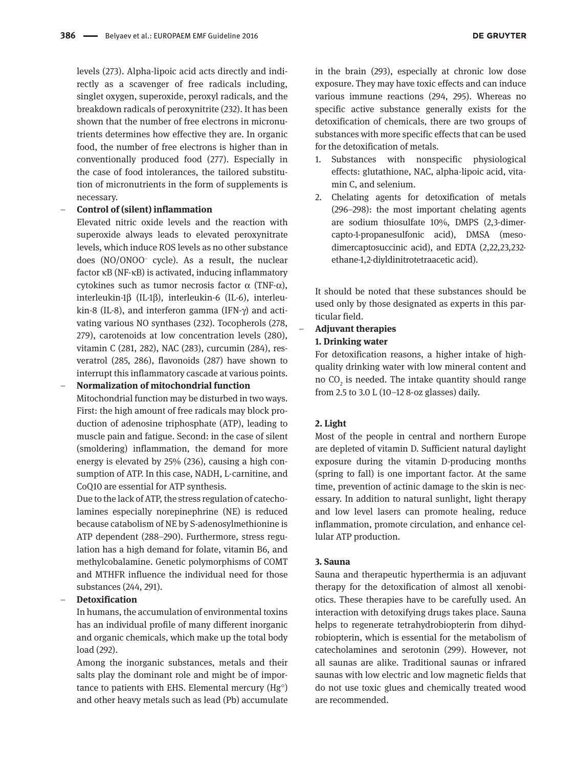levels (273). Alpha-lipoic acid acts directly and indirectly as a scavenger of free radicals including, singlet oxygen, superoxide, peroxyl radicals, and the breakdown radicals of peroxynitrite (232). It has been shown that the number of free electrons in micronutrients determines how effective they are. In organic food, the number of free electrons is higher than in conventionally produced food (277). Especially in the case of food intolerances, the tailored substitution of micronutrients in the form of supplements is necessary.

- **Control of (silent) inflammation**

  Elevated nitric oxide levels and the reaction with superoxide always leads to elevated peroxynitrate levels, which induce ROS levels as no other substance does ($NO/ONOO^-$ cycle). As a result, the nuclear factor κB (NF-κB) is activated, inducing inflammatory cytokines such as tumor necrosis factor α (TNF-α), interleukin-1β (IL-1β), interleukin-6 (IL-6), interleukin-8 (IL-8), and interferon gamma (IFN-γ) and activating various NO synthases (232). Tocopherols (278, 279), carotenoids at low concentration levels (280), vitamin C (281, 282), NAC (283), curcumin (284), resveratrol (285, 286), flavonoids (287) have shown to interrupt this inflammatory cascade at various points.

- **Normalization of mitochondrial function**

  Mitochondrial function may be disturbed in two ways. First: the high amount of free radicals may block production of adenosine triphosphate (ATP), leading to muscle pain and fatigue. Second: in the case of silent (smoldering) inflammation, the demand for more energy is elevated by 25% (236), causing a high consumption of ATP. In this case, NADH, L-carnitine, and CoQ10 are essential for ATP synthesis.

  Due to the lack of ATP, the stress regulation of catecholamines especially norepinephrine (NE) is reduced because catabolism of NE by S-adenosylmethionine is ATP dependent (288–290). Furthermore, stress regulation has a high demand for folate, vitamin B6, and methylcobalamine. Genetic polymorphisms of COMT and MTHFR influence the individual need for those substances (244, 291).

- **Detoxification**

  In humans, the accumulation of environmental toxins has an individual profile of many different inorganic and organic chemicals, which make up the total body load (292).

  Among the inorganic substances, metals and their salts play the dominant role and might be of importance to patients with EHS. Elemental mercury (Hg°) and other heavy metals such as lead (Pb) accumulate in the brain (293), especially at chronic low dose exposure. They may have toxic effects and can induce various immune reactions (294, 295). Whereas no specific active substance generally exists for the detoxification of chemicals, there are two groups of substances with more specific effects that can be used for the detoxification of metals.

  1. Substances with nonspecific physiological effects: glutathione, NAC, alpha-lipoic acid, vitamin C, and selenium.
  2. Chelating agents for detoxification of metals (296–298): the most important chelating agents are sodium thiosulfate 10%, DMPS (2,3-dimercapto-1-propanesulfonic acid), DMSA (meso-dimercaptosuccinic acid), and EDTA (2,22,23,232-ethane-1,2-diyldinitrotetraacetic acid).

It should be noted that these substances should be used only by those designated as experts in this particular field.

- **Adjuvant therapies**

  **1. Drinking water**

  For detoxification reasons, a higher intake of high-quality drinking water with low mineral content and no $CO_2$ is needed. The intake quantity should range from 2.5 to 3.0 L (10–12 8-oz glasses) daily.

  **2. Light**

  Most of the people in central and northern Europe are depleted of vitamin D. Sufficient natural daylight exposure during the vitamin D-producing months (spring to fall) is one important factor. At the same time, prevention of actinic damage to the skin is necessary. In addition to natural sunlight, light therapy and low level lasers can promote healing, reduce inflammation, promote circulation, and enhance cellular ATP production.

  **3. Sauna**

  Sauna and therapeutic hyperthermia is an adjuvant therapy for the detoxification of almost all xenobiotics. These therapies have to be carefully used. An interaction with detoxifying drugs takes place. Sauna helps to regenerate tetrahydrobiopterin from dihydrobiopterin, which is essential for the metabolism of catecholamines and serotonin (299). However, not all saunas are alike. Traditional saunas or infrared saunas with low electric and low magnetic fields that do not use toxic glues and chemically treated wood are recommended.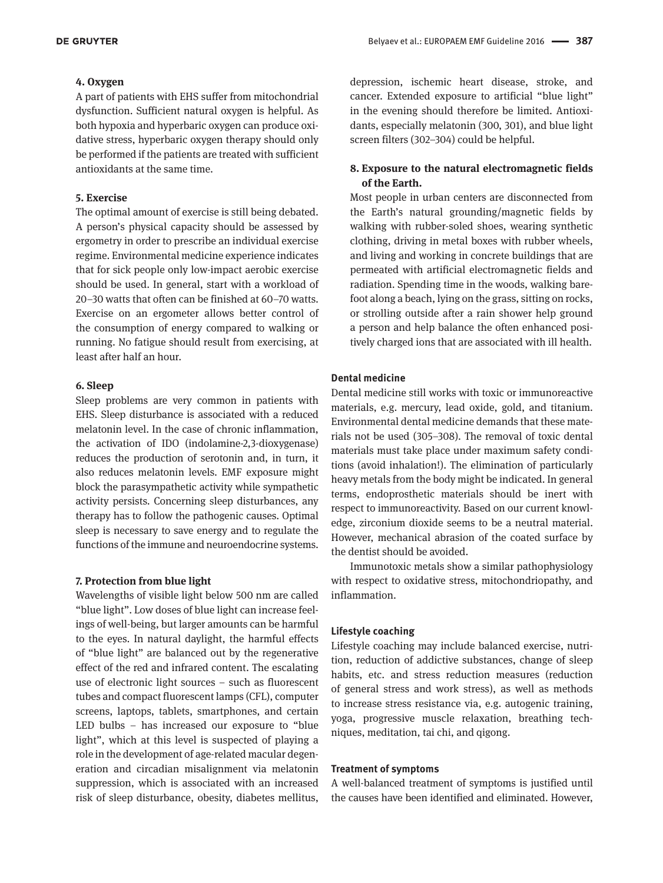#### 4. Oxygen

A part of patients with EHS suffer from mitochondrial dysfunction. Sufficient natural oxygen is helpful. As both hypoxia and hyperbaric oxygen can produce oxidative stress, hyperbaric oxygen therapy should only be performed if the patients are treated with sufficient antioxidants at the same time.

#### 5. Exercise

The optimal amount of exercise is still being debated. A person's physical capacity should be assessed by ergometry in order to prescribe an individual exercise regime. Environmental medicine experience indicates that for sick people only low-impact aerobic exercise should be used. In general, start with a workload of 20–30 watts that often can be finished at 60–70 watts. Exercise on an ergometer allows better control of the consumption of energy compared to walking or running. No fatigue should result from exercising, at least after half an hour.

#### 6. Sleep

Sleep problems are very common in patients with EHS. Sleep disturbance is associated with a reduced melatonin level. In the case of chronic inflammation, the activation of IDO (indolamine-2,3-dioxygenase) reduces the production of serotonin and, in turn, it also reduces melatonin levels. EMF exposure might block the parasympathetic activity while sympathetic activity persists. Concerning sleep disturbances, any therapy has to follow the pathogenic causes. Optimal sleep is necessary to save energy and to regulate the functions of the immune and neuroendocrine systems.

#### 7. Protection from blue light

Wavelengths of visible light below 500 nm are called "blue light". Low doses of blue light can increase feelings of well-being, but larger amounts can be harmful to the eyes. In natural daylight, the harmful effects of "blue light" are balanced out by the regenerative effect of the red and infrared content. The escalating use of electronic light sources – such as fluorescent tubes and compact fluorescent lamps (CFL), computer screens, laptops, tablets, smartphones, and certain LED bulbs – has increased our exposure to "blue light", which at this level is suspected of playing a role in the development of age-related macular degeneration and circadian misalignment via melatonin suppression, which is associated with an increased risk of sleep disturbance, obesity, diabetes mellitus, depression, ischemic heart disease, stroke, and cancer. Extended exposure to artificial "blue light" in the evening should therefore be limited. Antioxidants, especially melatonin (300, 301), and blue light screen filters (302–304) could be helpful.

#### 8. Exposure to the natural electromagnetic fields of the Earth.

Most people in urban centers are disconnected from the Earth's natural grounding/magnetic fields by walking with rubber-soled shoes, wearing synthetic clothing, driving in metal boxes with rubber wheels, and living and working in concrete buildings that are permeated with artificial electromagnetic fields and radiation. Spending time in the woods, walking barefoot along a beach, lying on the grass, sitting on rocks, or strolling outside after a rain shower help ground a person and help balance the often enhanced positively charged ions that are associated with ill health.

### Dental medicine

Dental medicine still works with toxic or immunoreactive materials, e.g. mercury, lead oxide, gold, and titanium. Environmental dental medicine demands that these materials not be used (305–308). The removal of toxic dental materials must take place under maximum safety conditions (avoid inhalation!). The elimination of particularly heavy metals from the body might be indicated. In general terms, endoprosthetic materials should be inert with respect to immunoreactivity. Based on our current knowledge, zirconium dioxide seems to be a neutral material. However, mechanical abrasion of the coated surface by the dentist should be avoided.

Immunotoxic metals show a similar pathophysiology with respect to oxidative stress, mitochondriopathy, and inflammation.

### Lifestyle coaching

Lifestyle coaching may include balanced exercise, nutrition, reduction of addictive substances, change of sleep habits, etc. and stress reduction measures (reduction of general stress and work stress), as well as methods to increase stress resistance via, e.g. autogenic training, yoga, progressive muscle relaxation, breathing techniques, meditation, tai chi, and qigong.

### Treatment of symptoms

A well-balanced treatment of symptoms is justified until the causes have been identified and eliminated. However,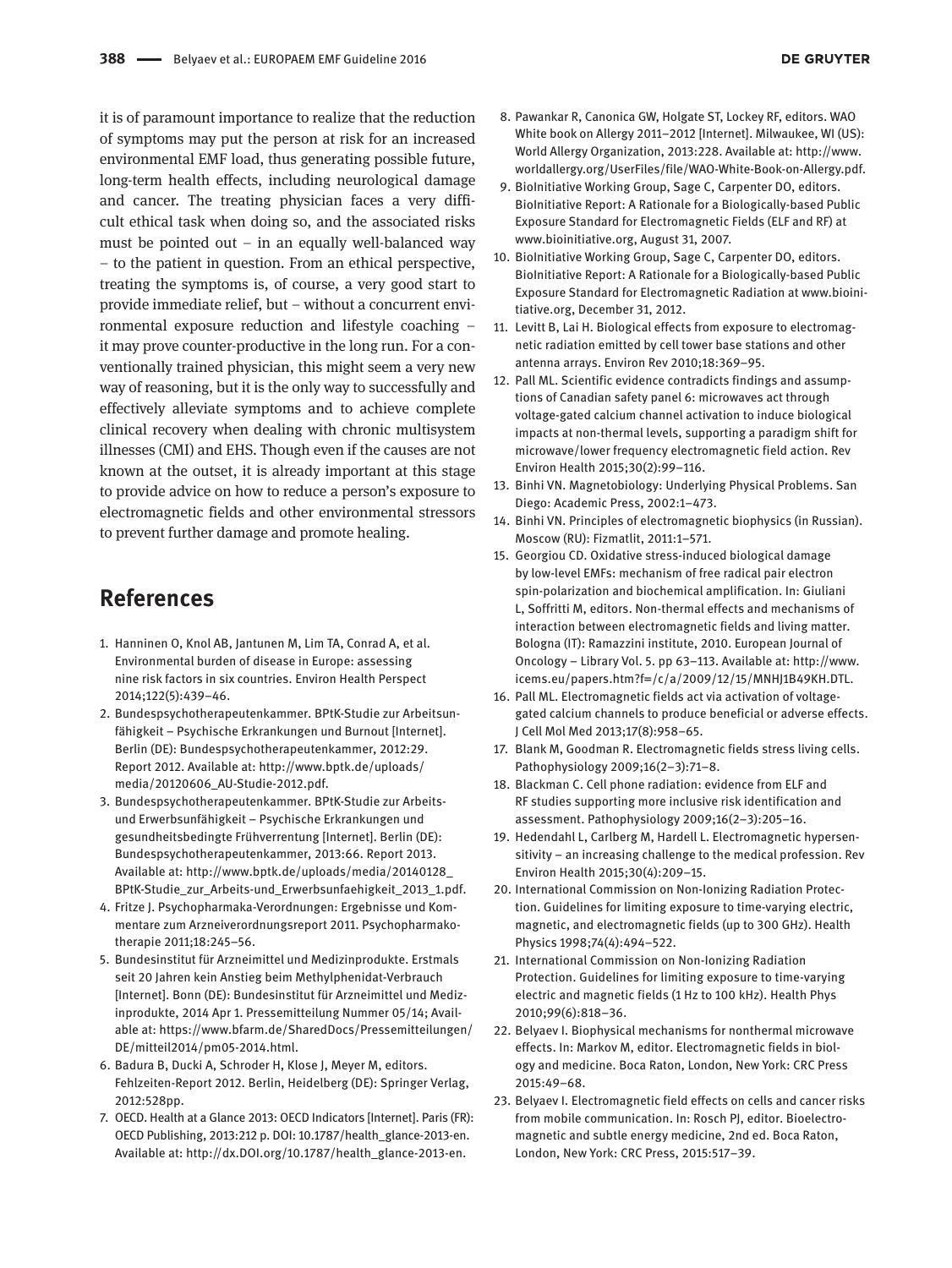it is of paramount importance to realize that the reduction of symptoms may put the person at risk for an increased environmental EMF load, thus generating possible future, long-term health effects, including neurological damage and cancer. The treating physician faces a very difficult ethical task when doing so, and the associated risks must be pointed out – in an equally well-balanced way – to the patient in question. From an ethical perspective, treating the symptoms is, of course, a very good start to provide immediate relief, but – without a concurrent environmental exposure reduction and lifestyle coaching – it may prove counter-productive in the long run. For a conventionally trained physician, this might seem a very new way of reasoning, but it is the only way to successfully and effectively alleviate symptoms and to achieve complete clinical recovery when dealing with chronic multisystem illnesses (CMI) and EHS. Though even if the causes are not known at the outset, it is already important at this stage to provide advice on how to reduce a person's exposure to electromagnetic fields and other environmental stressors to prevent further damage and promote healing.

## References

1. Hanninen O, Knol AB, Jantunen M, Lim TA, Conrad A, et al. Environmental burden of disease in Europe: assessing nine risk factors in six countries. Environ Health Perspect 2014;122(5):439–46.
2. Bundespsychotherapeutenkammer. BPtK-Studie zur Arbeitsunfähigkeit – Psychische Erkrankungen und Burnout [Internet]. Berlin (DE): Bundespsychotherapeutenkammer, 2012:29. Report 2012. Available at: http://www.bptk.de/uploads/media/20120606_AU-Studie-2012.pdf.
3. Bundespsychotherapeutenkammer. BPtK-Studie zur Arbeits- und Erwerbsunfähigkeit – Psychische Erkrankungen und gesundheitsbedingte Frühverrentung [Internet]. Berlin (DE): Bundespsychotherapeutenkammer, 2013:66. Report 2013. Available at: http://www.bptk.de/uploads/media/20140128_BPtK-Studie_zur_Arbeits-und_Erwerbsunfaehigkeit_2013_1.pdf.
4. Fritze J. Psychopharmaka-Verordnungen: Ergebnisse und Kommentare zum Arzneiverordnungsreport 2011. Psychopharmakotherapie 2011;18:245–56.
5. Bundesinstitut für Arzneimittel und Medizinprodukte. Erstmals seit 20 Jahren kein Anstieg beim Methylphenidat-Verbrauch [Internet]. Bonn (DE): Bundesinstitut für Arzneimittel und Medizinprodukte, 2014 Apr 1. Pressemitteilung Nummer 05/14; Available at: https://www.bfarm.de/SharedDocs/Pressemitteilungen/DE/mitteil2014/pm05-2014.html.
6. Badura B, Ducki A, Schroder H, Klose J, Meyer M, editors. Fehlzeiten-Report 2012. Berlin, Heidelberg (DE): Springer Verlag, 2012:528pp.
7. OECD. Health at a Glance 2013: OECD Indicators [Internet]. Paris (FR): OECD Publishing, 2013:212 p. DOI: 10.1787/health_glance-2013-en. Available at: http://dx.DOI.org/10.1787/health_glance-2013-en.
8. Pawankar R, Canonica GW, Holgate ST, Lockey RF, editors. WAO White book on Allergy 2011–2012 [Internet]. Milwaukee, WI (US): World Allergy Organization, 2013:228. Available at: http://www.worldallergy.org/UserFiles/file/WAO-White-Book-on-Allergy.pdf.
9. BioInitiative Working Group, Sage C, Carpenter DO, editors. BioInitiative Report: A Rationale for a Biologically-based Public Exposure Standard for Electromagnetic Fields (ELF and RF) at www.bioinitiative.org, August 31, 2007.
10. BioInitiative Working Group, Sage C, Carpenter DO, editors. BioInitiative Report: A Rationale for a Biologically-based Public Exposure Standard for Electromagnetic Radiation at www.bioinitiative.org, December 31, 2012.
11. Levitt B, Lai H. Biological effects from exposure to electromagnetic radiation emitted by cell tower base stations and other antenna arrays. Environ Rev 2010;18:369–95.
12. Pall ML. Scientific evidence contradicts findings and assumptions of Canadian safety panel 6: microwaves act through voltage-gated calcium channel activation to induce biological impacts at non-thermal levels, supporting a paradigm shift for microwave/lower frequency electromagnetic field action. Rev Environ Health 2015;30(2):99–116.
13. Binhi VN. Magnetobiology: Underlying Physical Problems. San Diego: Academic Press, 2002:1–473.
14. Binhi VN. Principles of electromagnetic biophysics (in Russian). Moscow (RU): Fizmatlit, 2011:1–571.
15. Georgiou CD. Oxidative stress-induced biological damage by low-level EMFs: mechanism of free radical pair electron spin-polarization and biochemical amplification. In: Giuliani L, Soffritti M, editors. Non-thermal effects and mechanisms of interaction between electromagnetic fields and living matter. Bologna (IT): Ramazzini institute, 2010. European Journal of Oncology – Library Vol. 5. pp 63–113. Available at: http://www.icems.eu/papers.htm?f=/c/a/2009/12/15/MNHJ1B49KH.DTL.
16. Pall ML. Electromagnetic fields act via activation of voltage-gated calcium channels to produce beneficial or adverse effects. J Cell Mol Med 2013;17(8):958–65.
17. Blank M, Goodman R. Electromagnetic fields stress living cells. Pathophysiology 2009;16(2–3):71–8.
18. Blackman C. Cell phone radiation: evidence from ELF and RF studies supporting more inclusive risk identification and assessment. Pathophysiology 2009;16(2–3):205–16.
19. Hedendahl L, Carlberg M, Hardell L. Electromagnetic hypersensitivity – an increasing challenge to the medical profession. Rev Environ Health 2015;30(4):209–15.
20. International Commission on Non-Ionizing Radiation Protection. Guidelines for limiting exposure to time-varying electric, magnetic, and electromagnetic fields (up to 300 GHz). Health Physics 1998;74(4):494–522.
21. International Commission on Non-Ionizing Radiation Protection. Guidelines for limiting exposure to time-varying electric and magnetic fields (1 Hz to 100 kHz). Health Phys 2010;99(6):818–36.
22. Belyaev I. Biophysical mechanisms for nonthermal microwave effects. In: Markov M, editor. Electromagnetic fields in biology and medicine. Boca Raton, London, New York: CRC Press 2015:49–68.
23. Belyaev I. Electromagnetic field effects on cells and cancer risks from mobile communication. In: Rosch PJ, editor. Bioelectromagnetic and subtle energy medicine, 2nd ed. Boca Raton, London, New York: CRC Press, 2015:517–39.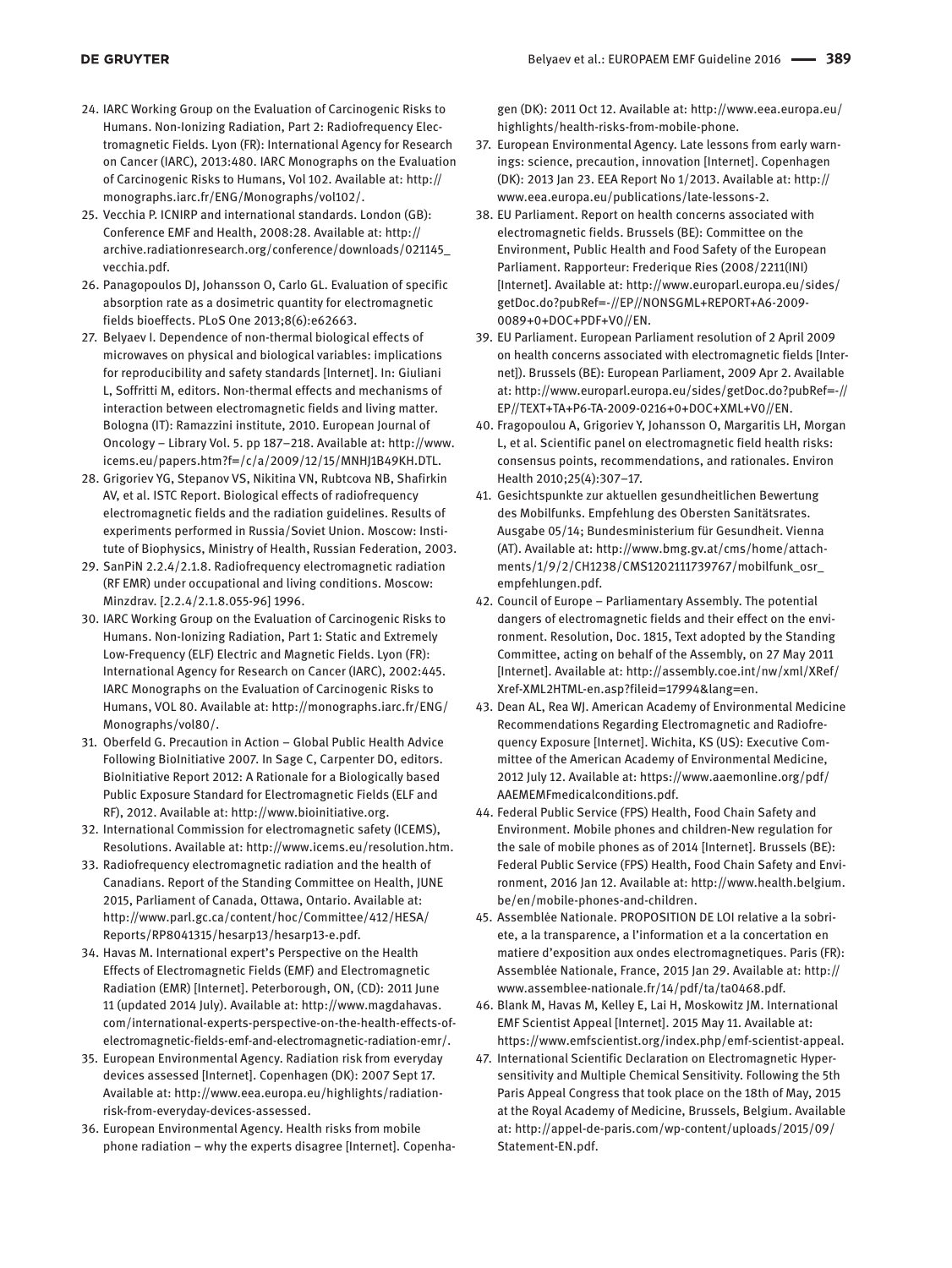24. IARC Working Group on the Evaluation of Carcinogenic Risks to Humans. Non-Ionizing Radiation, Part 2: Radiofrequency Electromagnetic Fields. Lyon (FR): International Agency for Research on Cancer (IARC), 2013:480. IARC Monographs on the Evaluation of Carcinogenic Risks to Humans, Vol 102. Available at: http://monographs.iarc.fr/ENG/Monographs/vol102/.
25. Vecchia P. ICNIRP and international standards. London (GB): Conference EMF and Health, 2008:28. Available at: http://archive.radiationresearch.org/conference/downloads/021145_vecchia.pdf.
26. Panagopoulos DJ, Johansson O, Carlo GL. Evaluation of specific absorption rate as a dosimetric quantity for electromagnetic fields bioeffects. PLoS One 2013;8(6):e62663.
27. Belyaev I. Dependence of non-thermal biological effects of microwaves on physical and biological variables: implications for reproducibility and safety standards [Internet]. In: Giuliani L, Soffritti M, editors. Non-thermal effects and mechanisms of interaction between electromagnetic fields and living matter. Bologna (IT): Ramazzini institute, 2010. European Journal of Oncology – Library Vol. 5. pp 187–218. Available at: http://www.icems.eu/papers.htm?f=/c/a/2009/12/15/MNHJ1B49KH.DTL.
28. Grigoriev YG, Stepanov VS, Nikitina VN, Rubtcova NB, Shafirkin AV, et al. ISTC Report. Biological effects of radiofrequency electromagnetic fields and the radiation guidelines. Results of experiments performed in Russia/Soviet Union. Moscow: Institute of Biophysics, Ministry of Health, Russian Federation, 2003.
29. SanPiN 2.2.4/2.1.8. Radiofrequency electromagnetic radiation (RF EMR) under occupational and living conditions. Moscow: Minzdrav. [2.2.4/2.1.8.055-96] 1996.
30. IARC Working Group on the Evaluation of Carcinogenic Risks to Humans. Non-Ionizing Radiation, Part 1: Static and Extremely Low-Frequency (ELF) Electric and Magnetic Fields. Lyon (FR): International Agency for Research on Cancer (IARC), 2002:445. IARC Monographs on the Evaluation of Carcinogenic Risks to Humans, VOL 80. Available at: http://monographs.iarc.fr/ENG/Monographs/vol80/.
31. Oberfeld G. Precaution in Action – Global Public Health Advice Following BioInitiative 2007. In Sage C, Carpenter DO, editors. BioInitiative Report 2012: A Rationale for a Biologically based Public Exposure Standard for Electromagnetic Fields (ELF and RF), 2012. Available at: http://www.bioinitiative.org.
32. International Commission for electromagnetic safety (ICEMS), Resolutions. Available at: http://www.icems.eu/resolution.htm.
33. Radiofrequency electromagnetic radiation and the health of Canadians. Report of the Standing Committee on Health, JUNE 2015, Parliament of Canada, Ottawa, Ontario. Available at: http://www.parl.gc.ca/content/hoc/Committee/412/HESA/Reports/RP8041315/hesarp13/hesarp13-e.pdf.
34. Havas M. International expert's Perspective on the Health Effects of Electromagnetic Fields (EMF) and Electromagnetic Radiation (EMR) [Internet]. Peterborough, ON, (CD): 2011 June 11 (updated 2014 July). Available at: http://www.magdahavas.com/international-experts-perspective-on-the-health-effects-of-electromagnetic-fields-emf-and-electromagnetic-radiation-emr/.
35. European Environmental Agency. Radiation risk from everyday devices assessed [Internet]. Copenhagen (DK): 2007 Sept 17. Available at: http://www.eea.europa.eu/highlights/radiation-risk-from-everyday-devices-assessed.
36. European Environmental Agency. Health risks from mobile phone radiation – why the experts disagree [Internet]. Copenhagen (DK): 2011 Oct 12. Available at: http://www.eea.europa.eu/highlights/health-risks-from-mobile-phone.
37. European Environmental Agency. Late lessons from early warnings: science, precaution, innovation [Internet]. Copenhagen (DK): 2013 Jan 23. EEA Report No 1/2013. Available at: http://www.eea.europa.eu/publications/late-lessons-2.
38. EU Parliament. Report on health concerns associated with electromagnetic fields. Brussels (BE): Committee on the Environment, Public Health and Food Safety of the European Parliament. Rapporteur: Frederique Ries (2008/2211(INI) [Internet]. Available at: http://www.europarl.europa.eu/sides/getDoc.do?pubRef=-//EP//NONSGML+REPORT+A6-2009-0089+0+DOC+PDF+V0//EN.
39. EU Parliament. European Parliament resolution of 2 April 2009 on health concerns associated with electromagnetic fields [Internet]). Brussels (BE): European Parliament, 2009 Apr 2. Available at: http://www.europarl.europa.eu/sides/getDoc.do?pubRef=-//EP//TEXT+TA+P6-TA-2009-0216+0+DOC+XML+V0//EN.
40. Fragopoulou A, Grigoriev Y, Johansson O, Margaritis LH, Morgan L, et al. Scientific panel on electromagnetic field health risks: consensus points, recommendations, and rationales. Environ Health 2010;25(4):307–17.
41. Gesichtspunkte zur aktuellen gesundheitlichen Bewertung des Mobilfunks. Empfehlung des Obersten Sanitätsrates. Ausgabe 05/14; Bundesministerium für Gesundheit. Vienna (AT). Available at: http://www.bmg.gv.at/cms/home/attachments/1/9/2/CH1238/CMS1202111739767/mobilfunk_osr_empfehlungen.pdf.
42. Council of Europe – Parliamentary Assembly. The potential dangers of electromagnetic fields and their effect on the environment. Resolution, Doc. 1815, Text adopted by the Standing Committee, acting on behalf of the Assembly, on 27 May 2011 [Internet]. Available at: http://assembly.coe.int/nw/xml/XRef/Xref-XML2HTML-en.asp?fileid=17994&lang=en.
43. Dean AL, Rea WJ. American Academy of Environmental Medicine Recommendations Regarding Electromagnetic and Radiofrequency Exposure [Internet]. Wichita, KS (US): Executive Committee of the American Academy of Environmental Medicine, 2012 July 12. Available at: https://www.aaemonline.org/pdf/AAEMEMFmedicalconditions.pdf.
44. Federal Public Service (FPS) Health, Food Chain Safety and Environment. Mobile phones and children-New regulation for the sale of mobile phones as of 2014 [Internet]. Brussels (BE): Federal Public Service (FPS) Health, Food Chain Safety and Environment, 2016 Jan 12. Available at: http://www.health.belgium.be/en/mobile-phones-and-children.
45. Assemblée Nationale. PROPOSITION DE LOI relative a la sobriete, a la transparence, a l'information et a la concertation en matiere d'exposition aux ondes electromagnetiques. Paris (FR): Assemblée Nationale, France, 2015 Jan 29. Available at: http://www.assemblee-nationale.fr/14/pdf/ta/ta0468.pdf.
46. Blank M, Havas M, Kelley E, Lai H, Moskowitz JM. International EMF Scientist Appeal [Internet]. 2015 May 11. Available at: https://www.emfscientist.org/index.php/emf-scientist-appeal.
47. International Scientific Declaration on Electromagnetic Hypersensitivity and Multiple Chemical Sensitivity. Following the 5th Paris Appeal Congress that took place on the 18th of May, 2015 at the Royal Academy of Medicine, Brussels, Belgium. Available at: http://appel-de-paris.com/wp-content/uploads/2015/09/Statement-EN.pdf.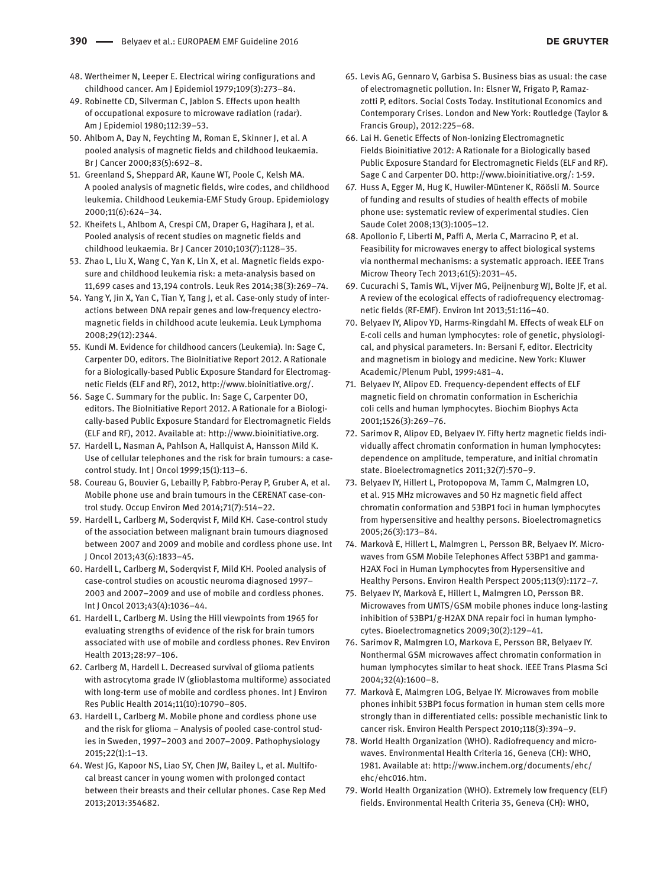48. Wertheimer N, Leeper E. Electrical wiring configurations and childhood cancer. Am J Epidemiol 1979;109(3):273–84.
49. Robinette CD, Silverman C, Jablon S. Effects upon health of occupational exposure to microwave radiation (radar). Am J Epidemiol 1980;112:39–53.
50. Ahlbom A, Day N, Feychting M, Roman E, Skinner J, et al. A pooled analysis of magnetic fields and childhood leukaemia. Br J Cancer 2000;83(5):692–8.
51. Greenland S, Sheppard AR, Kaune WT, Poole C, Kelsh MA. A pooled analysis of magnetic fields, wire codes, and childhood leukemia. Childhood Leukemia-EMF Study Group. Epidemiology 2000;11(6):624–34.
52. Kheifets L, Ahlbom A, Crespi CM, Draper G, Hagihara J, et al. Pooled analysis of recent studies on magnetic fields and childhood leukaemia. Br J Cancer 2010;103(7):1128–35.
53. Zhao L, Liu X, Wang C, Yan K, Lin X, et al. Magnetic fields exposure and childhood leukemia risk: a meta-analysis based on 11,699 cases and 13,194 controls. Leuk Res 2014;38(3):269–74.
54. Yang Y, Jin X, Yan C, Tian Y, Tang J, et al. Case-only study of interactions between DNA repair genes and low-frequency electromagnetic fields in childhood acute leukemia. Leuk Lymphoma 2008;29(12):2344.
55. Kundi M. Evidence for childhood cancers (Leukemia). In: Sage C, Carpenter DO, editors. The BioInitiative Report 2012. A Rationale for a Biologically-based Public Exposure Standard for Electromagnetic Fields (ELF and RF), 2012, http://www.bioinitiative.org/.
56. Sage C. Summary for the public. In: Sage C, Carpenter DO, editors. The BioInitiative Report 2012. A Rationale for a Biologically-based Public Exposure Standard for Electromagnetic Fields (ELF and RF), 2012. Available at: http://www.bioinitiative.org.
57. Hardell L, Nasman A, Pahlson A, Hallquist A, Hansson Mild K. Use of cellular telephones and the risk for brain tumours: a case-control study. Int J Oncol 1999;15(1):113–6.
58. Coureau G, Bouvier G, Lebailly P, Fabbro-Peray P, Gruber A, et al. Mobile phone use and brain tumours in the CERENAT case-control study. Occup Environ Med 2014;71(7):514–22.
59. Hardell L, Carlberg M, Soderqvist F, Mild KH. Case-control study of the association between malignant brain tumours diagnosed between 2007 and 2009 and mobile and cordless phone use. Int J Oncol 2013;43(6):1833–45.
60. Hardell L, Carlberg M, Soderqvist F, Mild KH. Pooled analysis of case-control studies on acoustic neuroma diagnosed 1997–2003 and 2007–2009 and use of mobile and cordless phones. Int J Oncol 2013;43(4):1036–44.
61. Hardell L, Carlberg M. Using the Hill viewpoints from 1965 for evaluating strengths of evidence of the risk for brain tumors associated with use of mobile and cordless phones. Rev Environ Health 2013;28:97–106.
62. Carlberg M, Hardell L. Decreased survival of glioma patients with astrocytoma grade IV (glioblastoma multiforme) associated with long-term use of mobile and cordless phones. Int J Environ Res Public Health 2014;11(10):10790–805.
63. Hardell L, Carlberg M. Mobile phone and cordless phone use and the risk for glioma – Analysis of pooled case-control studies in Sweden, 1997–2003 and 2007–2009. Pathophysiology 2015;22(1):1–13.
64. West JG, Kapoor NS, Liao SY, Chen JW, Bailey L, et al. Multifocal breast cancer in young women with prolonged contact between their breasts and their cellular phones. Case Rep Med 2013;2013:354682.
65. Levis AG, Gennaro V, Garbisa S. Business bias as usual: the case of electromagnetic pollution. In: Elsner W, Frigato P, Ramazzotti P, editors. Social Costs Today. Institutional Economics and Contemporary Crises. London and New York: Routledge (Taylor & Francis Group), 2012:225–68.
66. Lai H. Genetic Effects of Non-Ionizing Electromagnetic Fields Bioinitiative 2012: A Rationale for a Biologically based Public Exposure Standard for Electromagnetic Fields (ELF and RF). Sage C and Carpenter DO. http://www.bioinitiative.org/: 1-59.
67. Huss A, Egger M, Hug K, Huwiler-Müntener K, Röösli M. Source of funding and results of studies of health effects of mobile phone use: systematic review of experimental studies. Cien Saude Colet 2008;13(3):1005–12.
68. Apollonio F, Liberti M, Paffi A, Merla C, Marracino P, et al. Feasibility for microwaves energy to affect biological systems via nonthermal mechanisms: a systematic approach. IEEE Trans Microw Theory Tech 2013;61(5):2031–45.
69. Cucurachi S, Tamis WL, Vijver MG, Peijnenburg WJ, Bolte JF, et al. A review of the ecological effects of radiofrequency electromagnetic fields (RF-EMF). Environ Int 2013;51:116–40.
70. Belyaev IY, Alipov YD, Harms-Ringdahl M. Effects of weak ELF on E-coli cells and human lymphocytes: role of genetic, physiological, and physical parameters. In: Bersani F, editor. Electricity and magnetism in biology and medicine. New York: Kluwer Academic/Plenum Publ, 1999:481–4.
71. Belyaev IY, Alipov ED. Frequency-dependent effects of ELF magnetic field on chromatin conformation in Escherichia coli cells and human lymphocytes. Biochim Biophys Acta 2001;1526(3):269–76.
72. Sarimov R, Alipov ED, Belyaev IY. Fifty hertz magnetic fields individually affect chromatin conformation in human lymphocytes: dependence on amplitude, temperature, and initial chromatin state. Bioelectromagnetics 2011;32(7):570–9.
73. Belyaev IY, Hillert L, Protopopova M, Tamm C, Malmgren LO, et al. 915 MHz microwaves and 50 Hz magnetic field affect chromatin conformation and 53BP1 foci in human lymphocytes from hypersensitive and healthy persons. Bioelectromagnetics 2005;26(3):173–84.
74. Markovà E, Hillert L, Malmgren L, Persson BR, Belyaev IY. Microwaves from GSM Mobile Telephones Affect 53BP1 and gamma-H2AX Foci in Human Lymphocytes from Hypersensitive and Healthy Persons. Environ Health Perspect 2005;113(9):1172–7.
75. Belyaev IY, Markovà E, Hillert L, Malmgren LO, Persson BR. Microwaves from UMTS/GSM mobile phones induce long-lasting inhibition of 53BP1/g-H2AX DNA repair foci in human lymphocytes. Bioelectromagnetics 2009;30(2):129–41.
76. Sarimov R, Malmgren LO, Markova E, Persson BR, Belyaev IY. Nonthermal GSM microwaves affect chromatin conformation in human lymphocytes similar to heat shock. IEEE Trans Plasma Sci 2004;32(4):1600–8.
77. Markovà E, Malmgren LOG, Belyae IY. Microwaves from mobile phones inhibit 53BP1 focus formation in human stem cells more strongly than in differentiated cells: possible mechanistic link to cancer risk. Environ Health Perspect 2010;118(3):394–9.
78. World Health Organization (WHO). Radiofrequency and microwaves. Environmental Health Criteria 16, Geneva (CH): WHO, 1981. Available at: http://www.inchem.org/documents/ehc/ehc/ehc016.htm.
79. World Health Organization (WHO). Extremely low frequency (ELF) fields. Environmental Health Criteria 35, Geneva (CH): WHO,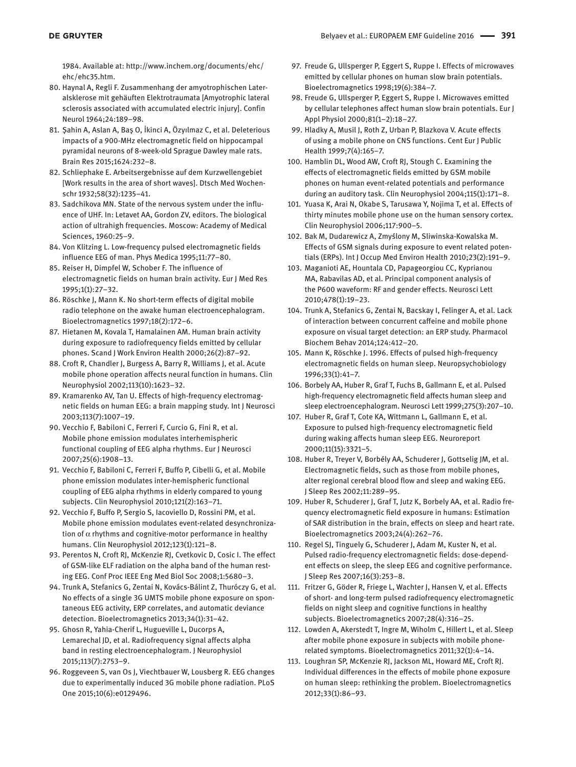1984. Available at: http://www.inchem.org/documents/ehc/ehc/ehc35.htm.

80. Haynal A, Regli F. Zusammenhang der amyotrophischen Lateralsklerose mit gehäuften Elektrotraumata [Amyotrophic lateral sclerosis associated with accumulated electric injury]. Confin Neurol 1964;24:189–98.
81. Şahin A, Aslan A, Baş O, İkinci A, Özyılmaz C, et al. Deleterious impacts of a 900-MHz electromagnetic field on hippocampal pyramidal neurons of 8-week-old Sprague Dawley male rats. Brain Res 2015;1624:232–8.
82. Schliephake E. Arbeitsergebnisse auf dem Kurzwellengebiet [Work results in the area of short waves]. Dtsch Med Wochenschr 1932;58(32):1235–41.
83. Sadchikova MN. State of the nervous system under the influence of UHF. In: Letavet AA, Gordon ZV, editors. The biological action of ultrahigh frequencies. Moscow: Academy of Medical Sciences, 1960:25–9.
84. Von Klitzing L. Low-frequency pulsed electromagnetic fields influence EEG of man. Phys Medica 1995;11:77–80.
85. Reiser H, Dimpfel W, Schober F. The influence of electromagnetic fields on human brain activity. Eur J Med Res 1995;1(1):27–32.
86. Röschke J, Mann K. No short-term effects of digital mobile radio telephone on the awake human electroencephalogram. Bioelectromagnetics 1997;18(2):172–6.
87. Hietanen M, Kovala T, Hamalainen AM. Human brain activity during exposure to radiofrequency fields emitted by cellular phones. Scand J Work Environ Health 2000;26(2):87–92.
88. Croft R, Chandler J, Burgess A, Barry R, Williams J, et al. Acute mobile phone operation affects neural function in humans. Clin Neurophysiol 2002;113(10):1623–32.
89. Kramarenko AV, Tan U. Effects of high-frequency electromagnetic fields on human EEG: a brain mapping study. Int J Neurosci 2003;113(7):1007–19.
90. Vecchio F, Babiloni C, Ferreri F, Curcio G, Fini R, et al. Mobile phone emission modulates interhemispheric functional coupling of EEG alpha rhythms. Eur J Neurosci 2007;25(6):1908–13.
91. Vecchio F, Babiloni C, Ferreri F, Buffo P, Cibelli G, et al. Mobile phone emission modulates inter-hemispheric functional coupling of EEG alpha rhythms in elderly compared to young subjects. Clin Neurophysiol 2010;121(2):163–71.
92. Vecchio F, Buffo P, Sergio S, Iacoviello D, Rossini PM, et al. Mobile phone emission modulates event-related desynchronization of $\alpha$ rhythms and cognitive-motor performance in healthy humans. Clin Neurophysiol 2012;123(1):121–8.
93. Perentos N, Croft RJ, McKenzie RJ, Cvetkovic D, Cosic I. The effect of GSM-like ELF radiation on the alpha band of the human resting EEG. Conf Proc IEEE Eng Med Biol Soc 2008;1:5680–3.
94. Trunk A, Stefanics G, Zentai N, Kovács-Bálint Z, Thuróczy G, et al. No effects of a single 3G UMTS mobile phone exposure on spontaneous EEG activity, ERP correlates, and automatic deviance detection. Bioelectromagnetics 2013;34(1):31–42.
95. Ghosn R, Yahia-Cherif L, Hugueville L, Ducorps A, Lemarechal JD, et al. Radiofrequency signal affects alpha band in resting electroencephalogram. J Neurophysiol 2015;113(7):2753–9.
96. Roggeveen S, van Os J, Viechtbauer W, Lousberg R. EEG changes due to experimentally induced 3G mobile phone radiation. PLoS One 2015;10(6):e0129496.
97. Freude G, Ullsperger P, Eggert S, Ruppe I. Effects of microwaves emitted by cellular phones on human slow brain potentials. Bioelectromagnetics 1998;19(6):384–7.
98. Freude G, Ullsperger P, Eggert S, Ruppe I. Microwaves emitted by cellular telephones affect human slow brain potentials. Eur J Appl Physiol 2000;81(1–2):18–27.
99. Hladky A, Musil J, Roth Z, Urban P, Blazkova V. Acute effects of using a mobile phone on CNS functions. Cent Eur J Public Health 1999;7(4):165–7.
100. Hamblin DL, Wood AW, Croft RJ, Stough C. Examining the effects of electromagnetic fields emitted by GSM mobile phones on human event-related potentials and performance during an auditory task. Clin Neurophysiol 2004;115(1):171–8.
101. Yuasa K, Arai N, Okabe S, Tarusawa Y, Nojima T, et al. Effects of thirty minutes mobile phone use on the human sensory cortex. Clin Neurophysiol 2006;117:900–5.
102. Bak M, Dudarewicz A, Zmyślony M, Sliwinska-Kowalska M. Effects of GSM signals during exposure to event related potentials (ERPs). Int J Occup Med Environ Health 2010;23(2):191–9.
103. Maganioti AE, Hountala CD, Papageorgiou CC, Kyprianou MA, Rabavilas AD, et al. Principal component analysis of the P600 waveform: RF and gender effects. Neurosci Lett 2010;478(1):19–23.
104. Trunk A, Stefanics G, Zentai N, Bacskay I, Felinger A, et al. Lack of interaction between concurrent caffeine and mobile phone exposure on visual target detection: an ERP study. Pharmacol Biochem Behav 2014;124:412–20.
105. Mann K, Röschke J. 1996. Effects of pulsed high-frequency electromagnetic fields on human sleep. Neuropsychobiology 1996;33(1):41–7.
106. Borbely AA, Huber R, Graf T, Fuchs B, Gallmann E, et al. Pulsed high-frequency electromagnetic field affects human sleep and sleep electroencephalogram. Neurosci Lett 1999;275(3):207–10.
107. Huber R, Graf T, Cote KA, Wittmann L, Gallmann E, et al. Exposure to pulsed high-frequency electromagnetic field during waking affects human sleep EEG. Neuroreport 2000;11(15):3321–5.
108. Huber R, Treyer V, Borbély AA, Schuderer J, Gottselig JM, et al. Electromagnetic fields, such as those from mobile phones, alter regional cerebral blood flow and sleep and waking EEG. J Sleep Res 2002;11:289–95.
109. Huber R, Schuderer J, Graf T, Jutz K, Borbely AA, et al. Radio frequency electromagnetic field exposure in humans: Estimation of SAR distribution in the brain, effects on sleep and heart rate. Bioelectromagnetics 2003;24(4):262–76.
110. Regel SJ, Tinguely G, Schuderer J, Adam M, Kuster N, et al. Pulsed radio-frequency electromagnetic fields: dose-dependent effects on sleep, the sleep EEG and cognitive performance. J Sleep Res 2007;16(3):253–8.
111. Fritzer G, Göder R, Friege L, Wachter J, Hansen V, et al. Effects of short- and long-term pulsed radiofrequency electromagnetic fields on night sleep and cognitive functions in healthy subjects. Bioelectromagnetics 2007;28(4):316–25.
112. Lowden A, Akerstedt T, Ingre M, Wiholm C, Hillert L, et al. Sleep after mobile phone exposure in subjects with mobile phone-related symptoms. Bioelectromagnetics 2011;32(1):4–14.
113. Loughran SP, McKenzie RJ, Jackson ML, Howard ME, Croft RJ. Individual differences in the effects of mobile phone exposure on human sleep: rethinking the problem. Bioelectromagnetics 2012;33(1):86–93.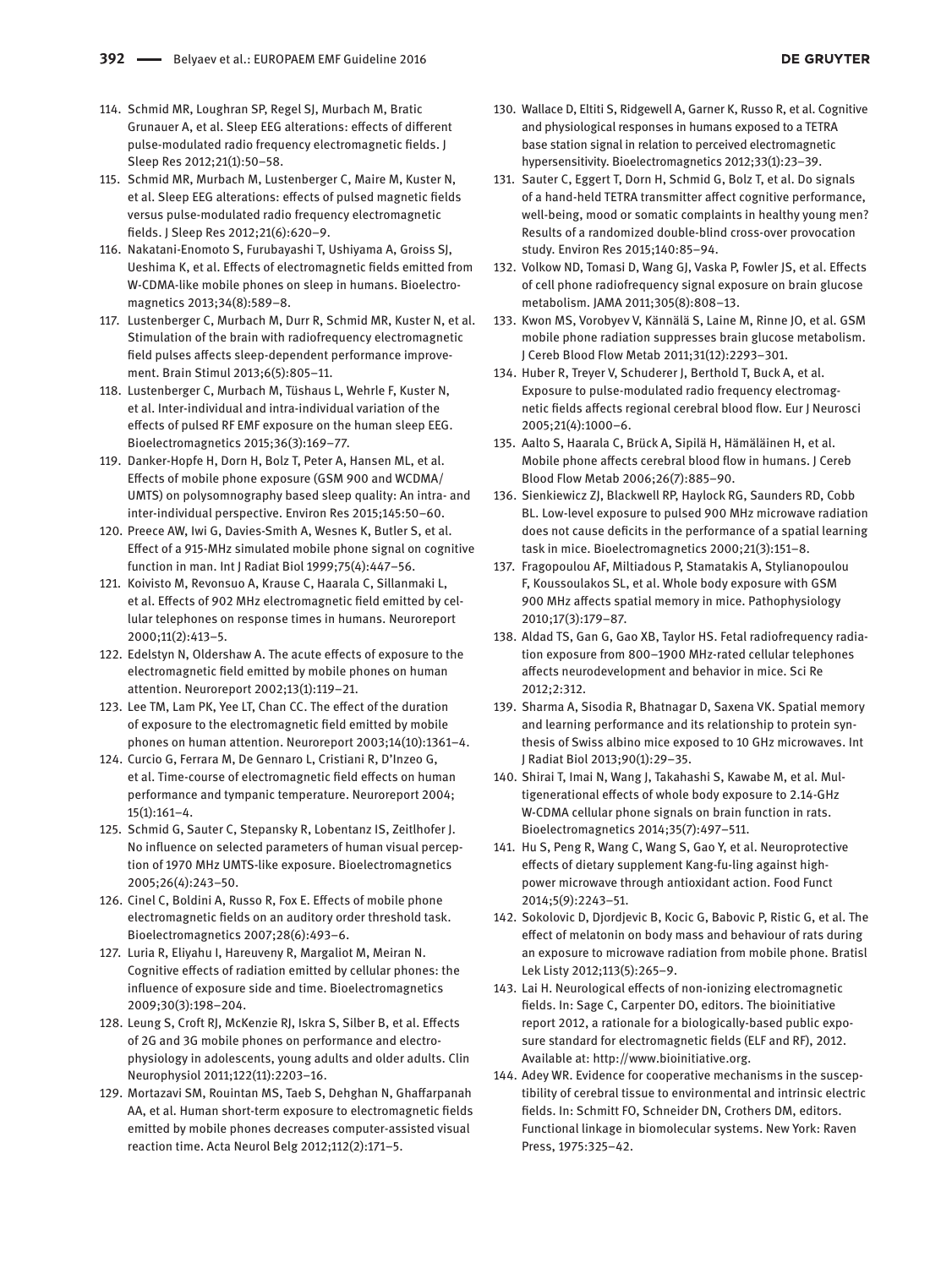114. Schmid MR, Loughran SP, Regel SJ, Murbach M, Bratic Grunauer A, et al. Sleep EEG alterations: effects of different pulse-modulated radio frequency electromagnetic fields. J Sleep Res 2012;21(1):50–58.
115. Schmid MR, Murbach M, Lustenberger C, Maire M, Kuster N, et al. Sleep EEG alterations: effects of pulsed magnetic fields versus pulse-modulated radio frequency electromagnetic fields. J Sleep Res 2012;21(6):620–9.
116. Nakatani-Enomoto S, Furubayashi T, Ushiyama A, Groiss SJ, Ueshima K, et al. Effects of electromagnetic fields emitted from W-CDMA-like mobile phones on sleep in humans. Bioelectromagnetics 2013;34(8):589–8.
117. Lustenberger C, Murbach M, Durr R, Schmid MR, Kuster N, et al. Stimulation of the brain with radiofrequency electromagnetic field pulses affects sleep-dependent performance improvement. Brain Stimul 2013;6(5):805–11.
118. Lustenberger C, Murbach M, Tüshaus L, Wehrle F, Kuster N, et al. Inter-individual and intra-individual variation of the effects of pulsed RF EMF exposure on the human sleep EEG. Bioelectromagnetics 2015;36(3):169–77.
119. Danker-Hopfe H, Dorn H, Bolz T, Peter A, Hansen ML, et al. Effects of mobile phone exposure (GSM 900 and WCDMA/UMTS) on polysomnography based sleep quality: An intra- and inter-individual perspective. Environ Res 2015;145:50–60.
120. Preece AW, Iwi G, Davies-Smith A, Wesnes K, Butler S, et al. Effect of a 915-MHz simulated mobile phone signal on cognitive function in man. Int J Radiat Biol 1999;75(4):447–56.
121. Koivisto M, Revonsuo A, Krause C, Haarala C, Sillanmaki L, et al. Effects of 902 MHz electromagnetic field emitted by cellular telephones on response times in humans. Neuroreport 2000;11(2):413–5.
122. Edelstyn N, Oldershaw A. The acute effects of exposure to the electromagnetic field emitted by mobile phones on human attention. Neuroreport 2002;13(1):119–21.
123. Lee TM, Lam PK, Yee LT, Chan CC. The effect of the duration of exposure to the electromagnetic field emitted by mobile phones on human attention. Neuroreport 2003;14(10):1361–4.
124. Curcio G, Ferrara M, De Gennaro L, Cristiani R, D'Inzeo G, et al. Time-course of electromagnetic field effects on human performance and tympanic temperature. Neuroreport 2004; 15(1):161–4.
125. Schmid G, Sauter C, Stepansky R, Lobentanz IS, Zeitlhofer J. No influence on selected parameters of human visual perception of 1970 MHz UMTS-like exposure. Bioelectromagnetics 2005;26(4):243–50.
126. Cinel C, Boldini A, Russo R, Fox E. Effects of mobile phone electromagnetic fields on an auditory order threshold task. Bioelectromagnetics 2007;28(6):493–6.
127. Luria R, Eliyahu I, Hareuveny R, Margaliot M, Meiran N. Cognitive effects of radiation emitted by cellular phones: the influence of exposure side and time. Bioelectromagnetics 2009;30(3):198–204.
128. Leung S, Croft RJ, McKenzie RJ, Iskra S, Silber B, et al. Effects of 2G and 3G mobile phones on performance and electrophysiology in adolescents, young adults and older adults. Clin Neurophysiol 2011;122(11):2203–16.
129. Mortazavi SM, Rouintan MS, Taeb S, Dehghan N, Ghaffarpanah AA, et al. Human short-term exposure to electromagnetic fields emitted by mobile phones decreases computer-assisted visual reaction time. Acta Neurol Belg 2012;112(2):171–5.
130. Wallace D, Eltiti S, Ridgewell A, Garner K, Russo R, et al. Cognitive and physiological responses in humans exposed to a TETRA base station signal in relation to perceived electromagnetic hypersensitivity. Bioelectromagnetics 2012;33(1):23–39.
131. Sauter C, Eggert T, Dorn H, Schmid G, Bolz T, et al. Do signals of a hand-held TETRA transmitter affect cognitive performance, well-being, mood or somatic complaints in healthy young men? Results of a randomized double-blind cross-over provocation study. Environ Res 2015;140:85–94.
132. Volkow ND, Tomasi D, Wang GJ, Vaska P, Fowler JS, et al. Effects of cell phone radiofrequency signal exposure on brain glucose metabolism. JAMA 2011;305(8):808–13.
133. Kwon MS, Vorobyev V, Kännälä S, Laine M, Rinne JO, et al. GSM mobile phone radiation suppresses brain glucose metabolism. J Cereb Blood Flow Metab 2011;31(12):2293–301.
134. Huber R, Treyer V, Schuderer J, Berthold T, Buck A, et al. Exposure to pulse-modulated radio frequency electromagnetic fields affects regional cerebral blood flow. Eur J Neurosci 2005;21(4):1000–6.
135. Aalto S, Haarala C, Brück A, Sipilä H, Hämäläinen H, et al. Mobile phone affects cerebral blood flow in humans. J Cereb Blood Flow Metab 2006;26(7):885–90.
136. Sienkiewicz ZJ, Blackwell RP, Haylock RG, Saunders RD, Cobb BL. Low-level exposure to pulsed 900 MHz microwave radiation does not cause deficits in the performance of a spatial learning task in mice. Bioelectromagnetics 2000;21(3):151–8.
137. Fragopoulou AF, Miltiadous P, Stamatakis A, Stylianopoulou F, Koussoulakos SL, et al. Whole body exposure with GSM 900 MHz affects spatial memory in mice. Pathophysiology 2010;17(3):179–87.
138. Aldad TS, Gan G, Gao XB, Taylor HS. Fetal radiofrequency radiation exposure from 800–1900 MHz-rated cellular telephones affects neurodevelopment and behavior in mice. Sci Re 2012;2:312.
139. Sharma A, Sisodia R, Bhatnagar D, Saxena VK. Spatial memory and learning performance and its relationship to protein synthesis of Swiss albino mice exposed to 10 GHz microwaves. Int J Radiat Biol 2013;90(1):29–35.
140. Shirai T, Imai N, Wang J, Takahashi S, Kawabe M, et al. Multigenerational effects of whole body exposure to 2.14-GHz W-CDMA cellular phone signals on brain function in rats. Bioelectromagnetics 2014;35(7):497–511.
141. Hu S, Peng R, Wang C, Wang S, Gao Y, et al. Neuroprotective effects of dietary supplement Kang-fu-ling against high-power microwave through antioxidant action. Food Funct 2014;5(9):2243–51.
142. Sokolovic D, Djordjevic B, Kocic G, Babovic P, Ristic G, et al. The effect of melatonin on body mass and behaviour of rats during an exposure to microwave radiation from mobile phone. Bratisl Lek Listy 2012;113(5):265–9.
143. Lai H. Neurological effects of non-ionizing electromagnetic fields. In: Sage C, Carpenter DO, editors. The bioinitiative report 2012, a rationale for a biologically-based public exposure standard for electromagnetic fields (ELF and RF), 2012. Available at: http://www.bioinitiative.org.
144. Adey WR. Evidence for cooperative mechanisms in the susceptibility of cerebral tissue to environmental and intrinsic electric fields. In: Schmitt FO, Schneider DN, Crothers DM, editors. Functional linkage in biomolecular systems. New York: Raven Press, 1975:325–42.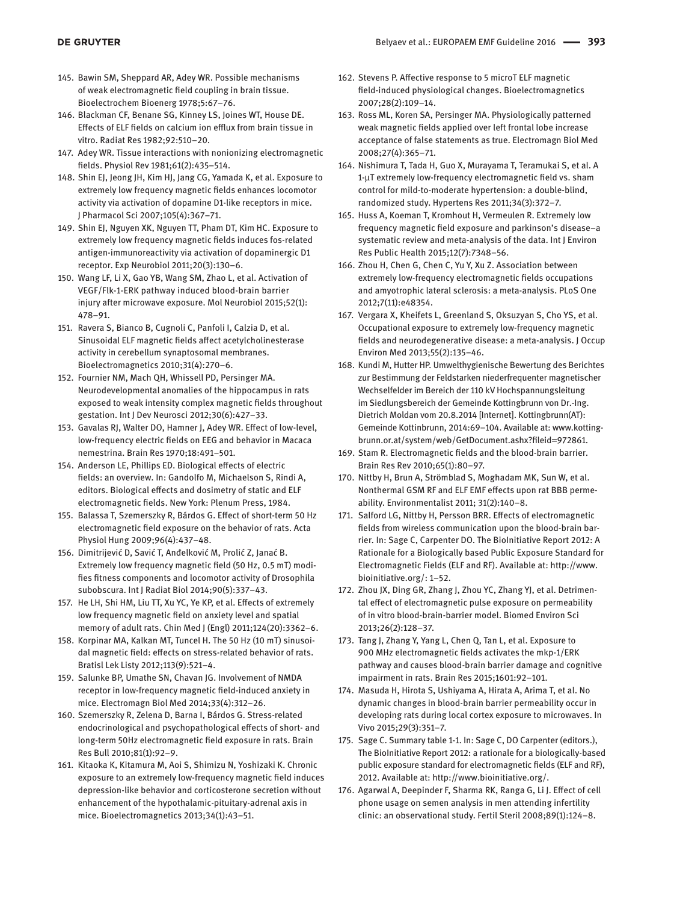145. Bawin SM, Sheppard AR, Adey WR. Possible mechanisms of weak electromagnetic field coupling in brain tissue. Bioelectrochem Bioenerg 1978;5:67–76.
146. Blackman CF, Benane SG, Kinney LS, Joines WT, House DE. Effects of ELF fields on calcium ion efflux from brain tissue in vitro. Radiat Res 1982;92:510–20.
147. Adey WR. Tissue interactions with nonionizing electromagnetic fields. Physiol Rev 1981;61(2):435–514.
148. Shin EJ, Jeong JH, Kim HJ, Jang CG, Yamada K, et al. Exposure to extremely low frequency magnetic fields enhances locomotor activity via activation of dopamine D1-like receptors in mice. J Pharmacol Sci 2007;105(4):367–71.
149. Shin EJ, Nguyen XK, Nguyen TT, Pham DT, Kim HC. Exposure to extremely low frequency magnetic fields induces fos-related antigen-immunoreactivity via activation of dopaminergic D1 receptor. Exp Neurobiol 2011;20(3):130–6.
150. Wang LF, Li X, Gao YB, Wang SM, Zhao L, et al. Activation of VEGF/Flk-1-ERK pathway induced blood-brain barrier injury after microwave exposure. Mol Neurobiol 2015;52(1): 478–91.
151. Ravera S, Bianco B, Cugnoli C, Panfoli I, Calzia D, et al. Sinusoidal ELF magnetic fields affect acetylcholinesterase activity in cerebellum synaptosomal membranes. Bioelectromagnetics 2010;31(4):270–6.
152. Fournier NM, Mach QH, Whissell PD, Persinger MA. Neurodevelopmental anomalies of the hippocampus in rats exposed to weak intensity complex magnetic fields throughout gestation. Int J Dev Neurosci 2012;30(6):427–33.
153. Gavalas RJ, Walter DO, Hamner J, Adey WR. Effect of low-level, low-frequency electric fields on EEG and behavior in Macaca nemestrina. Brain Res 1970;18:491–501.
154. Anderson LE, Phillips ED. Biological effects of electric fields: an overview. In: Gandolfo M, Michaelson S, Rindi A, editors. Biological effects and dosimetry of static and ELF electromagnetic fields. New York: Plenum Press, 1984.
155. Balassa T, Szemerszky R, Bárdos G. Effect of short-term 50 Hz electromagnetic field exposure on the behavior of rats. Acta Physiol Hung 2009;96(4):437–48.
156. Dimitrijević D, Savić T, Anđelković M, Prolić Z, Janać B. Extremely low frequency magnetic field (50 Hz, 0.5 mT) modifies fitness components and locomotor activity of Drosophila subobscura. Int J Radiat Biol 2014;90(5):337–43.
157. He LH, Shi HM, Liu TT, Xu YC, Ye KP, et al. Effects of extremely low frequency magnetic field on anxiety level and spatial memory of adult rats. Chin Med J (Engl) 2011;124(20):3362–6.
158. Korpinar MA, Kalkan MT, Tuncel H. The 50 Hz (10 mT) sinusoidal magnetic field: effects on stress-related behavior of rats. Bratisl Lek Listy 2012;113(9):521–4.
159. Salunke BP, Umathe SN, Chavan JG. Involvement of NMDA receptor in low-frequency magnetic field-induced anxiety in mice. Electromagn Biol Med 2014;33(4):312–26.
160. Szemerszky R, Zelena D, Barna I, Bárdos G. Stress-related endocrinological and psychopathological effects of short- and long-term 50Hz electromagnetic field exposure in rats. Brain Res Bull 2010;81(1):92–9.
161. Kitaoka K, Kitamura M, Aoi S, Shimizu N, Yoshizaki K. Chronic exposure to an extremely low-frequency magnetic field induces depression-like behavior and corticosterone secretion without enhancement of the hypothalamic-pituitary-adrenal axis in mice. Bioelectromagnetics 2013;34(1):43–51.
162. Stevens P. Affective response to 5 microT ELF magnetic field-induced physiological changes. Bioelectromagnetics 2007;28(2):109–14.
163. Ross ML, Koren SA, Persinger MA. Physiologically patterned weak magnetic fields applied over left frontal lobe increase acceptance of false statements as true. Electromagn Biol Med 2008;27(4):365–71.
164. Nishimura T, Tada H, Guo X, Murayama T, Teramukai S, et al. A 1-μT extremely low-frequency electromagnetic field vs. sham control for mild-to-moderate hypertension: a double-blind, randomized study. Hypertens Res 2011;34(3):372–7.
165. Huss A, Koeman T, Kromhout H, Vermeulen R. Extremely low frequency magnetic field exposure and parkinson's disease–a systematic review and meta-analysis of the data. Int J Environ Res Public Health 2015;12(7):7348–56.
166. Zhou H, Chen G, Chen C, Yu Y, Xu Z. Association between extremely low-frequency electromagnetic fields occupations and amyotrophic lateral sclerosis: a meta-analysis. PLoS One 2012;7(11):e48354.
167. Vergara X, Kheifets L, Greenland S, Oksuzyan S, Cho YS, et al. Occupational exposure to extremely low-frequency magnetic fields and neurodegenerative disease: a meta-analysis. J Occup Environ Med 2013;55(2):135–46.
168. Kundi M, Hutter HP. Umwelthygienische Bewertung des Berichtes zur Bestimmung der Feldstarken niederfrequenter magnetischer Wechselfelder im Bereich der 110 kV Hochspannungsleitung im Siedlungsbereich der Gemeinde Kottingbrunn von Dr.-Ing. Dietrich Moldan vom 20.8.2014 [Internet]. Kottingbrunn(AT): Gemeinde Kottinbrunn, 2014:69–104. Available at: www.kottingbrunn.or.at/system/web/GetDocument.ashx?fileid=972861.
169. Stam R. Electromagnetic fields and the blood-brain barrier. Brain Res Rev 2010;65(1):80–97.
170. Nittby H, Brun A, Strömblad S, Moghadam MK, Sun W, et al. Nonthermal GSM RF and ELF EMF effects upon rat BBB permeability. Environmentalist 2011; 31(2):140–8.
171. Salford LG, Nittby H, Persson BRR. Effects of electromagnetic fields from wireless communication upon the blood-brain barrier. In: Sage C, Carpenter DO. The BioInitiative Report 2012: A Rationale for a Biologically based Public Exposure Standard for Electromagnetic Fields (ELF and RF). Available at: http://www.bioinitiative.org/: 1–52.
172. Zhou JX, Ding GR, Zhang J, Zhou YC, Zhang YJ, et al. Detrimental effect of electromagnetic pulse exposure on permeability of in vitro blood-brain-barrier model. Biomed Environ Sci 2013;26(2):128–37.
173. Tang J, Zhang Y, Yang L, Chen Q, Tan L, et al. Exposure to 900 MHz electromagnetic fields activates the mkp-1/ERK pathway and causes blood-brain barrier damage and cognitive impairment in rats. Brain Res 2015;1601:92–101.
174. Masuda H, Hirota S, Ushiyama A, Hirata A, Arima T, et al. No dynamic changes in blood-brain barrier permeability occur in developing rats during local cortex exposure to microwaves. In Vivo 2015;29(3):351–7.
175. Sage C. Summary table 1-1. In: Sage C, DO Carpenter (editors.), The BioInitiative Report 2012: a rationale for a biologically-based public exposure standard for electromagnetic fields (ELF and RF), 2012. Available at: http://www.bioinitiative.org/.
176. Agarwal A, Deepinder F, Sharma RK, Ranga G, Li J. Effect of cell phone usage on semen analysis in men attending infertility clinic: an observational study. Fertil Steril 2008;89(1):124–8.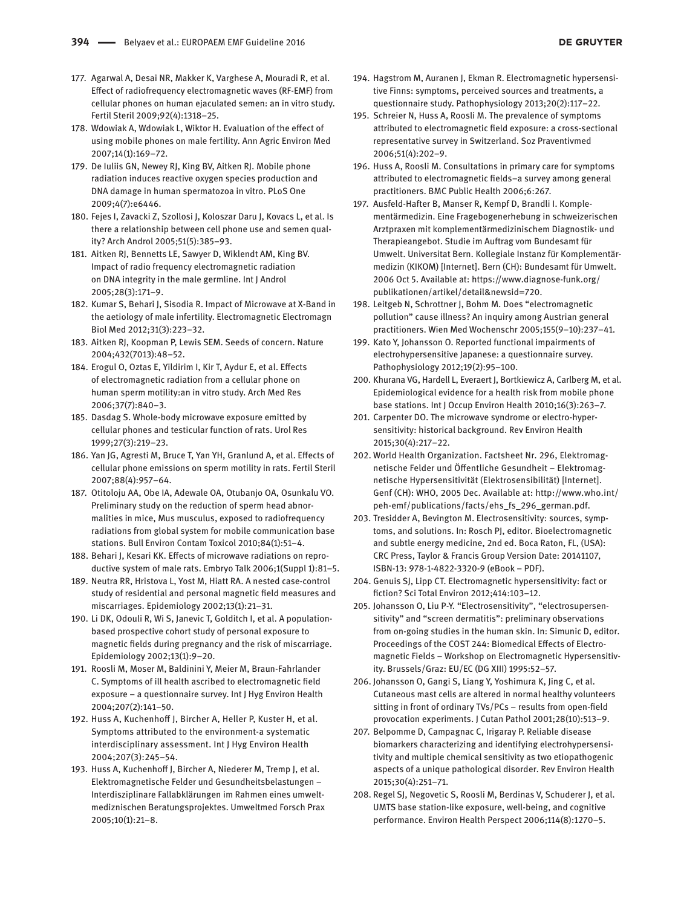177. Agarwal A, Desai NR, Makker K, Varghese A, Mouradi R, et al. Effect of radiofrequency electromagnetic waves (RF-EMF) from cellular phones on human ejaculated semen: an in vitro study. Fertil Steril 2009;92(4):1318–25.
178. Wdowiak A, Wdowiak L, Wiktor H. Evaluation of the effect of using mobile phones on male fertility. Ann Agric Environ Med 2007;14(1):169–72.
179. De Iuliis GN, Newey RJ, King BV, Aitken RJ. Mobile phone radiation induces reactive oxygen species production and DNA damage in human spermatozoa in vitro. PLoS One 2009;4(7):e6446.
180. Fejes I, Zavacki Z, Szollosi J, Koloszar Daru J, Kovacs L, et al. Is there a relationship between cell phone use and semen quality? Arch Androl 2005;51(5):385–93.
181. Aitken RJ, Bennetts LE, Sawyer D, Wiklendt AM, King BV. Impact of radio frequency electromagnetic radiation on DNA integrity in the male germline. Int J Androl 2005;28(3):171–9.
182. Kumar S, Behari J, Sisodia R. Impact of Microwave at X-Band in the aetiology of male infertility. Electromagnetic Electromagn Biol Med 2012;31(3):223–32.
183. Aitken RJ, Koopman P, Lewis SEM. Seeds of concern. Nature 2004;432(7013):48–52.
184. Erogul O, Oztas E, Yildirim I, Kir T, Aydur E, et al. Effects of electromagnetic radiation from a cellular phone on human sperm motility:an in vitro study. Arch Med Res 2006;37(7):840–3.
185. Dasdag S. Whole-body microwave exposure emitted by cellular phones and testicular function of rats. Urol Res 1999;27(3):219–23.
186. Yan JG, Agresti M, Bruce T, Yan YH, Granlund A, et al. Effects of cellular phone emissions on sperm motility in rats. Fertil Steril 2007;88(4):957–64.
187. Otitoloju AA, Obe IA, Adewale OA, Otubanjo OA, Osunkalu VO. Preliminary study on the reduction of sperm head abnormalities in mice, Mus musculus, exposed to radiofrequency radiations from global system for mobile communication base stations. Bull Environ Contam Toxicol 2010;84(1):51–4.
188. Behari J, Kesari KK. Effects of microwave radiations on reproductive system of male rats. Embryo Talk 2006;1(Suppl 1):81–5.
189. Neutra RR, Hristova L, Yost M, Hiatt RA. A nested case-control study of residential and personal magnetic field measures and miscarriages. Epidemiology 2002;13(1):21–31.
190. Li DK, Odouli R, Wi S, Janevic T, Golditch I, et al. A population-based prospective cohort study of personal exposure to magnetic fields during pregnancy and the risk of miscarriage. Epidemiology 2002;13(1):9–20.
191. Roosli M, Moser M, Baldinini Y, Meier M, Braun-Fahrlander C. Symptoms of ill health ascribed to electromagnetic field exposure – a questionnaire survey. Int J Hyg Environ Health 2004;207(2):141–50.
192. Huss A, Kuchenhoff J, Bircher A, Heller P, Kuster H, et al. Symptoms attributed to the environment-a systematic interdisciplinary assessment. Int J Hyg Environ Health 2004;207(3):245–54.
193. Huss A, Kuchenhoff J, Bircher A, Niederer M, Tremp J, et al. Elektromagnetische Felder und Gesundheitsbelastungen – Interdisziplinare Fallabklärungen im Rahmen eines umweltmedizinschen Beratungsprojektes. Umweltmed Forsch Prax 2005;10(1):21–8.
194. Hagstrom M, Auranen J, Ekman R. Electromagnetic hypersensitive Finns: symptoms, perceived sources and treatments, a questionnaire study. Pathophysiology 2013;20(2):117–22.
195. Schreier N, Huss A, Roosli M. The prevalence of symptoms attributed to electromagnetic field exposure: a cross-sectional representative survey in Switzerland. Soz Praventivmed 2006;51(4):202–9.
196. Huss A, Roosli M. Consultations in primary care for symptoms attributed to electromagnetic fields–a survey among general practitioners. BMC Public Health 2006;6:267.
197. Ausfeld-Hafter B, Manser R, Kempf D, Brandli I. Komplementärmedizin. Eine Fragebogenerhebung in schweizerischen Arztpraxen mit komplementärmedizinischem Diagnostik- und Therapieangebot. Studie im Auftrag vom Bundesamt für Umwelt. Universitat Bern. Kollegiale Instanz für Komplementärmedizin (KIKOM) [Internet]. Bern (CH): Bundesamt für Umwelt. 2006 Oct 5. Available at: https://www.diagnose-funk.org/publikationen/artikel/detail&newsid=720.
198. Leitgeb N, Schrottner J, Bohm M. Does "electromagnetic pollution" cause illness? An inquiry among Austrian general practitioners. Wien Med Wochenschr 2005;155(9–10):237–41.
199. Kato Y, Johansson O. Reported functional impairments of electrohypersensitive Japanese: a questionnaire survey. Pathophysiology 2012;19(2):95–100.
200. Khurana VG, Hardell L, Everaert J, Bortkiewicz A, Carlberg M, et al. Epidemiological evidence for a health risk from mobile phone base stations. Int J Occup Environ Health 2010;16(3):263–7.
201. Carpenter DO. The microwave syndrome or electro-hypersensitivity: historical background. Rev Environ Health 2015;30(4):217–22.
202. World Health Organization. Factsheet Nr. 296, Elektromagnetische Felder und Öffentliche Gesundheit – Elektromagnetische Hypersensitivität (Elektrosensibilität) [Internet]. Genf (CH): WHO, 2005 Dec. Available at: http://www.who.int/peh-emf/publications/facts/ehs_fs_296_german.pdf.
203. Tresidder A, Bevington M. Electrosensitivity: sources, symptoms, and solutions. In: Rosch PJ, editor. Bioelectromagnetic and subtle energy medicine, 2nd ed. Boca Raton, FL, (USA): CRC Press, Taylor & Francis Group Version Date: 20141107, ISBN-13: 978-1-4822-3320-9 (eBook – PDF).
204. Genuis SJ, Lipp CT. Electromagnetic hypersensitivity: fact or fiction? Sci Total Environ 2012;414:103–12.
205. Johansson O, Liu P-Y. "Electrosensitivity", "electrosupersensitivity" and "screen dermatitis": preliminary observations from on-going studies in the human skin. In: Simunic D, editor. Proceedings of the COST 244: Biomedical Effects of Electromagnetic Fields – Workshop on Electromagnetic Hypersensitivity. Brussels/Graz: EU/EC (DG XIII) 1995:52–57.
206. Johansson O, Gangi S, Liang Y, Yoshimura K, Jing C, et al. Cutaneous mast cells are altered in normal healthy volunteers sitting in front of ordinary TVs/PCs – results from open-field provocation experiments. J Cutan Pathol 2001;28(10):513–9.
207. Belpomme D, Campagnac C, Irigaray P. Reliable disease biomarkers characterizing and identifying electrohypersensitivity and multiple chemical sensitivity as two etiopathogenic aspects of a unique pathological disorder. Rev Environ Health 2015;30(4):251–71.
208. Regel SJ, Negovetic S, Roosli M, Berdinas V, Schuderer J, et al. UMTS base station-like exposure, well-being, and cognitive performance. Environ Health Perspect 2006;114(8):1270–5.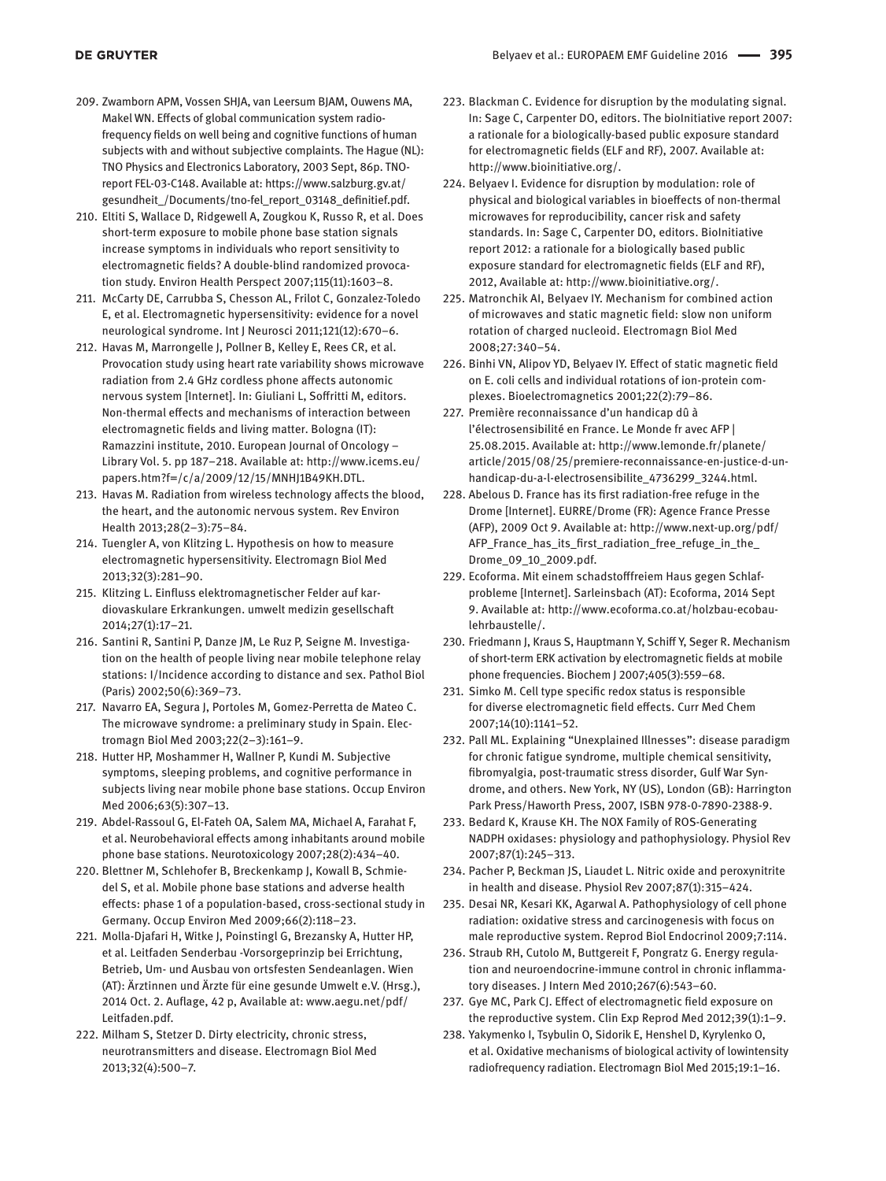209. Zwamborn APM, Vossen SHJA, van Leersum BJAM, Ouwens MA, Makel WN. Effects of global communication system radio-frequency fields on well being and cognitive functions of human subjects with and without subjective complaints. The Hague (NL): TNO Physics and Electronics Laboratory, 2003 Sept, 86p. TNO-report FEL-03-C148. Available at: https://www.salzburg.gv.at/gesundheit_/Documents/tno-fel_report_03148_definitief.pdf.
210. Eltiti S, Wallace D, Ridgewell A, Zougkou K, Russo R, et al. Does short-term exposure to mobile phone base station signals increase symptoms in individuals who report sensitivity to electromagnetic fields? A double-blind randomized provocation study. Environ Health Perspect 2007;115(11):1603–8.
211. McCarty DE, Carrubba S, Chesson AL, Frilot C, Gonzalez-Toledo E, et al. Electromagnetic hypersensitivity: evidence for a novel neurological syndrome. Int J Neurosci 2011;121(12):670–6.
212. Havas M, Marrongelle J, Pollner B, Kelley E, Rees CR, et al. Provocation study using heart rate variability shows microwave radiation from 2.4 GHz cordless phone affects autonomic nervous system [Internet]. In: Giuliani L, Soffritti M, editors. Non-thermal effects and mechanisms of interaction between electromagnetic fields and living matter. Bologna (IT): Ramazzini institute, 2010. European Journal of Oncology – Library Vol. 5. pp 187–218. Available at: http://www.icems.eu/papers.htm?f=/c/a/2009/12/15/MNHJ1B49KH.DTL.
213. Havas M. Radiation from wireless technology affects the blood, the heart, and the autonomic nervous system. Rev Environ Health 2013;28(2–3):75–84.
214. Tuengler A, von Klitzing L. Hypothesis on how to measure electromagnetic hypersensitivity. Electromagn Biol Med 2013;32(3):281–90.
215. Klitzing L. Einfluss elektromagnetischer Felder auf kardiovaskulare Erkrankungen. umwelt medizin gesellschaft 2014;27(1):17–21.
216. Santini R, Santini P, Danze JM, Le Ruz P, Seigne M. Investigation on the health of people living near mobile telephone relay stations: I/Incidence according to distance and sex. Pathol Biol (Paris) 2002;50(6):369–73.
217. Navarro EA, Segura J, Portoles M, Gomez-Perretta de Mateo C. The microwave syndrome: a preliminary study in Spain. Electromagn Biol Med 2003;22(2–3):161–9.
218. Hutter HP, Moshammer H, Wallner P, Kundi M. Subjective symptoms, sleeping problems, and cognitive performance in subjects living near mobile phone base stations. Occup Environ Med 2006;63(5):307–13.
219. Abdel-Rassoul G, El-Fateh OA, Salem MA, Michael A, Farahat F, et al. Neurobehavioral effects among inhabitants around mobile phone base stations. Neurotoxicology 2007;28(2):434–40.
220. Blettner M, Schlehofer B, Breckenkamp J, Kowall B, Schmiedel S, et al. Mobile phone base stations and adverse health effects: phase 1 of a population-based, cross-sectional study in Germany. Occup Environ Med 2009;66(2):118–23.
221. Molla-Djafari H, Witke J, Poinstingl G, Brezansky A, Hutter HP, et al. Leitfaden Senderbau -Vorsorgeprinzip bei Errichtung, Betrieb, Um- und Ausbau von ortsfesten Sendeanlagen. Wien (AT): Ärztinnen und Ärzte für eine gesunde Umwelt e.V. (Hrsg.), 2014 Oct. 2. Auflage, 42 p, Available at: www.aegu.net/pdf/Leitfaden.pdf.
222. Milham S, Stetzer D. Dirty electricity, chronic stress, neurotransmitters and disease. Electromagn Biol Med 2013;32(4):500–7.
223. Blackman C. Evidence for disruption by the modulating signal. In: Sage C, Carpenter DO, editors. The bioInitiative report 2007: a rationale for a biologically-based public exposure standard for electromagnetic fields (ELF and RF), 2007. Available at: http://www.bioinitiative.org/.
224. Belyaev I. Evidence for disruption by modulation: role of physical and biological variables in bioeffects of non-thermal microwaves for reproducibility, cancer risk and safety standards. In: Sage C, Carpenter DO, editors. BioInitiative report 2012: a rationale for a biologically based public exposure standard for electromagnetic fields (ELF and RF), 2012, Available at: http://www.bioinitiative.org/.
225. Matronchik AI, Belyaev IY. Mechanism for combined action of microwaves and static magnetic field: slow non uniform rotation of charged nucleoid. Electromagn Biol Med 2008;27:340–54.
226. Binhi VN, Alipov YD, Belyaev IY. Effect of static magnetic field on E. coli cells and individual rotations of ion-protein complexes. Bioelectromagnetics 2001;22(2):79–86.
227. Première reconnaissance d'un handicap dû à l'électrosensibilité en France. Le Monde fr avec AFP | 25.08.2015. Available at: http://www.lemonde.fr/planete/article/2015/08/25/premiere-reconnaissance-en-justice-d-un-handicap-du-a-l-electrosensibilite_4736299_3244.html.
228. Abelous D. France has its first radiation-free refuge in the Drome [Internet]. EURRE/Drome (FR): Agence France Presse (AFP), 2009 Oct 9. Available at: http://www.next-up.org/pdf/AFP_France_has_its_first_radiation_free_refuge_in_the_Drome_09_10_2009.pdf.
229. Ecoforma. Mit einem schadstofffreiem Haus gegen Schlafprobleme [Internet]. Sarleinsbach (AT): Ecoforma, 2014 Sept 9. Available at: http://www.ecoforma.co.at/holzbau-ecobaulehrbaustelle/.
230. Friedmann J, Kraus S, Hauptmann Y, Schiff Y, Seger R. Mechanism of short-term ERK activation by electromagnetic fields at mobile phone frequencies. Biochem J 2007;405(3):559–68.
231. Simko M. Cell type specific redox status is responsible for diverse electromagnetic field effects. Curr Med Chem 2007;14(10):1141–52.
232. Pall ML. Explaining "Unexplained Illnesses": disease paradigm for chronic fatigue syndrome, multiple chemical sensitivity, fibromyalgia, post-traumatic stress disorder, Gulf War Syndrome, and others. New York, NY (US), London (GB): Harrington Park Press/Haworth Press, 2007, ISBN 978-0-7890-2388-9.
233. Bedard K, Krause KH. The NOX Family of ROS-Generating NADPH oxidases: physiology and pathophysiology. Physiol Rev 2007;87(1):245–313.
234. Pacher P, Beckman JS, Liaudet L. Nitric oxide and peroxynitrite in health and disease. Physiol Rev 2007;87(1):315–424.
235. Desai NR, Kesari KK, Agarwal A. Pathophysiology of cell phone radiation: oxidative stress and carcinogenesis with focus on male reproductive system. Reprod Biol Endocrinol 2009;7:114.
236. Straub RH, Cutolo M, Buttgereit F, Pongratz G. Energy regulation and neuroendocrine-immune control in chronic inflammatory diseases. J Intern Med 2010;267(6):543–60.
237. Gye MC, Park CJ. Effect of electromagnetic field exposure on the reproductive system. Clin Exp Reprod Med 2012;39(1):1–9.
238. Yakymenko I, Tsybulin O, Sidorik E, Henshel D, Kyrylenko O, et al. Oxidative mechanisms of biological activity of lowintensity radiofrequency radiation. Electromagn Biol Med 2015;19:1–16.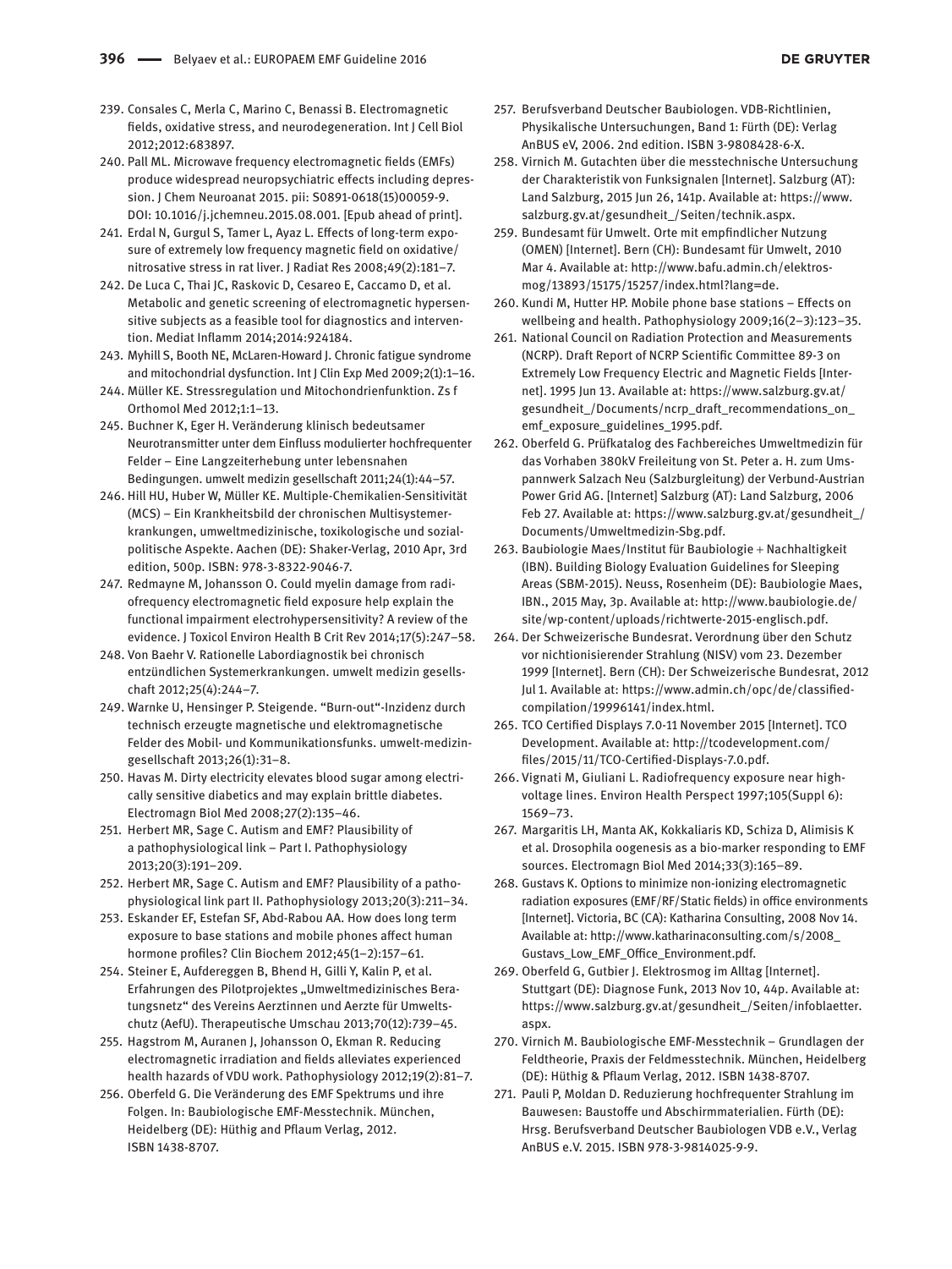239. Consales C, Merla C, Marino C, Benassi B. Electromagnetic fields, oxidative stress, and neurodegeneration. Int J Cell Biol 2012;2012:683897.
240. Pall ML. Microwave frequency electromagnetic fields (EMFs) produce widespread neuropsychiatric effects including depression. J Chem Neuroanat 2015. pii: S0891-0618(15)00059-9. DOI: 10.1016/j.jchemneu.2015.08.001. [Epub ahead of print].
241. Erdal N, Gurgul S, Tamer L, Ayaz L. Effects of long-term exposure of extremely low frequency magnetic field on oxidative/nitrosative stress in rat liver. J Radiat Res 2008;49(2):181–7.
242. De Luca C, Thai JC, Raskovic D, Cesareo E, Caccamo D, et al. Metabolic and genetic screening of electromagnetic hypersensitive subjects as a feasible tool for diagnostics and intervention. Mediat Inflamm 2014;2014:924184.
243. Myhill S, Booth NE, McLaren-Howard J. Chronic fatigue syndrome and mitochondrial dysfunction. Int J Clin Exp Med 2009;2(1):1–16.
244. Müller KE. Stressregulation und Mitochondrienfunktion. Zs f Orthomol Med 2012;1:1–13.
245. Buchner K, Eger H. Veränderung klinisch bedeutsamer Neurotransmitter unter dem Einfluss modulierter hochfrequenter Felder – Eine Langzeiterhebung unter lebensnahen Bedingungen. umwelt medizin gesellschaft 2011;24(1):44–57.
246. Hill HU, Huber W, Müller KE. Multiple-Chemikalien-Sensitivität (MCS) – Ein Krankheitsbild der chronischen Multisystemerkrankungen, umweltmedizinische, toxikologische und sozialpolitische Aspekte. Aachen (DE): Shaker-Verlag, 2010 Apr, 3rd edition, 500p. ISBN: 978-3-8322-9046-7.
247. Redmayne M, Johansson O. Could myelin damage from radiofrequency electromagnetic field exposure help explain the functional impairment electrohypersensitivity? A review of the evidence. J Toxicol Environ Health B Crit Rev 2014;17(5):247–58.
248. Von Baehr V. Rationelle Labordiagnostik bei chronisch entzündlichen Systemerkrankungen. umwelt medizin gesellschaft 2012;25(4):244–7.
249. Warnke U, Hensinger P. Steigende. "Burn-out"-Inzidenz durch technisch erzeugte magnetische und elektromagnetische Felder des Mobil- und Kommunikationsfunks. umwelt-medizin-gesellschaft 2013;26(1):31–8.
250. Havas M. Dirty electricity elevates blood sugar among electrically sensitive diabetics and may explain brittle diabetes. Electromagn Biol Med 2008;27(2):135–46.
251. Herbert MR, Sage C. Autism and EMF? Plausibility of a pathophysiological link – Part I. Pathophysiology 2013;20(3):191–209.
252. Herbert MR, Sage C. Autism and EMF? Plausibility of a pathophysiological link part II. Pathophysiology 2013;20(3):211–34.
253. Eskander EF, Estefan SF, Abd-Rabou AA. How does long term exposure to base stations and mobile phones affect human hormone profiles? Clin Biochem 2012;45(1–2):157–61.
254. Steiner E, Aufdereggen B, Bhend H, Gilli Y, Kalin P, et al. Erfahrungen des Pilotprojektes „Umweltmedizinisches Beratungsnetz" des Vereins Aerztinnen und Aerzte für Umweltschutz (AefU). Therapeutische Umschau 2013;70(12):739–45.
255. Hagstrom M, Auranen J, Johansson O, Ekman R. Reducing electromagnetic irradiation and fields alleviates experienced health hazards of VDU work. Pathophysiology 2012;19(2):81–7.
256. Oberfeld G. Die Veränderung des EMF Spektrums und ihre Folgen. In: Baubiologische EMF-Messtechnik. München, Heidelberg (DE): Hüthig and Pflaum Verlag, 2012. ISBN 1438-8707.
257. Berufsverband Deutscher Baubiologen. VDB-Richtlinien, Physikalische Untersuchungen, Band 1: Fürth (DE): Verlag AnBUS eV, 2006. 2nd edition. ISBN 3-9808428-6-X.
258. Virnich M. Gutachten über die messtechnische Untersuchung der Charakteristik von Funksignalen [Internet]. Salzburg (AT): Land Salzburg, 2015 Jun 26, 141p. Available at: https://www.salzburg.gv.at/gesundheit_/Seiten/technik.aspx.
259. Bundesamt für Umwelt. Orte mit empfindlicher Nutzung (OMEN) [Internet]. Bern (CH): Bundesamt für Umwelt, 2010 Mar 4. Available at: http://www.bafu.admin.ch/elektrosmog/13893/15175/15257/index.html?lang=de.
260. Kundi M, Hutter HP. Mobile phone base stations – Effects on wellbeing and health. Pathophysiology 2009;16(2–3):123–35.
261. National Council on Radiation Protection and Measurements (NCRP). Draft Report of NCRP Scientific Committee 89-3 on Extremely Low Frequency Electric and Magnetic Fields [Internet]. 1995 Jun 13. Available at: https://www.salzburg.gv.at/gesundheit_/Documents/ncrp_draft_recommendations_on_emf_exposure_guidelines_1995.pdf.
262. Oberfeld G. Prüfkatalog des Fachbereiches Umweltmedizin für das Vorhaben 380kV Freileitung von St. Peter a. H. zum Umspannwerk Salzach Neu (Salzburgleitung) der Verbund-Austrian Power Grid AG. [Internet] Salzburg (AT): Land Salzburg, 2006 Feb 27. Available at: https://www.salzburg.gv.at/gesundheit_/Documents/Umweltmedizin-Sbg.pdf.
263. Baubiologie Maes/Institut für Baubiologie + Nachhaltigkeit (IBN). Building Biology Evaluation Guidelines for Sleeping Areas (SBM-2015). Neuss, Rosenheim (DE): Baubiologie Maes, IBN., 2015 May, 3p. Available at: http://www.baubiologie.de/site/wp-content/uploads/richtwerte-2015-englisch.pdf.
264. Der Schweizerische Bundesrat. Verordnung über den Schutz vor nichtionisierender Strahlung (NISV) vom 23. Dezember 1999 [Internet]. Bern (CH): Der Schweizerische Bundesrat, 2012 Jul 1. Available at: https://www.admin.ch/opc/de/classified-compilation/19996141/index.html.
265. TCO Certified Displays 7.0-11 November 2015 [Internet]. TCO Development. Available at: http://tcodevelopment.com/files/2015/11/TCO-Certified-Displays-7.0.pdf.
266. Vignati M, Giuliani L. Radiofrequency exposure near high-voltage lines. Environ Health Perspect 1997;105(Suppl 6):1569–73.
267. Margaritis LH, Manta AK, Kokkaliaris KD, Schiza D, Alimisis K et al. Drosophila oogenesis as a bio-marker responding to EMF sources. Electromagn Biol Med 2014;33(3):165–89.
268. Gustavs K. Options to minimize non-ionizing electromagnetic radiation exposures (EMF/RF/Static fields) in office environments [Internet]. Victoria, BC (CA): Katharina Consulting, 2008 Nov 14. Available at: http://www.katharinaconsulting.com/s/2008_Gustavs_Low_EMF_Office_Environment.pdf.
269. Oberfeld G, Gutbier J. Elektrosmog im Alltag [Internet]. Stuttgart (DE): Diagnose Funk, 2013 Nov 10, 44p. Available at: https://www.salzburg.gv.at/gesundheit_/Seiten/infoblaetter.aspx.
270. Virnich M. Baubiologische EMF-Messtechnik – Grundlagen der Feldtheorie, Praxis der Feldmesstechnik. München, Heidelberg (DE): Hüthig & Pflaum Verlag, 2012. ISBN 1438-8707.
271. Pauli P, Moldan D. Reduzierung hochfrequenter Strahlung im Bauwesen: Baustoffe und Abschirmmaterialien. Fürth (DE): Hrsg. Berufsverband Deutscher Baubiologen VDB e.V., Verlag AnBUS e.V. 2015. ISBN 978-3-9814025-9-9.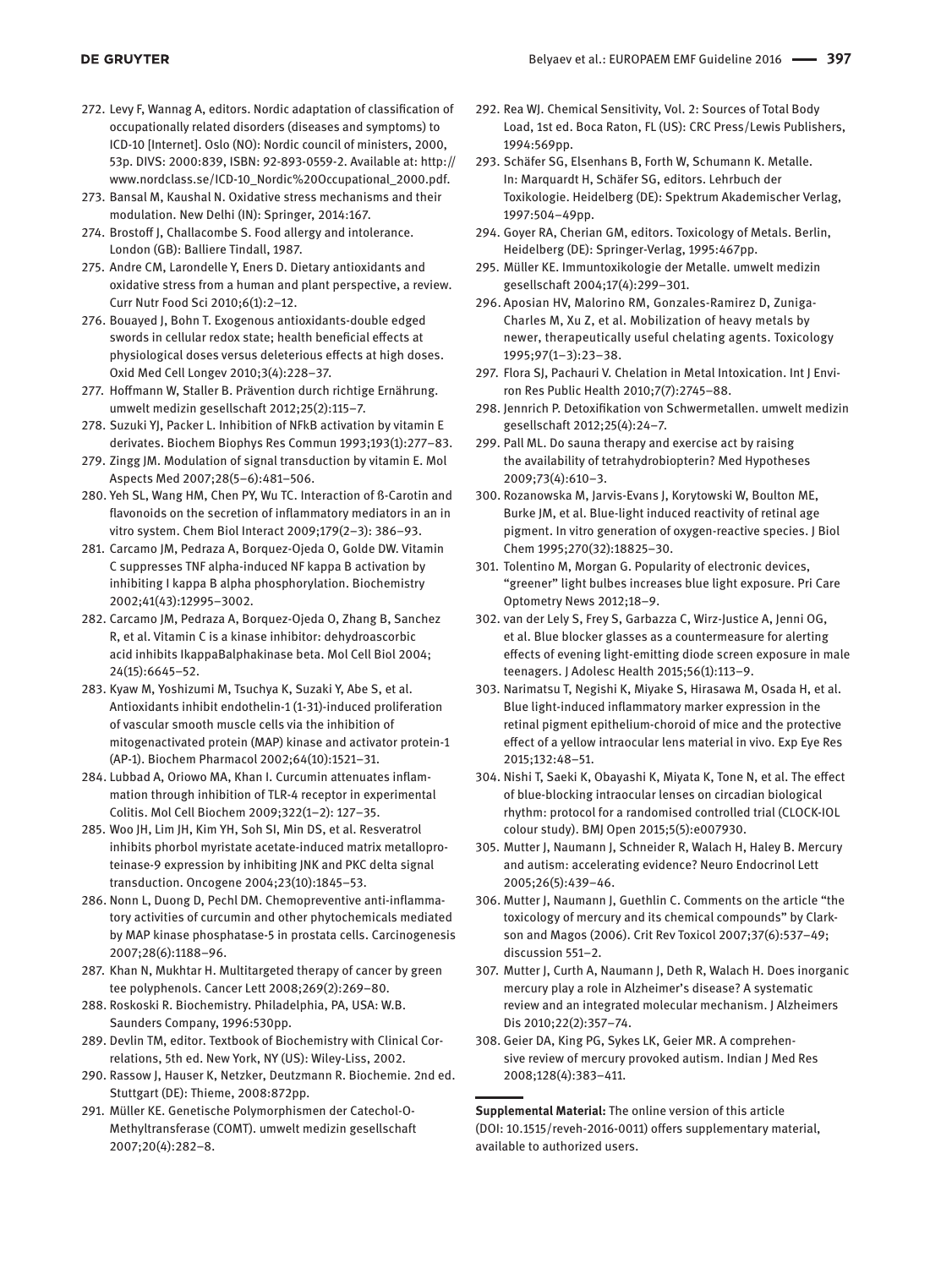272. Levy F, Wannag A, editors. Nordic adaptation of classification of occupationally related disorders (diseases and symptoms) to ICD-10 [Internet]. Oslo (NO): Nordic council of ministers, 2000, 53p. DIVS: 2000:839, ISBN: 92-893-0559-2. Available at: http://www.nordclass.se/ICD-10_Nordic%20Occupational_2000.pdf.
273. Bansal M, Kaushal N. Oxidative stress mechanisms and their modulation. New Delhi (IN): Springer, 2014:167.
274. Brostoff J, Challacombe S. Food allergy and intolerance. London (GB): Balliere Tindall, 1987.
275. Andre CM, Larondelle Y, Eners D. Dietary antioxidants and oxidative stress from a human and plant perspective, a review. Curr Nutr Food Sci 2010;6(1):2–12.
276. Bouayed J, Bohn T. Exogenous antioxidants-double edged swords in cellular redox state; health beneficial effects at physiological doses versus deleterious effects at high doses. Oxid Med Cell Longev 2010;3(4):228–37.
277. Hoffmann W, Staller B. Prävention durch richtige Ernährung. umwelt medizin gesellschaft 2012;25(2):115–7.
278. Suzuki YJ, Packer L. Inhibition of NFkB activation by vitamin E derivates. Biochem Biophys Res Commun 1993;193(1):277–83.
279. Zingg JM. Modulation of signal transduction by vitamin E. Mol Aspects Med 2007;28(5–6):481–506.
280. Yeh SL, Wang HM, Chen PY, Wu TC. Interaction of ß-Carotin and flavonoids on the secretion of inflammatory mediators in an in vitro system. Chem Biol Interact 2009;179(2–3): 386–93.
281. Carcamo JM, Pedraza A, Borquez-Ojeda O, Golde DW. Vitamin C suppresses TNF alpha-induced NF kappa B activation by inhibiting I kappa B alpha phosphorylation. Biochemistry 2002;41(43):12995–3002.
282. Carcamo JM, Pedraza A, Borquez-Ojeda O, Zhang B, Sanchez R, et al. Vitamin C is a kinase inhibitor: dehydroascorbic acid inhibits IkappaBalphakinase beta. Mol Cell Biol 2004; 24(15):6645–52.
283. Kyaw M, Yoshizumi M, Tsuchya K, Suzaki Y, Abe S, et al. Antioxidants inhibit endothelin-1 (1-31)-induced proliferation of vascular smooth muscle cells via the inhibition of mitogenactivated protein (MAP) kinase and activator protein-1 (AP-1). Biochem Pharmacol 2002;64(10):1521–31.
284. Lubbad A, Oriowo MA, Khan I. Curcumin attenuates inflammation through inhibition of TLR-4 receptor in experimental Colitis. Mol Cell Biochem 2009;322(1–2): 127–35.
285. Woo JH, Lim JH, Kim YH, Soh SI, Min DS, et al. Resveratrol inhibits phorbol myristate acetate-induced matrix metalloproteinase-9 expression by inhibiting JNK and PKC delta signal transduction. Oncogene 2004;23(10):1845–53.
286. Nonn L, Duong D, Pechl DM. Chemopreventive anti-inflammatory activities of curcumin and other phytochemicals mediated by MAP kinase phosphatase-5 in prostata cells. Carcinogenesis 2007;28(6):1188–96.
287. Khan N, Mukhtar H. Multitargeted therapy of cancer by green tee polyphenols. Cancer Lett 2008;269(2):269–80.
288. Roskoski R. Biochemistry. Philadelphia, PA, USA: W.B. Saunders Company, 1996:530pp.
289. Devlin TM, editor. Textbook of Biochemistry with Clinical Correlations, 5th ed. New York, NY (US): Wiley-Liss, 2002.
290. Rassow J, Hauser K, Netzker, Deutzmann R. Biochemie. 2nd ed. Stuttgart (DE): Thieme, 2008:872pp.
291. Müller KE. Genetische Polymorphismen der Catechol-O-Methyltransferase (COMT). umwelt medizin gesellschaft 2007;20(4):282–8.
292. Rea WJ. Chemical Sensitivity, Vol. 2: Sources of Total Body Load, 1st ed. Boca Raton, FL (US): CRC Press/Lewis Publishers, 1994:569pp.
293. Schäfer SG, Elsenhans B, Forth W, Schumann K. Metalle. In: Marquardt H, Schäfer SG, editors. Lehrbuch der Toxikologie. Heidelberg (DE): Spektrum Akademischer Verlag, 1997:504–49pp.
294. Goyer RA, Cherian GM, editors. Toxicology of Metals. Berlin, Heidelberg (DE): Springer-Verlag, 1995:467pp.
295. Müller KE. Immuntoxikologie der Metalle. umwelt medizin gesellschaft 2004;17(4):299–301.
296. Aposian HV, Malorino RM, Gonzales-Ramirez D, Zuniga-Charles M, Xu Z, et al. Mobilization of heavy metals by newer, therapeutically useful chelating agents. Toxicology 1995;97(1–3):23–38.
297. Flora SJ, Pachauri V. Chelation in Metal Intoxication. Int J Environ Res Public Health 2010;7(7):2745–88.
298. Jennrich P. Detoxifikation von Schwermetallen. umwelt medizin gesellschaft 2012;25(4):24–7.
299. Pall ML. Do sauna therapy and exercise act by raising the availability of tetrahydrobiopterin? Med Hypotheses 2009;73(4):610–3.
300. Rozanowska M, Jarvis-Evans J, Korytowski W, Boulton ME, Burke JM, et al. Blue-light induced reactivity of retinal age pigment. In vitro generation of oxygen-reactive species. J Biol Chem 1995;270(32):18825–30.
301. Tolentino M, Morgan G. Popularity of electronic devices, "greener" light bulbes increases blue light exposure. Pri Care Optometry News 2012;18–9.
302. van der Lely S, Frey S, Garbazza C, Wirz-Justice A, Jenni OG, et al. Blue blocker glasses as a countermeasure for alerting effects of evening light-emitting diode screen exposure in male teenagers. J Adolesc Health 2015;56(1):113–9.
303. Narimatsu T, Negishi K, Miyake S, Hirasawa M, Osada H, et al. Blue light-induced inflammatory marker expression in the retinal pigment epithelium-choroid of mice and the protective effect of a yellow intraocular lens material in vivo. Exp Eye Res 2015;132:48–51.
304. Nishi T, Saeki K, Obayashi K, Miyata K, Tone N, et al. The effect of blue-blocking intraocular lenses on circadian biological rhythm: protocol for a randomised controlled trial (CLOCK-IOL colour study). BMJ Open 2015;5(5):e007930.
305. Mutter J, Naumann J, Schneider R, Walach H, Haley B. Mercury and autism: accelerating evidence? Neuro Endocrinol Lett 2005;26(5):439–46.
306. Mutter J, Naumann J, Guethlin C. Comments on the article "the toxicology of mercury and its chemical compounds" by Clarkson and Magos (2006). Crit Rev Toxicol 2007;37(6):537–49; discussion 551–2.
307. Mutter J, Curth A, Naumann J, Deth R, Walach H. Does inorganic mercury play a role in Alzheimer's disease? A systematic review and an integrated molecular mechanism. J Alzheimers Dis 2010;22(2):357–74.
308. Geier DA, King PG, Sykes LK, Geier MR. A comprehensive review of mercury provoked autism. Indian J Med Res 2008;128(4):383–411.

**Supplemental Material:** The online version of this article (DOI: 10.1515/reveh-2016-0011) offers supplementary material, available to authorized users.